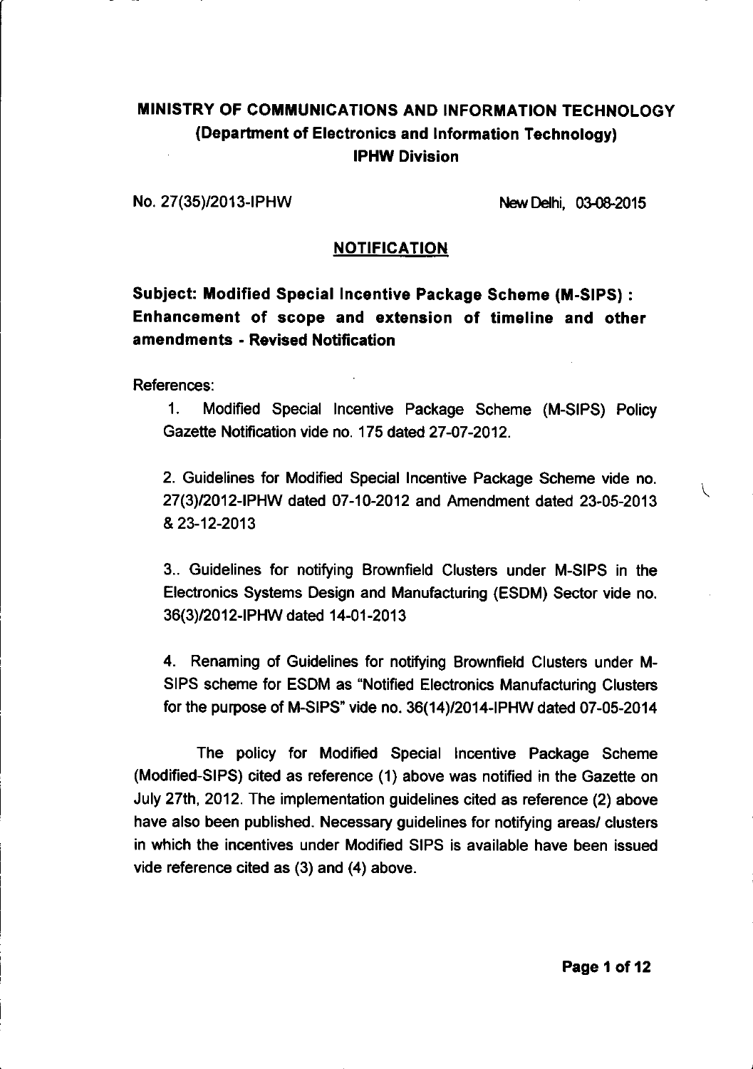# MINISTRY OF COMMUNICATIONS AND INFORMATION TECHNOLOGY

## (Department of Electronics and Information Technology)

## IPHW Division

No. 27(35)/2013-IPHW

New Delhi, 03-08-2015

### NOTIFICATION

**Subject: Modified Special Incentive Package Scheme (M-SIPS) : Enhancement of scope and extension of timeline and other amendments - Revised Notification**

References:

1. Modified Special Incentive Package Scheme (M-SIPS) Policy Gazette Notification vide no. 175 dated 27-07-2012.

2. Guidelines for Modified Special Incentive Package Scheme vide no. 27(3)/2012-IPHW dated 07-10-2012 and Amendment dated 23-05-2013 & 23-12-2013

3.. Guidelines for notifying Brownfield Clusters under M-SIPS in the Electronics Systems Design and Manufacturing (ESDM) Sector vide no. 36(3)/2012-IPHW dated 14-01-2013

4. Renaming of Guidelines for notifying Brownfield Clusters under M-SIPS scheme for ESDM as "Notified Electronics Manufacturing Clusters for the purpose of M-SIPS" vide no. 36(14)/2014-IPHW dated 07-05-2014

The policy for Modified Special Incentive Package Scheme (Modified-SIPS) cited as reference (1) above was notified in the Gazette on July 27th, 2012. The implementation guidelines cited as reference (2) above have also been published. Necessary guidelines for notifying areas/ clusters in which the incentives under Modified SIPS is available have been issued vide reference cited as (3) and (4) above.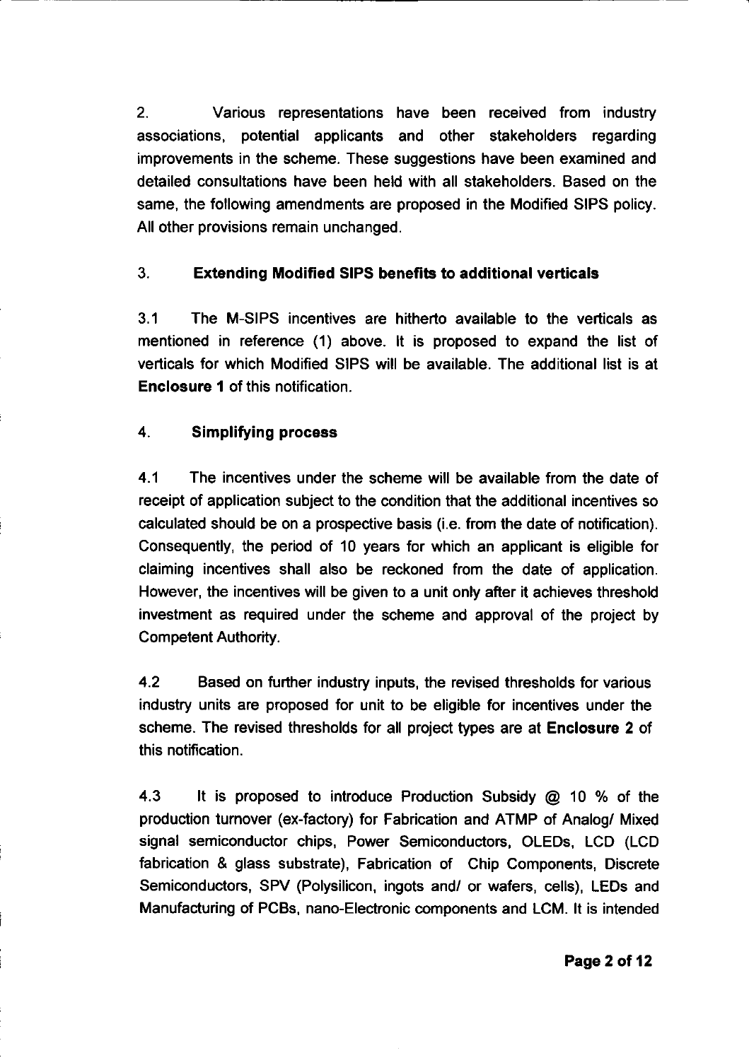2. Various representations have been received from industry associations, potential applicants and other stakeholders regarding improvements in the scheme. These suggestions have been examined and detailed consultations have been held with all stakeholders. Based on the same, the following amendments are proposed in the Modified SIPS policy. All other provisions remain unchanged.

3. **Extending Modified SIPS benefits to additional verticals**

3.1 The M-SIPS incentives are hitherto available to the verticals as mentioned in reference (1) above. It is proposed to expand the list of verticals for which Modified SIPS will be available. The additional list is at **Enclosure 1** of this notification.

4. **Simplifying process**

4.1 The incentives under the scheme will be available from the date of receipt of application subject to the condition that the additional incentives so calculated should be on a prospective basis (i.e. from the date of notification). Consequently, the period of 10 years for which an applicant is eligible for claiming incentives shall also be reckoned from the date of application. However, the incentives will be given to a unit only after it achieves threshold investment as required under the scheme and approval of the project by Competent Authority.

4.2 Based on further industry inputs, the revised thresholds for various industry units are proposed for unit to be eligible for incentives under the scheme. The revised thresholds for all project types are at **Enclosure 2** of this notification.

4.3 It is proposed to introduce Production Subsidy @ 10 % of the production turnover (ex-factory) for Fabrication and ATMP of Analog/ Mixed signal semiconductor chips, Power Semiconductors, OLEDs, LCD (LCD fabrication & glass substrate), Fabrication of Chip Components, Discrete Semiconductors, SPV (Polysilicon, ingots and/ or wafers, cells), LEDs and Manufacturing of PCBs, nano-Electronic components and LCM. It is intended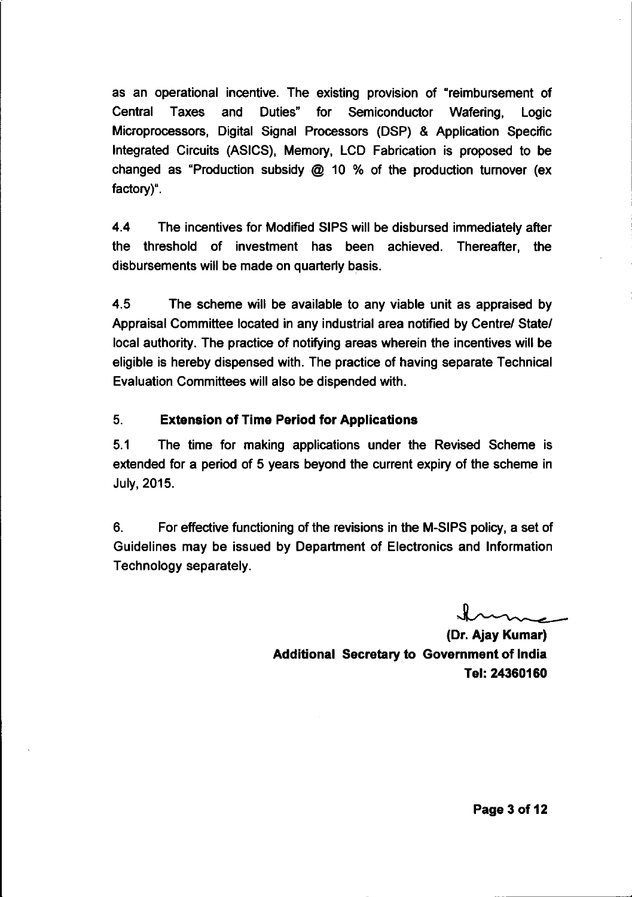as an operational incentive. The existing provision of "reimbursement of Central Taxes and Duties" for Semiconductor Wafering, Logic Microprocessors, Digital Signal Processors (DSP) & Application Specific Integrated Circuits (ASICS), Memory, LCD Fabrication is proposed to be changed as "Production subsidy @ 10 % of the production turnover (ex factory)".

4.4 The incentives for Modified SIPS will be disbursed immediately after the threshold of investment has been achieved. Thereafter, the disbursements will be made on quarterly basis.

4.5 The scheme will be available to any viable unit as appraised by Appraisal Committee located in any industrial area notified by Centre/ State/ local authority. The practice of notifying areas wherein the incentives will be eligible is hereby dispensed with. The practice of having separate Technical Evaluation Committees will also be dispended with.

## 5. Extension of Time Period for Applications

5.1 The time for making applications under the Revised Scheme is extended for a period of 5 years beyond the current expiry of the scheme in July, 2015.

6. For effective functioning of the revisions in the M-SIPS policy, a set of Guidelines may be issued by Department of Electronics and Information Technology separately.

**(Dr. Ajay Kumar)**
**Additional Secretary to Government of India**
**Tel: 24360160**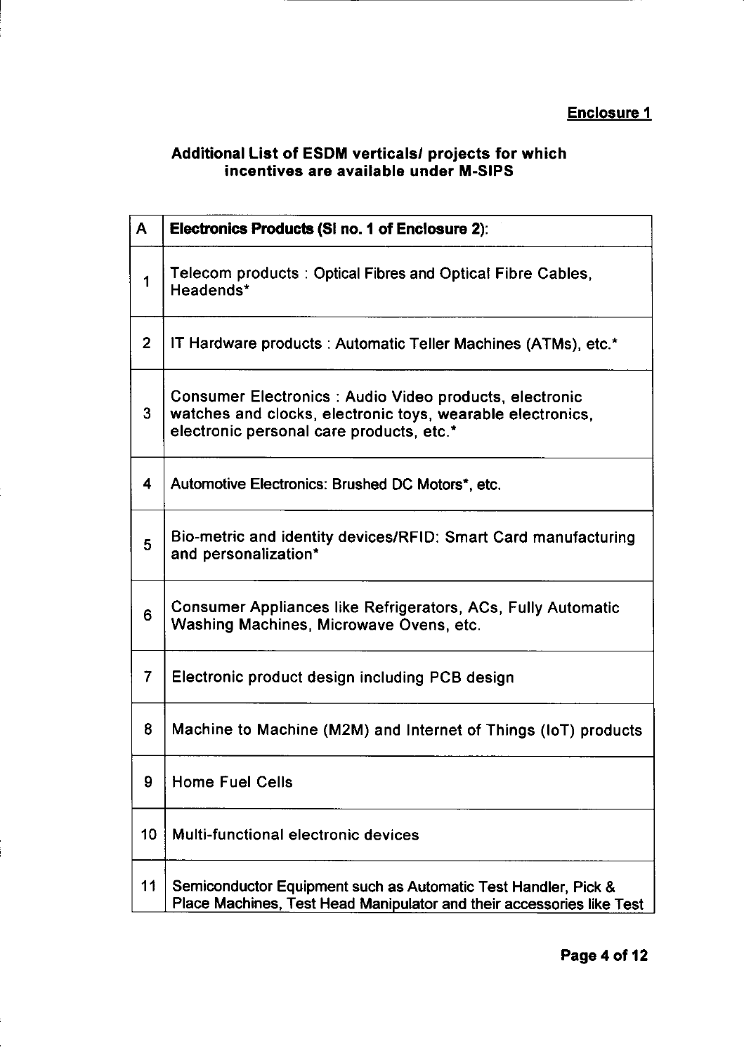**Enclosure 1**

**Additional List of ESDM verticals/ projects for which incentives are available under M-SIPS**

| A | **Electronics Products (Sl no. 1 of Enclosure 2):** |
|---|---|
| 1 | Telecom products : Optical Fibres and Optical Fibre Cables, Headends* |
| 2 | IT Hardware products : Automatic Teller Machines (ATMs), etc.* |
| 3 | Consumer Electronics : Audio Video products, electronic watches and clocks, electronic toys, wearable electronics, electronic personal care products, etc.* |
| 4 | Automotive Electronics: Brushed DC Motors*, etc. |
| 5 | Bio-metric and identity devices/RFID: Smart Card manufacturing and personalization* |
| 6 | Consumer Appliances like Refrigerators, ACs, Fully Automatic Washing Machines, Microwave Ovens, etc. |
| 7 | Electronic product design including PCB design |
| 8 | Machine to Machine (M2M) and Internet of Things (IoT) products |
| 9 | Home Fuel Cells |
| 10 | Multi-functional electronic devices |
| 11 | Semiconductor Equipment such as Automatic Test Handler, Pick & Place Machines, Test Head Manipulator and their accessories like Test |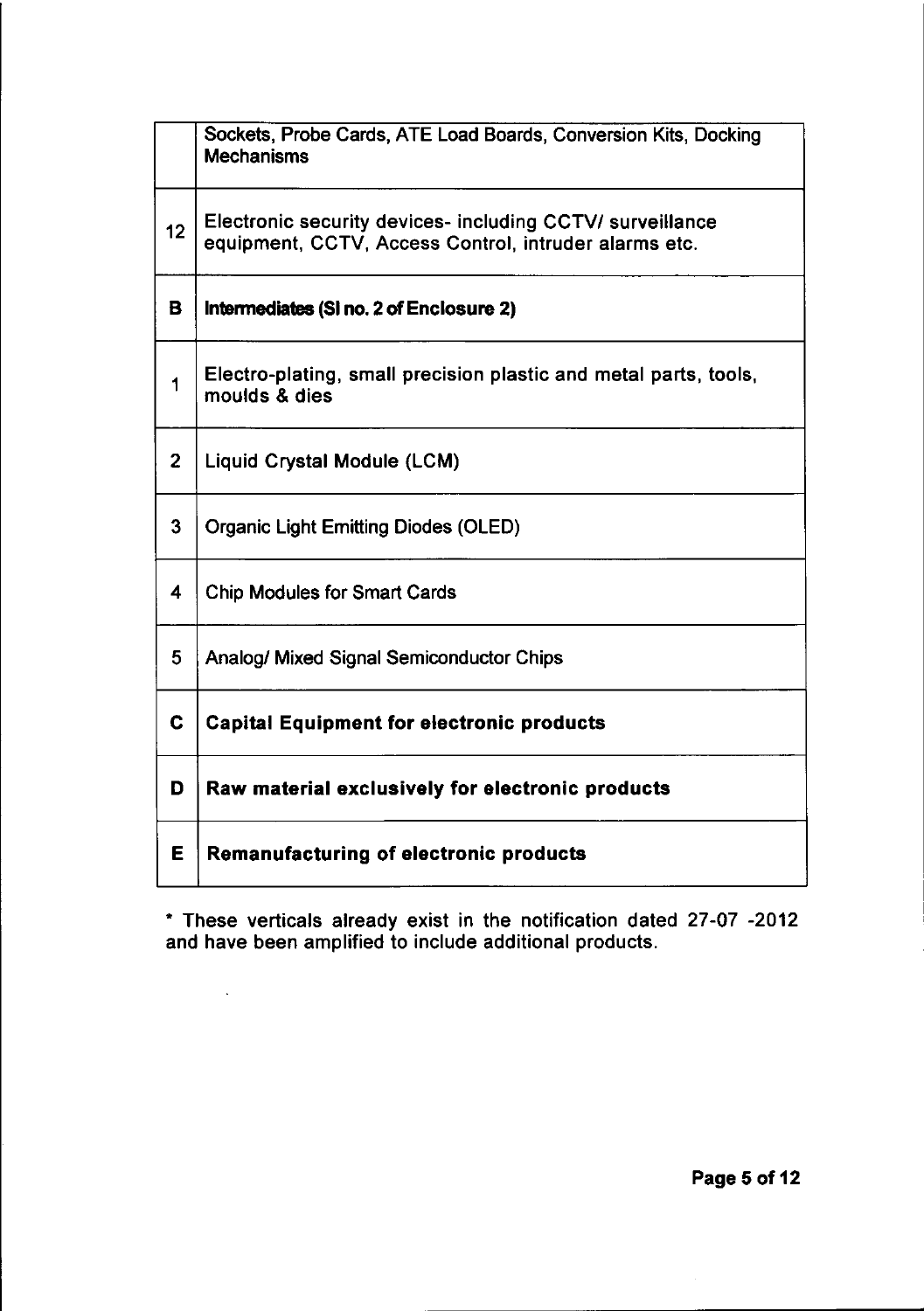| | |
|---|---|
| | Sockets, Probe Cards, ATE Load Boards, Conversion Kits, Docking Mechanisms |
| 12 | Electronic security devices- including CCTV/ surveillance equipment, CCTV, Access Control, intruder alarms etc. |
| **B** | **Intermediates (Sl no. 2 of Enclosure 2)** |
| 1 | Electro-plating, small precision plastic and metal parts, tools, moulds & dies |
| 2 | Liquid Crystal Module (LCM) |
| 3 | Organic Light Emitting Diodes (OLED) |
| 4 | Chip Modules for Smart Cards |
| 5 | Analog/ Mixed Signal Semiconductor Chips |
| **C** | **Capital Equipment for electronic products** |
| **D** | **Raw material exclusively for electronic products** |
| **E** | **Remanufacturing of electronic products** |

* These verticals already exist in the notification dated 27-07 -2012 and have been amplified to include additional products.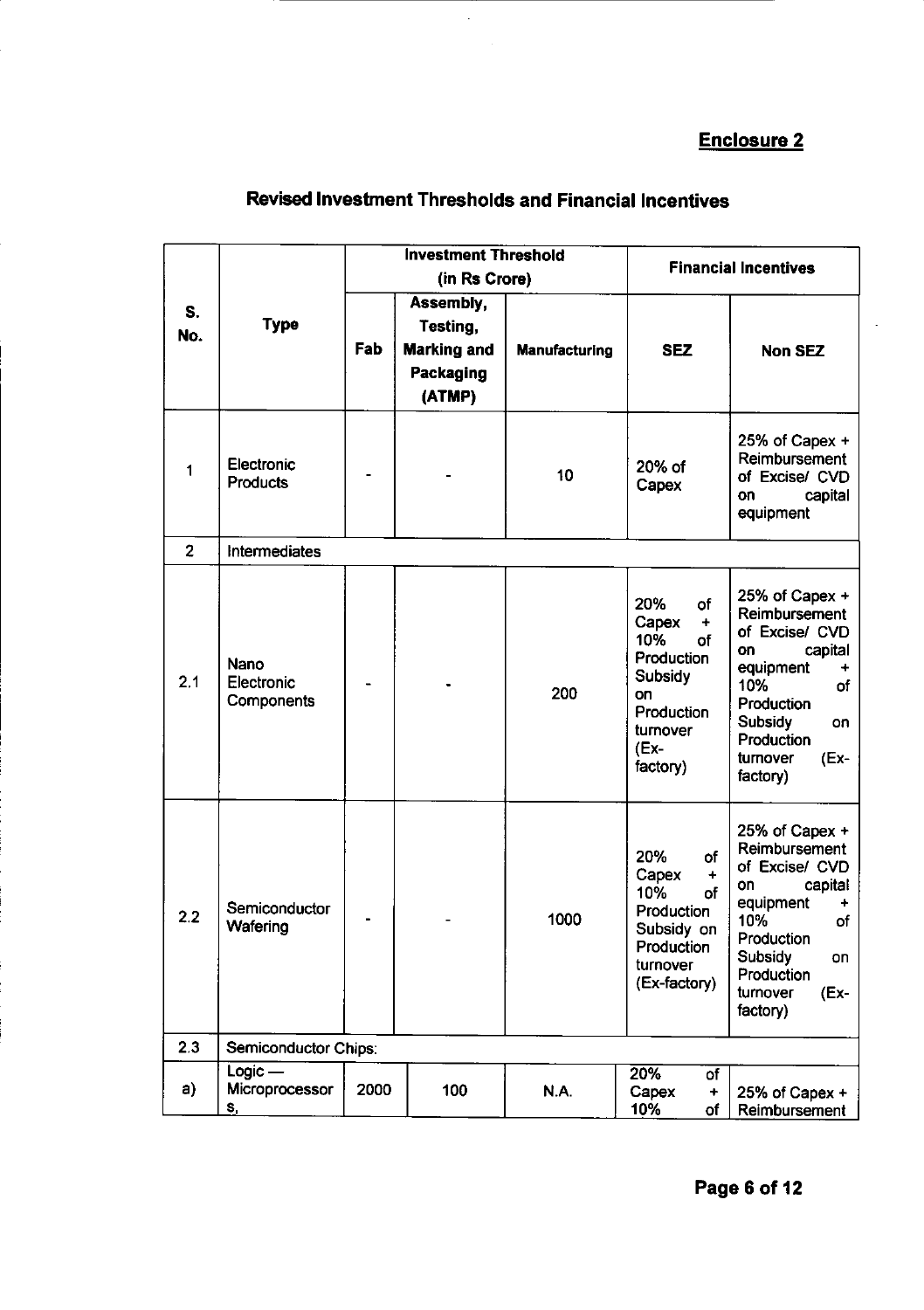## Enclosure 2

### Revised Investment Thresholds and Financial Incentives

| S. No. | Type | Investment Threshold (in Rs Crore) | | | Financial Incentives | |
|---|---|---|---|---|---|---|
| | | Fab | Assembly, Testing, Marking and Packaging (ATMP) | Manufacturing | SEZ | Non SEZ |
| 1 | Electronic Products | - | - | 10 | 20% of Capex | 25% of Capex + Reimbursement of Excise/ CVD on capital equipment |
| 2 | Intermediates | | | | | |
| 2.1 | Nano Electronic Components | - | - | 200 | 20% of Capex + 10% of Production Subsidy on Production turnover (Ex-factory) | 25% of Capex + Reimbursement of Excise/ CVD on capital equipment + 10% of Production Subsidy on Production turnover (Ex-factory) |
| 2.2 | Semiconductor Wafering | - | - | 1000 | 20% of Capex + 10% of Production Subsidy on Production turnover (Ex-factory) | 25% of Capex + Reimbursement of Excise/ CVD on capital equipment + 10% of Production Subsidy on Production turnover (Ex-factory) |
| 2.3 | Semiconductor Chips: | | | | | |
| a) | Logic — Microprocessors, | 2000 | 100 | N.A. | 20% of Capex + 10% of | 25% of Capex + Reimbursement |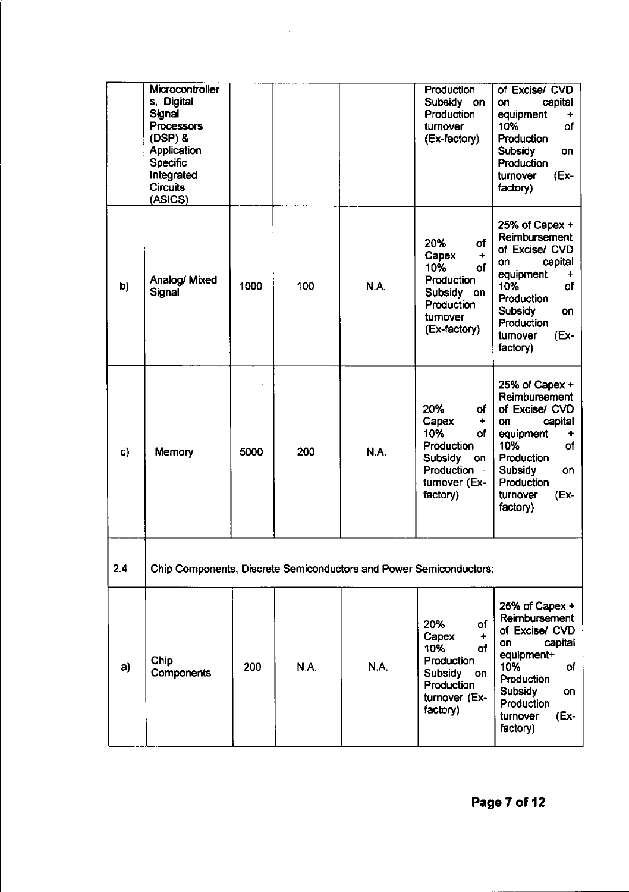| | Microcontrollers, Digital Signal Processors (DSP) & Application Specific Integrated Circuits (ASICS) | | | | Production Subsidy on Production turnover (Ex-factory) | of Excise/ CVD on capital equipment + 10% of Production Subsidy on Production turnover (Ex-factory) |
|---|---|---|---|---|---|---|
| b) | Analog/ Mixed Signal | 1000 | 100 | N.A. | 20% of Capex + 10% of Production Subsidy on Production turnover (Ex-factory) | 25% of Capex + Reimbursement of Excise/ CVD on capital equipment + 10% of Production Subsidy on Production turnover (Ex-factory) |
| c) | Memory | 5000 | 200 | N.A. | 20% of Capex + 10% of Production Subsidy on Production turnover (Ex-factory) | 25% of Capex + Reimbursement of Excise/ CVD on capital equipment + 10% of Production Subsidy on Production turnover (Ex-factory) |
| 2.4 | Chip Components, Discrete Semiconductors and Power Semiconductors: | | | | | |
| a) | Chip Components | 200 | N.A. | N.A. | 20% of Capex + 10% of Production Subsidy on Production turnover (Ex-factory) | 25% of Capex + Reimbursement of Excise/ CVD on capital equipment+ 10% of Production Subsidy on Production turnover (Ex-factory) |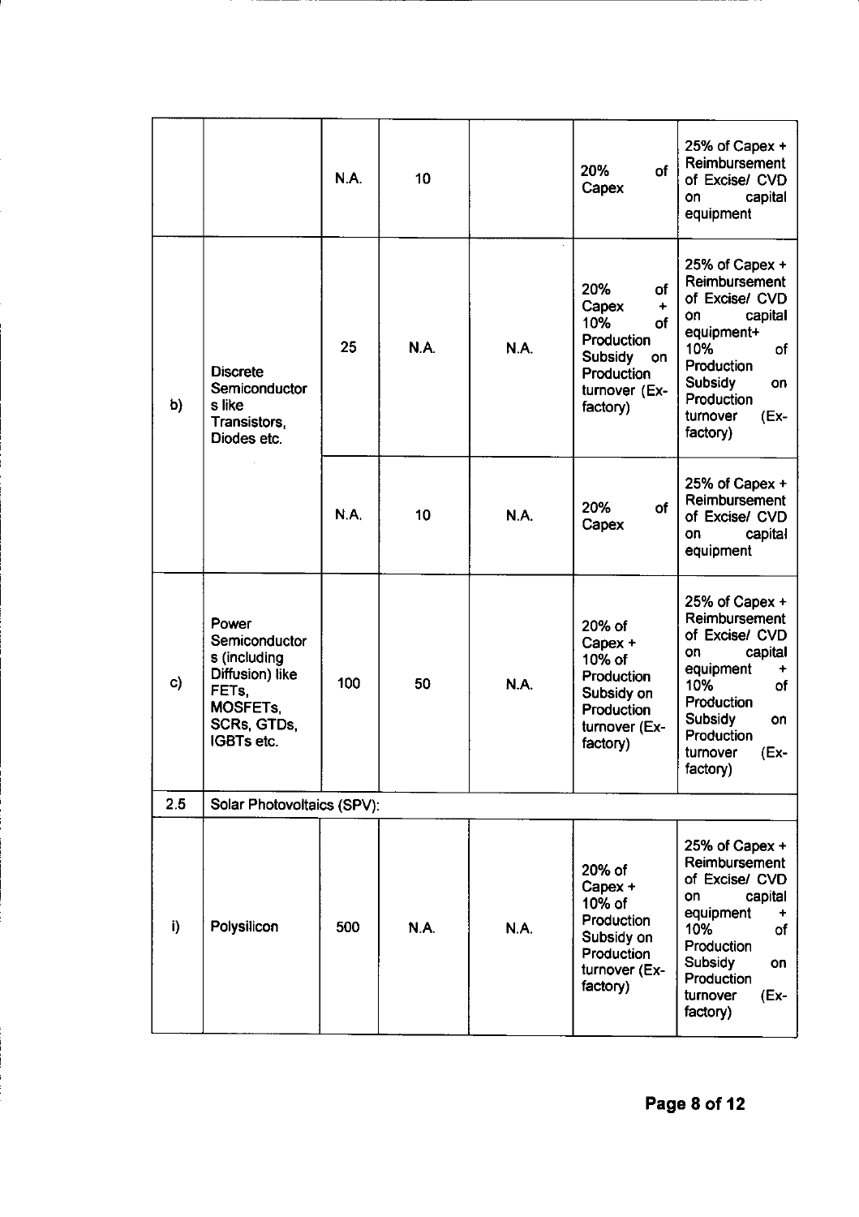| | | | | | | |
|---|---|---|---|---|---|---|
| | | N.A. | 10 | | 20% of Capex | 25% of Capex + Reimbursement of Excise/ CVD on capital equipment |
| b) | Discrete Semiconductors like Transistors, Diodes etc. | 25 | N.A. | N.A. | 20% of Capex + 10% of Production Subsidy on Production turnover (Ex-factory) | 25% of Capex + Reimbursement of Excise/ CVD on capital equipment+ 10% of Production Subsidy on Production turnover (Ex-factory) |
| | | N.A. | 10 | N.A. | 20% of Capex | 25% of Capex + Reimbursement of Excise/ CVD on capital equipment |
| c) | Power Semiconductors (including Diffusion) like FETs, MOSFETs, SCRs, GTDs, IGBTs etc. | 100 | 50 | N.A. | 20% of Capex + 10% of Production Subsidy on Production turnover (Ex-factory) | 25% of Capex + Reimbursement of Excise/ CVD on capital equipment + 10% of Production Subsidy on Production turnover (Ex-factory) |
| 2.5 | Solar Photovoltaics (SPV): | | | | | |
| i) | Polysilicon | 500 | N.A. | N.A. | 20% of Capex + 10% of Production Subsidy on Production turnover (Ex-factory) | 25% of Capex + Reimbursement of Excise/ CVD on capital equipment + 10% of Production Subsidy on Production turnover (Ex-factory) |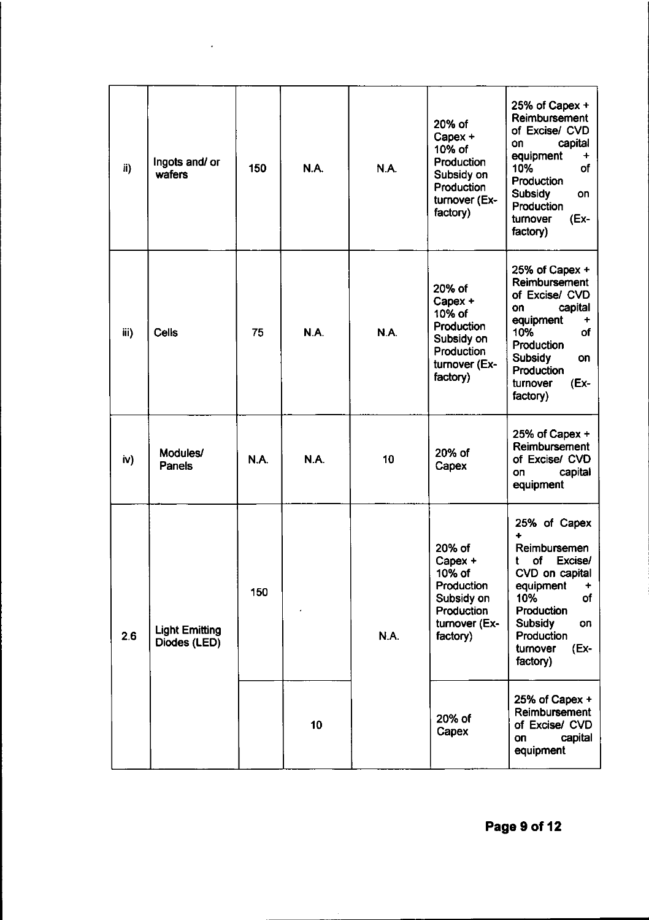| ii) | Ingots and/ or wafers | 150 | N.A. | N.A. | 20% of Capex + 10% of Production Subsidy on Production turnover (Ex-factory) | 25% of Capex + Reimbursement of Excise/ CVD on capital equipment + 10% of Production Subsidy on Production turnover (Ex-factory) |
|---|---|---|---|---|---|---|
| iii) | Cells | 75 | N.A. | N.A. | 20% of Capex + 10% of Production Subsidy on Production turnover (Ex-factory) | 25% of Capex + Reimbursement of Excise/ CVD on capital equipment + 10% of Production Subsidy on Production turnover (Ex-factory) |
| iv) | Modules/ Panels | N.A. | N.A. | 10 | 20% of Capex | 25% of Capex + Reimbursement of Excise/ CVD on capital equipment |
| 2.6 | Light Emitting Diodes (LED) | 150 | | N.A. | 20% of Capex + 10% of Production Subsidy on Production turnover (Ex-factory) | 25% of Capex + Reimbursement of Excise/ CVD on capital equipment + 10% of Production Subsidy on Production turnover (Ex-factory) |
| | | | 10 | | 20% of Capex | 25% of Capex + Reimbursement of Excise/ CVD on capital equipment |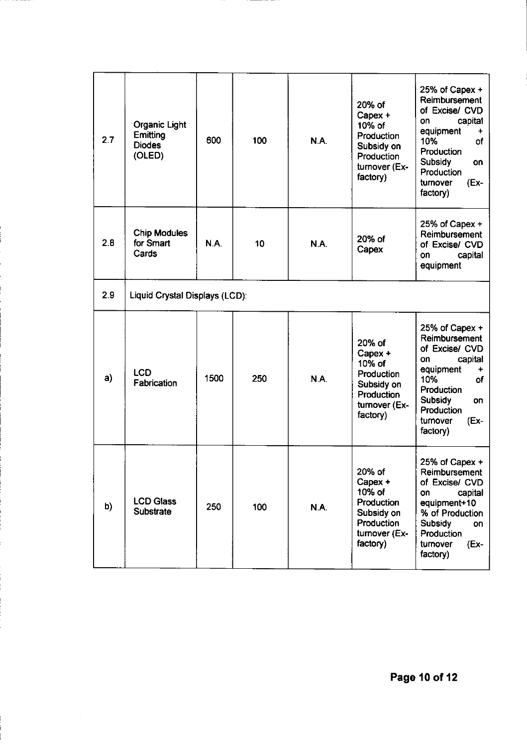| 2.7 | Organic Light Emitting Diodes (OLED) | 600 | 100 | N.A. | 20% of Capex + 10% of Production Subsidy on Production turnover (Ex-factory) | 25% of Capex + Reimbursement of Excise/ CVD on capital equipment + 10% of Production Subsidy on Production turnover (Ex-factory) |
|---|---|---|---|---|---|---|
| 2.8 | Chip Modules for Smart Cards | N.A. | 10 | N.A. | 20% of Capex | 25% of Capex + Reimbursement of Excise/ CVD on capital equipment |
| 2.9 | Liquid Crystal Displays (LCD): | | | | | |
| a) | LCD Fabrication | 1500 | 250 | N.A. | 20% of Capex + 10% of Production Subsidy on Production turnover (Ex-factory) | 25% of Capex + Reimbursement of Excise/ CVD on capital equipment + 10% of Production Subsidy on Production turnover (Ex-factory) |
| b) | LCD Glass Substrate | 250 | 100 | N.A. | 20% of Capex + 10% of Production Subsidy on Production turnover (Ex-factory) | 25% of Capex + Reimbursement of Excise/ CVD on capital equipment+10 % of Production Subsidy on Production turnover (Ex-factory) |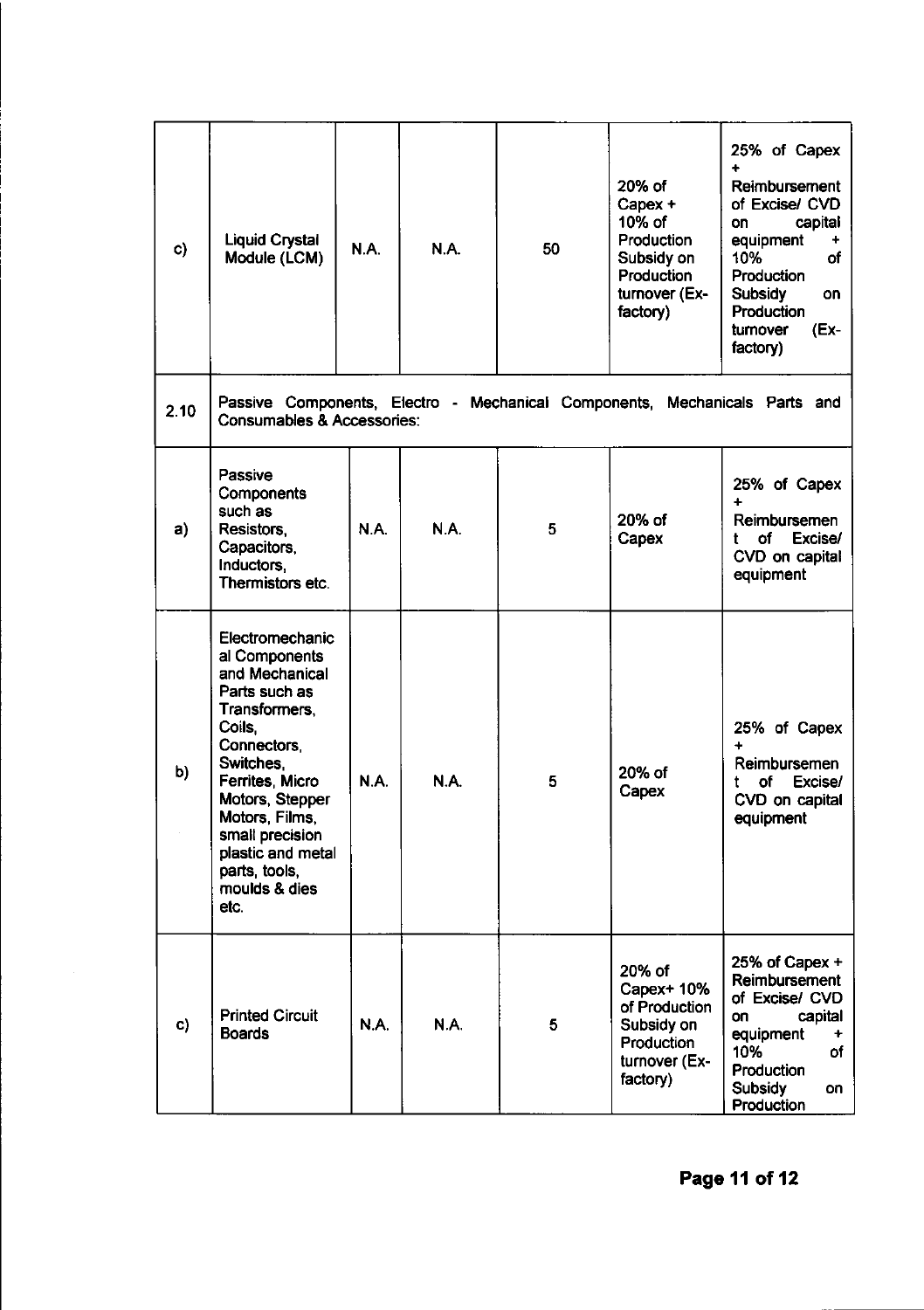| | | | | | | |
|---|---|---|---|---|---|---|
| c) | Liquid Crystal Module (LCM) | N.A. | N.A. | 50 | 20% of Capex + 10% of Production Subsidy on Production turnover (Ex-factory) | 25% of Capex + Reimbursement of Excise/ CVD on capital equipment + 10% of Production Subsidy on Production turnover (Ex-factory) |
| 2.10 | Passive Components, Electro - Mechanical Components, Mechanicals Parts and Consumables & Accessories: | | | | | |
| a) | Passive Components such as Resistors, Capacitors, Inductors, Thermistors etc. | N.A. | N.A. | 5 | 20% of Capex | 25% of Capex + Reimbursement of Excise/ CVD on capital equipment |
| b) | Electromechanical Components and Mechanical Parts such as Transformers, Coils, Connectors, Switches, Ferrites, Micro Motors, Stepper Motors, Films, small precision plastic and metal parts, tools, moulds & dies etc. | N.A. | N.A. | 5 | 20% of Capex | 25% of Capex + Reimbursement of Excise/ CVD on capital equipment |
| c) | Printed Circuit Boards | N.A. | N.A. | 5 | 20% of Capex+ 10% of Production Subsidy on Production turnover (Ex-factory) | 25% of Capex + Reimbursement of Excise/ CVD on capital equipment + 10% of Production Subsidy on Production |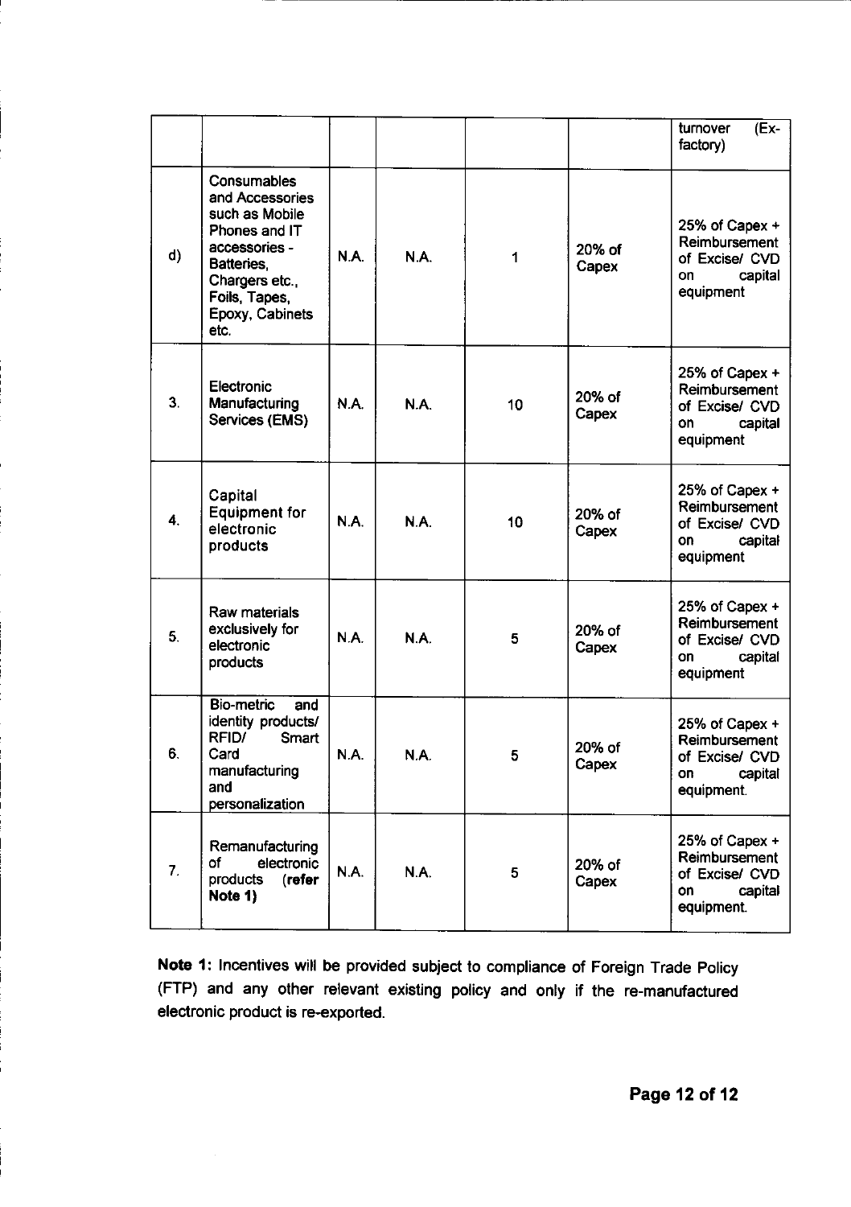| | | | | | | |
|---|---|---|---|---|---|---|
| | | | | | | turnover (Ex-factory) |
| d) | Consumables and Accessories such as Mobile Phones and IT accessories - Batteries, Chargers etc., Foils, Tapes, Epoxy, Cabinets etc. | N.A. | N.A. | 1 | 20% of Capex | 25% of Capex + Reimbursement of Excise/ CVD on capital equipment |
| 3. | Electronic Manufacturing Services (EMS) | N.A. | N.A. | 10 | 20% of Capex | 25% of Capex + Reimbursement of Excise/ CVD on capital equipment |
| 4. | Capital Equipment for electronic products | N.A. | N.A. | 10 | 20% of Capex | 25% of Capex + Reimbursement of Excise/ CVD on capital equipment |
| 5. | Raw materials exclusively for electronic products | N.A. | N.A. | 5 | 20% of Capex | 25% of Capex + Reimbursement of Excise/ CVD on capital equipment |
| 6. | Bio-metric and identity products/ RFID/ Smart Card manufacturing and personalization | N.A. | N.A. | 5 | 20% of Capex | 25% of Capex + Reimbursement of Excise/ CVD on capital equipment. |
| 7. | Remanufacturing of electronic products **(refer Note 1)** | N.A. | N.A. | 5 | 20% of Capex | 25% of Capex + Reimbursement of Excise/ CVD on capital equipment. |

**Note 1:** Incentives will be provided subject to compliance of Foreign Trade Policy (FTP) and any other relevant existing policy and only if the re-manufactured electronic product is re-exported.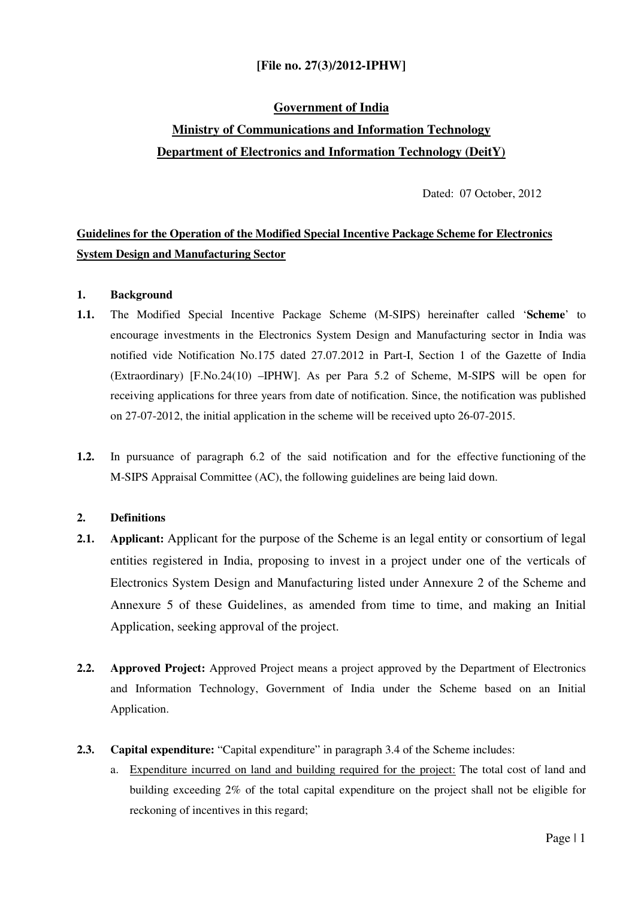**[File no. 27(3)/2012-IPHW]**

**Government of India**

**Ministry of Communications and Information Technology**

**Department of Electronics and Information Technology (DeitY)**

Dated: 07 October, 2012

**Guidelines for the Operation of the Modified Special Incentive Package Scheme for Electronics System Design and Manufacturing Sector**

**1. Background**

**1.1.** The Modified Special Incentive Package Scheme (M-SIPS) hereinafter called '**Scheme**' to encourage investments in the Electronics System Design and Manufacturing sector in India was notified vide Notification No.175 dated 27.07.2012 in Part-I, Section 1 of the Gazette of India (Extraordinary) [F.No.24(10) –IPHW]. As per Para 5.2 of Scheme, M-SIPS will be open for receiving applications for three years from date of notification. Since, the notification was published on 27-07-2012, the initial application in the scheme will be received upto 26-07-2015.

**1.2.** In pursuance of paragraph 6.2 of the said notification and for the effective functioning of the M-SIPS Appraisal Committee (AC), the following guidelines are being laid down.

**2. Definitions**

**2.1. Applicant:** Applicant for the purpose of the Scheme is an legal entity or consortium of legal entities registered in India, proposing to invest in a project under one of the verticals of Electronics System Design and Manufacturing listed under Annexure 2 of the Scheme and Annexure 5 of these Guidelines, as amended from time to time, and making an Initial Application, seeking approval of the project.

**2.2. Approved Project:** Approved Project means a project approved by the Department of Electronics and Information Technology, Government of India under the Scheme based on an Initial Application.

**2.3. Capital expenditure:** "Capital expenditure" in paragraph 3.4 of the Scheme includes:

a. Expenditure incurred on land and building required for the project: The total cost of land and building exceeding 2% of the total capital expenditure on the project shall not be eligible for reckoning of incentives in this regard;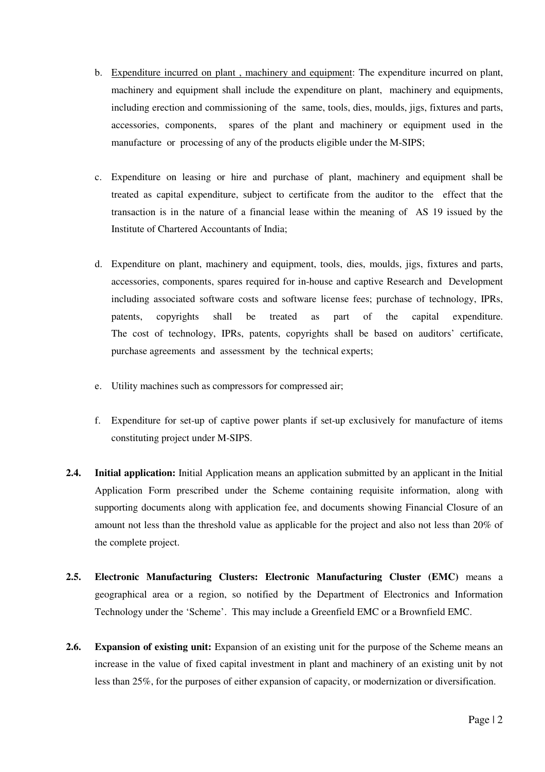b. <u>Expenditure incurred on plant , machinery and equipment</u>: The expenditure incurred on plant, machinery and equipment shall include the expenditure on plant, machinery and equipments, including erection and commissioning of the same, tools, dies, moulds, jigs, fixtures and parts, accessories, components, spares of the plant and machinery or equipment used in the manufacture or processing of any of the products eligible under the M-SIPS;

c. Expenditure on leasing or hire and purchase of plant, machinery and equipment shall be treated as capital expenditure, subject to certificate from the auditor to the effect that the transaction is in the nature of a financial lease within the meaning of AS 19 issued by the Institute of Chartered Accountants of India;

d. Expenditure on plant, machinery and equipment, tools, dies, moulds, jigs, fixtures and parts, accessories, components, spares required for in-house and captive Research and Development including associated software costs and software license fees; purchase of technology, IPRs, patents, copyrights shall be treated as part of the capital expenditure. The cost of technology, IPRs, patents, copyrights shall be based on auditors' certificate, purchase agreements and assessment by the technical experts;

e. Utility machines such as compressors for compressed air;

f. Expenditure for set-up of captive power plants if set-up exclusively for manufacture of items constituting project under M-SIPS.

**2.4. Initial application:** Initial Application means an application submitted by an applicant in the Initial Application Form prescribed under the Scheme containing requisite information, along with supporting documents along with application fee, and documents showing Financial Closure of an amount not less than the threshold value as applicable for the project and also not less than 20% of the complete project.

**2.5. Electronic Manufacturing Clusters: Electronic Manufacturing Cluster (EMC)** means a geographical area or a region, so notified by the Department of Electronics and Information Technology under the 'Scheme'. This may include a Greenfield EMC or a Brownfield EMC.

**2.6. Expansion of existing unit:** Expansion of an existing unit for the purpose of the Scheme means an increase in the value of fixed capital investment in plant and machinery of an existing unit by not less than 25%, for the purposes of either expansion of capacity, or modernization or diversification.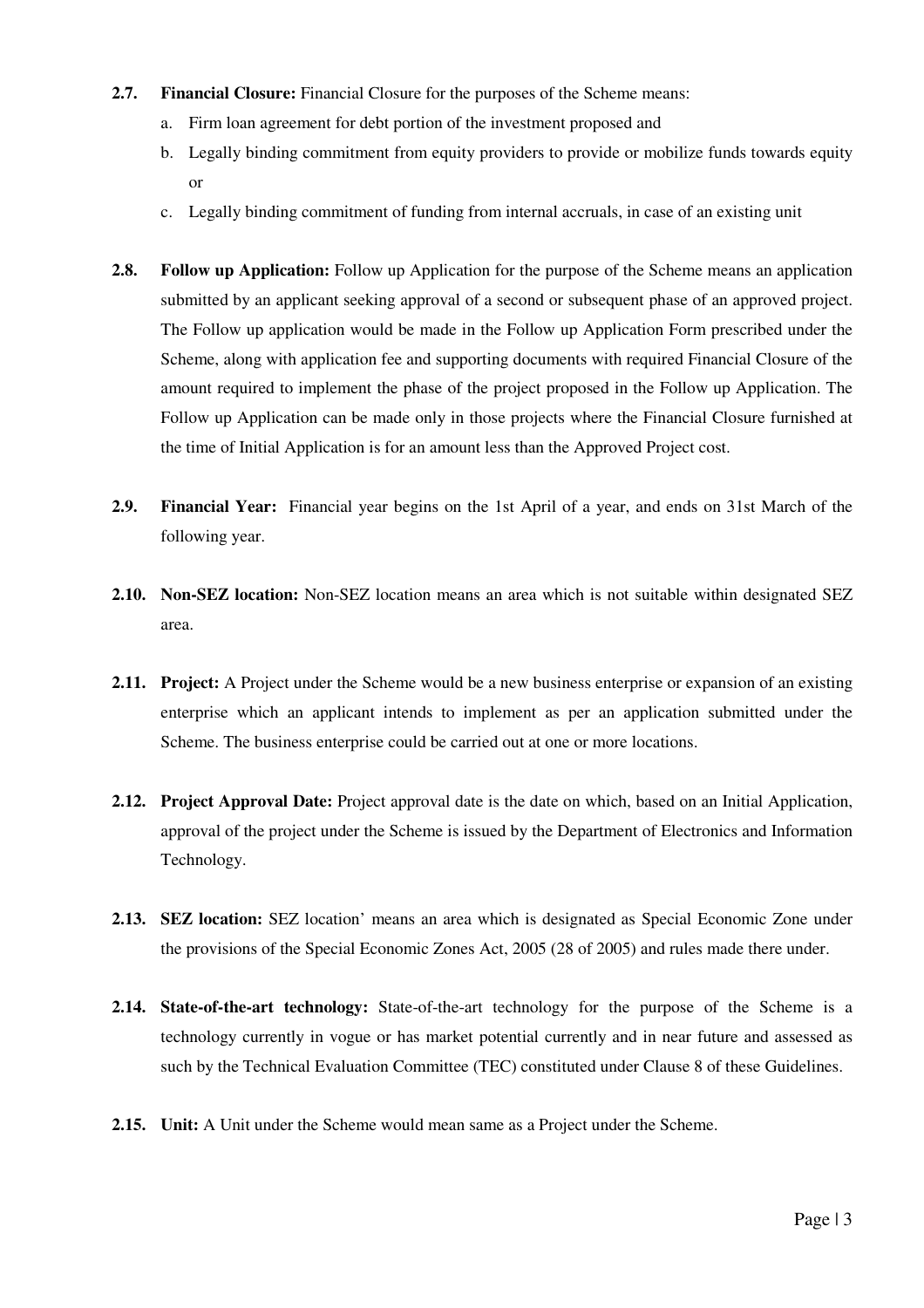**2.7. Financial Closure:** Financial Closure for the purposes of the Scheme means:

a. Firm loan agreement for debt portion of the investment proposed and

b. Legally binding commitment from equity providers to provide or mobilize funds towards equity or

c. Legally binding commitment of funding from internal accruals, in case of an existing unit

**2.8. Follow up Application:** Follow up Application for the purpose of the Scheme means an application submitted by an applicant seeking approval of a second or subsequent phase of an approved project. The Follow up application would be made in the Follow up Application Form prescribed under the Scheme, along with application fee and supporting documents with required Financial Closure of the amount required to implement the phase of the project proposed in the Follow up Application. The Follow up Application can be made only in those projects where the Financial Closure furnished at the time of Initial Application is for an amount less than the Approved Project cost.

**2.9. Financial Year:** Financial year begins on the 1st April of a year, and ends on 31st March of the following year.

**2.10. Non-SEZ location:** Non-SEZ location means an area which is not suitable within designated SEZ area.

**2.11. Project:** A Project under the Scheme would be a new business enterprise or expansion of an existing enterprise which an applicant intends to implement as per an application submitted under the Scheme. The business enterprise could be carried out at one or more locations.

**2.12. Project Approval Date:** Project approval date is the date on which, based on an Initial Application, approval of the project under the Scheme is issued by the Department of Electronics and Information Technology.

**2.13. SEZ location:** SEZ location' means an area which is designated as Special Economic Zone under the provisions of the Special Economic Zones Act, 2005 (28 of 2005) and rules made there under.

**2.14. State-of-the-art technology:** State-of-the-art technology for the purpose of the Scheme is a technology currently in vogue or has market potential currently and in near future and assessed as such by the Technical Evaluation Committee (TEC) constituted under Clause 8 of these Guidelines.

**2.15. Unit:** A Unit under the Scheme would mean same as a Project under the Scheme.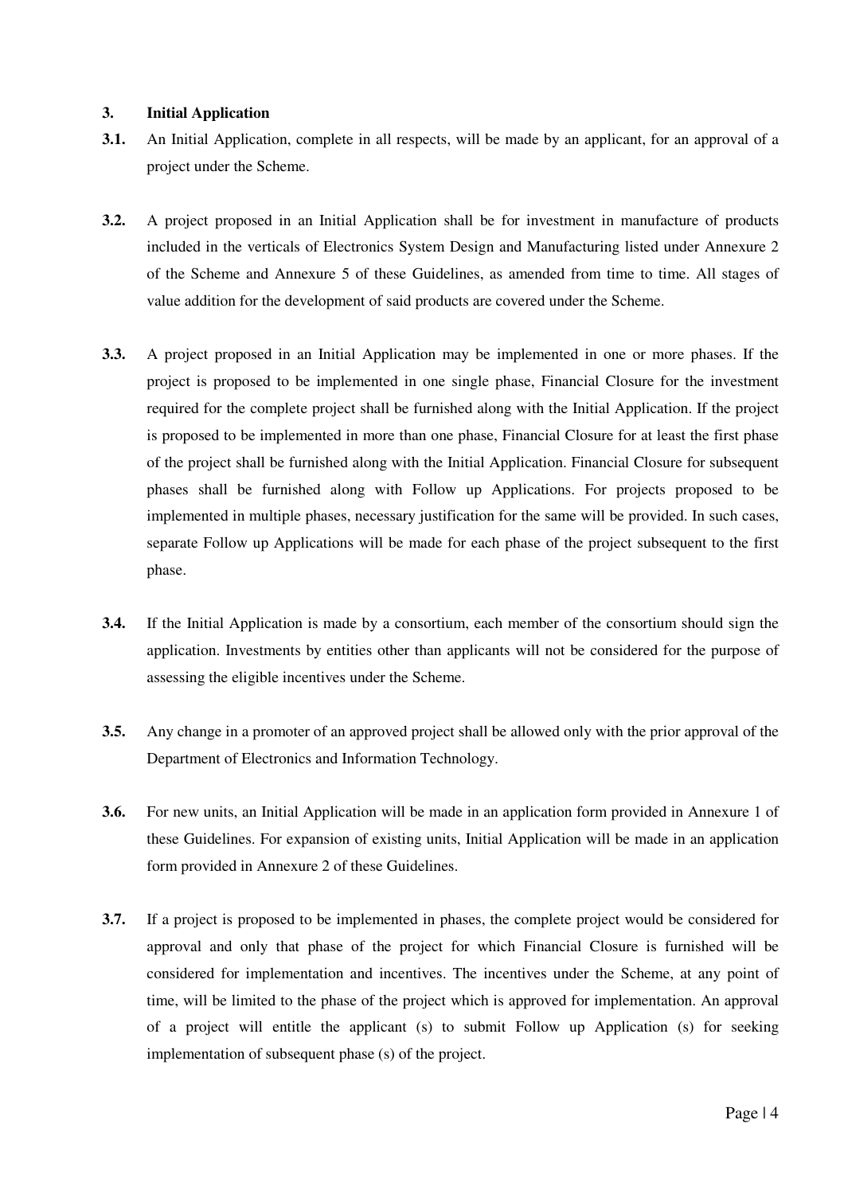## 3. Initial Application

**3.1.** An Initial Application, complete in all respects, will be made by an applicant, for an approval of a project under the Scheme.

**3.2.** A project proposed in an Initial Application shall be for investment in manufacture of products included in the verticals of Electronics System Design and Manufacturing listed under Annexure 2 of the Scheme and Annexure 5 of these Guidelines, as amended from time to time. All stages of value addition for the development of said products are covered under the Scheme.

**3.3.** A project proposed in an Initial Application may be implemented in one or more phases. If the project is proposed to be implemented in one single phase, Financial Closure for the investment required for the complete project shall be furnished along with the Initial Application. If the project is proposed to be implemented in more than one phase, Financial Closure for at least the first phase of the project shall be furnished along with the Initial Application. Financial Closure for subsequent phases shall be furnished along with Follow up Applications. For projects proposed to be implemented in multiple phases, necessary justification for the same will be provided. In such cases, separate Follow up Applications will be made for each phase of the project subsequent to the first phase.

**3.4.** If the Initial Application is made by a consortium, each member of the consortium should sign the application. Investments by entities other than applicants will not be considered for the purpose of assessing the eligible incentives under the Scheme.

**3.5.** Any change in a promoter of an approved project shall be allowed only with the prior approval of the Department of Electronics and Information Technology.

**3.6.** For new units, an Initial Application will be made in an application form provided in Annexure 1 of these Guidelines. For expansion of existing units, Initial Application will be made in an application form provided in Annexure 2 of these Guidelines.

**3.7.** If a project is proposed to be implemented in phases, the complete project would be considered for approval and only that phase of the project for which Financial Closure is furnished will be considered for implementation and incentives. The incentives under the Scheme, at any point of time, will be limited to the phase of the project which is approved for implementation. An approval of a project will entitle the applicant (s) to submit Follow up Application (s) for seeking implementation of subsequent phase (s) of the project.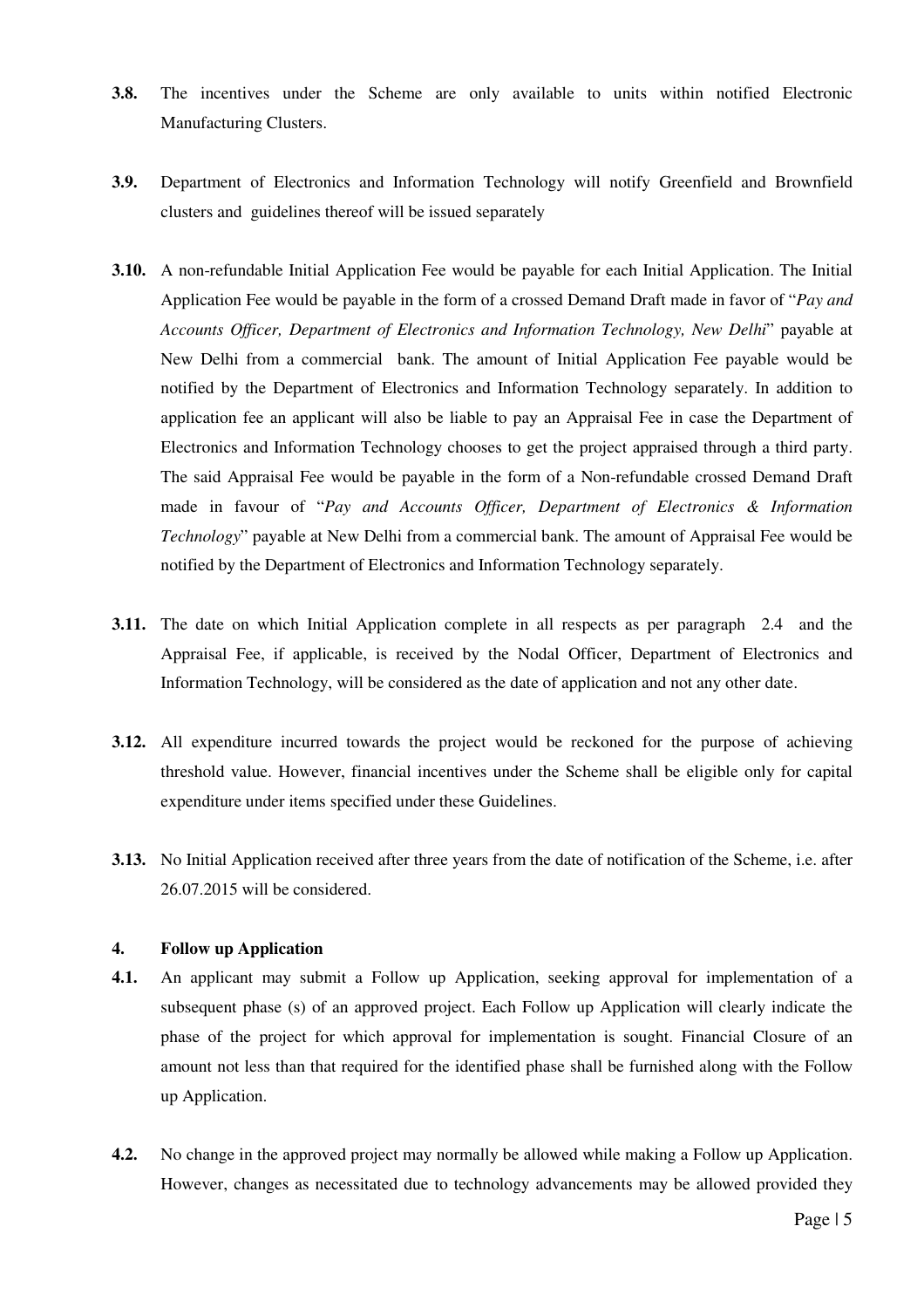**3.8.** The incentives under the Scheme are only available to units within notified Electronic Manufacturing Clusters.

**3.9.** Department of Electronics and Information Technology will notify Greenfield and Brownfield clusters and guidelines thereof will be issued separately

**3.10.** A non-refundable Initial Application Fee would be payable for each Initial Application. The Initial Application Fee would be payable in the form of a crossed Demand Draft made in favor of "*Pay and Accounts Officer, Department of Electronics and Information Technology, New Delhi*" payable at New Delhi from a commercial bank. The amount of Initial Application Fee payable would be notified by the Department of Electronics and Information Technology separately. In addition to application fee an applicant will also be liable to pay an Appraisal Fee in case the Department of Electronics and Information Technology chooses to get the project appraised through a third party. The said Appraisal Fee would be payable in the form of a Non-refundable crossed Demand Draft made in favour of "*Pay and Accounts Officer, Department of Electronics & Information Technology*" payable at New Delhi from a commercial bank. The amount of Appraisal Fee would be notified by the Department of Electronics and Information Technology separately.

**3.11.** The date on which Initial Application complete in all respects as per paragraph 2.4 and the Appraisal Fee, if applicable, is received by the Nodal Officer, Department of Electronics and Information Technology, will be considered as the date of application and not any other date.

**3.12.** All expenditure incurred towards the project would be reckoned for the purpose of achieving threshold value. However, financial incentives under the Scheme shall be eligible only for capital expenditure under items specified under these Guidelines.

**3.13.** No Initial Application received after three years from the date of notification of the Scheme, i.e. after 26.07.2015 will be considered.

## 4. Follow up Application

**4.1.** An applicant may submit a Follow up Application, seeking approval for implementation of a subsequent phase (s) of an approved project. Each Follow up Application will clearly indicate the phase of the project for which approval for implementation is sought. Financial Closure of an amount not less than that required for the identified phase shall be furnished along with the Follow up Application.

**4.2.** No change in the approved project may normally be allowed while making a Follow up Application. However, changes as necessitated due to technology advancements may be allowed provided they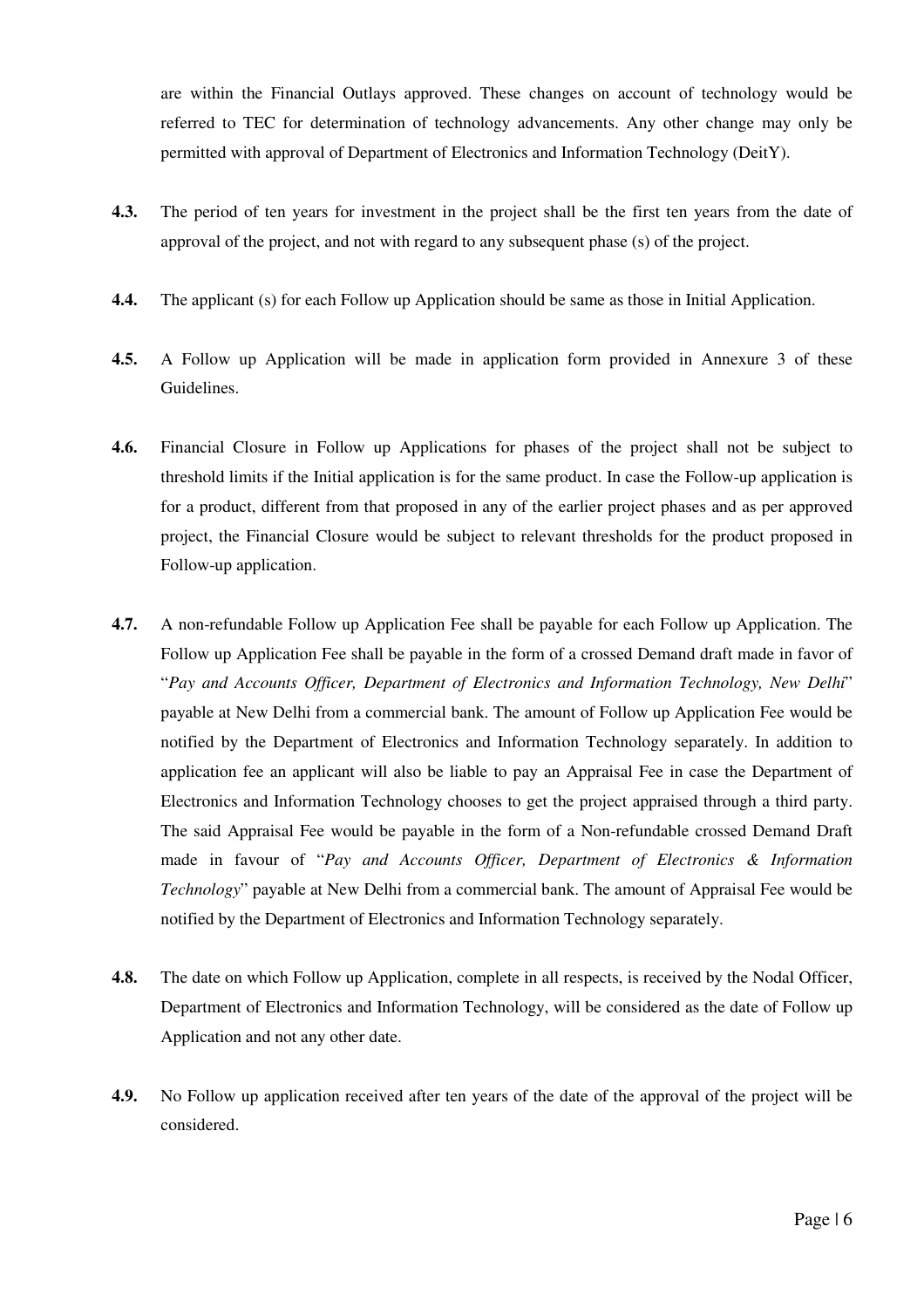are within the Financial Outlays approved. These changes on account of technology would be referred to TEC for determination of technology advancements. Any other change may only be permitted with approval of Department of Electronics and Information Technology (DeitY).

**4.3.** The period of ten years for investment in the project shall be the first ten years from the date of approval of the project, and not with regard to any subsequent phase (s) of the project.

**4.4.** The applicant (s) for each Follow up Application should be same as those in Initial Application.

**4.5.** A Follow up Application will be made in application form provided in Annexure 3 of these Guidelines.

**4.6.** Financial Closure in Follow up Applications for phases of the project shall not be subject to threshold limits if the Initial application is for the same product. In case the Follow-up application is for a product, different from that proposed in any of the earlier project phases and as per approved project, the Financial Closure would be subject to relevant thresholds for the product proposed in Follow-up application.

**4.7.** A non-refundable Follow up Application Fee shall be payable for each Follow up Application. The Follow up Application Fee shall be payable in the form of a crossed Demand draft made in favor of "*Pay and Accounts Officer, Department of Electronics and Information Technology, New Delhi*" payable at New Delhi from a commercial bank. The amount of Follow up Application Fee would be notified by the Department of Electronics and Information Technology separately. In addition to application fee an applicant will also be liable to pay an Appraisal Fee in case the Department of Electronics and Information Technology chooses to get the project appraised through a third party. The said Appraisal Fee would be payable in the form of a Non-refundable crossed Demand Draft made in favour of "*Pay and Accounts Officer, Department of Electronics & Information Technology*" payable at New Delhi from a commercial bank. The amount of Appraisal Fee would be notified by the Department of Electronics and Information Technology separately.

**4.8.** The date on which Follow up Application, complete in all respects, is received by the Nodal Officer, Department of Electronics and Information Technology, will be considered as the date of Follow up Application and not any other date.

**4.9.** No Follow up application received after ten years of the date of the approval of the project will be considered.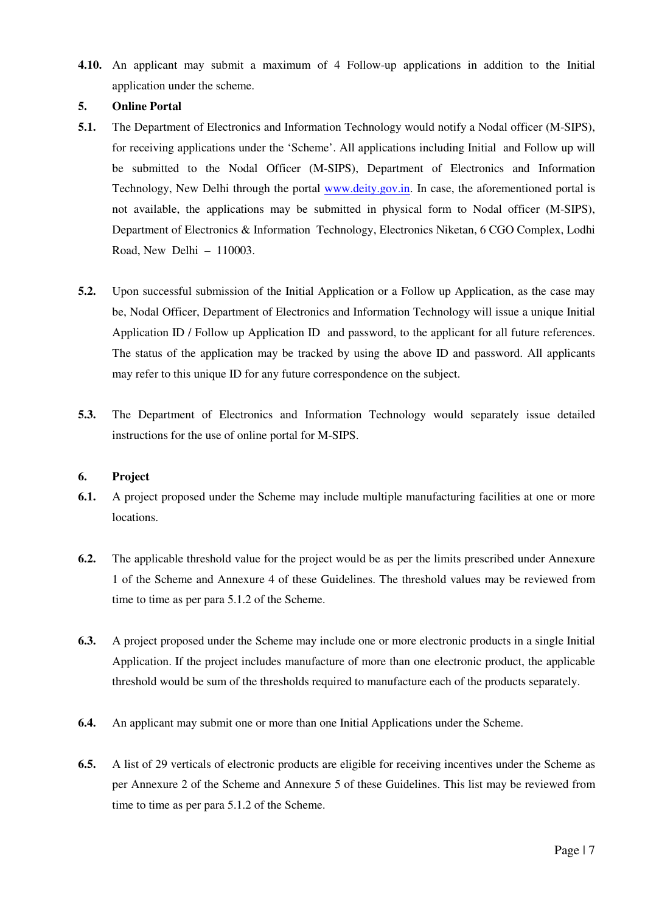**4.10.** An applicant may submit a maximum of 4 Follow-up applications in addition to the Initial application under the scheme.

## 5. Online Portal

**5.1.** The Department of Electronics and Information Technology would notify a Nodal officer (M-SIPS), for receiving applications under the 'Scheme'. All applications including Initial and Follow up will be submitted to the Nodal Officer (M-SIPS), Department of Electronics and Information Technology, New Delhi through the portal [www.deity.gov.in](http://www.deity.gov.in). In case, the aforementioned portal is not available, the applications may be submitted in physical form to Nodal officer (M-SIPS), Department of Electronics & Information Technology, Electronics Niketan, 6 CGO Complex, Lodhi Road, New Delhi – 110003.

**5.2.** Upon successful submission of the Initial Application or a Follow up Application, as the case may be, Nodal Officer, Department of Electronics and Information Technology will issue a unique Initial Application ID / Follow up Application ID and password, to the applicant for all future references. The status of the application may be tracked by using the above ID and password. All applicants may refer to this unique ID for any future correspondence on the subject.

**5.3.** The Department of Electronics and Information Technology would separately issue detailed instructions for the use of online portal for M-SIPS.

## 6. Project

**6.1.** A project proposed under the Scheme may include multiple manufacturing facilities at one or more locations.

**6.2.** The applicable threshold value for the project would be as per the limits prescribed under Annexure 1 of the Scheme and Annexure 4 of these Guidelines. The threshold values may be reviewed from time to time as per para 5.1.2 of the Scheme.

**6.3.** A project proposed under the Scheme may include one or more electronic products in a single Initial Application. If the project includes manufacture of more than one electronic product, the applicable threshold would be sum of the thresholds required to manufacture each of the products separately.

**6.4.** An applicant may submit one or more than one Initial Applications under the Scheme.

**6.5.** A list of 29 verticals of electronic products are eligible for receiving incentives under the Scheme as per Annexure 2 of the Scheme and Annexure 5 of these Guidelines. This list may be reviewed from time to time as per para 5.1.2 of the Scheme.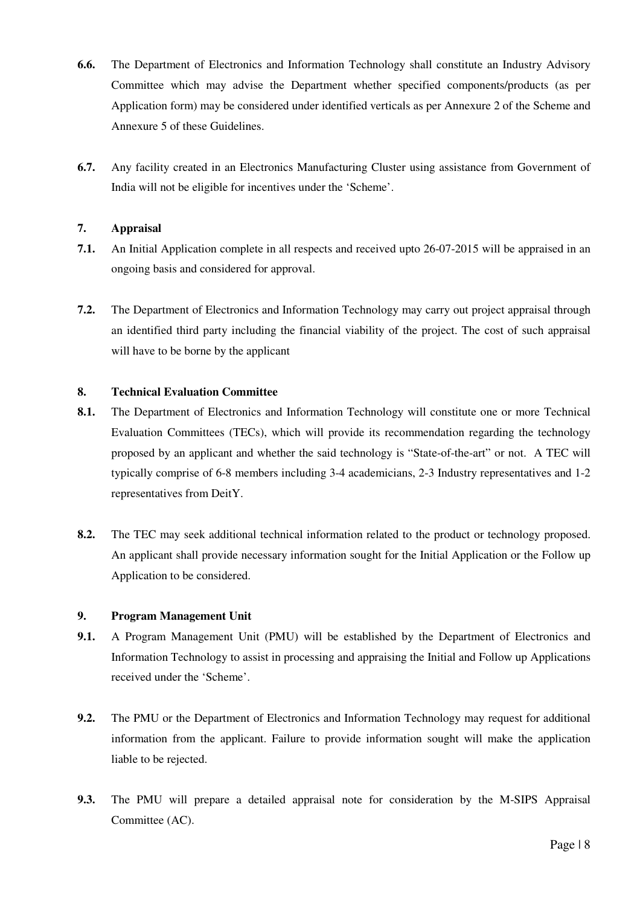**6.6.** The Department of Electronics and Information Technology shall constitute an Industry Advisory Committee which may advise the Department whether specified components/products (as per Application form) may be considered under identified verticals as per Annexure 2 of the Scheme and Annexure 5 of these Guidelines.

**6.7.** Any facility created in an Electronics Manufacturing Cluster using assistance from Government of India will not be eligible for incentives under the 'Scheme'.

## 7. Appraisal

**7.1.** An Initial Application complete in all respects and received upto 26-07-2015 will be appraised in an ongoing basis and considered for approval.

**7.2.** The Department of Electronics and Information Technology may carry out project appraisal through an identified third party including the financial viability of the project. The cost of such appraisal will have to be borne by the applicant

## 8. Technical Evaluation Committee

**8.1.** The Department of Electronics and Information Technology will constitute one or more Technical Evaluation Committees (TECs), which will provide its recommendation regarding the technology proposed by an applicant and whether the said technology is "State-of-the-art" or not. A TEC will typically comprise of 6-8 members including 3-4 academicians, 2-3 Industry representatives and 1-2 representatives from DeitY.

**8.2.** The TEC may seek additional technical information related to the product or technology proposed. An applicant shall provide necessary information sought for the Initial Application or the Follow up Application to be considered.

## 9. Program Management Unit

**9.1.** A Program Management Unit (PMU) will be established by the Department of Electronics and Information Technology to assist in processing and appraising the Initial and Follow up Applications received under the 'Scheme'.

**9.2.** The PMU or the Department of Electronics and Information Technology may request for additional information from the applicant. Failure to provide information sought will make the application liable to be rejected.

**9.3.** The PMU will prepare a detailed appraisal note for consideration by the M-SIPS Appraisal Committee (AC).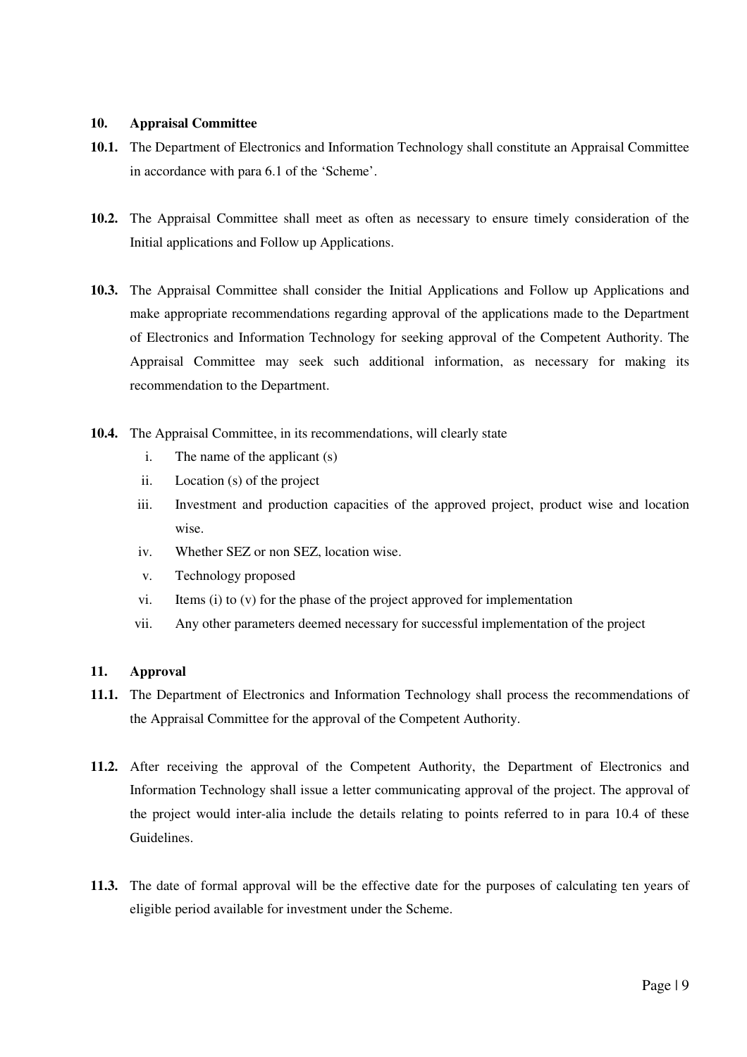## 10. Appraisal Committee

**10.1.** The Department of Electronics and Information Technology shall constitute an Appraisal Committee in accordance with para 6.1 of the 'Scheme'.

**10.2.** The Appraisal Committee shall meet as often as necessary to ensure timely consideration of the Initial applications and Follow up Applications.

**10.3.** The Appraisal Committee shall consider the Initial Applications and Follow up Applications and make appropriate recommendations regarding approval of the applications made to the Department of Electronics and Information Technology for seeking approval of the Competent Authority. The Appraisal Committee may seek such additional information, as necessary for making its recommendation to the Department.

**10.4.** The Appraisal Committee, in its recommendations, will clearly state

- i. The name of the applicant (s)
- ii. Location (s) of the project
- iii. Investment and production capacities of the approved project, product wise and location wise.
- iv. Whether SEZ or non SEZ, location wise.
- v. Technology proposed
- vi. Items (i) to (v) for the phase of the project approved for implementation
- vii. Any other parameters deemed necessary for successful implementation of the project

## 11. Approval

**11.1.** The Department of Electronics and Information Technology shall process the recommendations of the Appraisal Committee for the approval of the Competent Authority.

**11.2.** After receiving the approval of the Competent Authority, the Department of Electronics and Information Technology shall issue a letter communicating approval of the project. The approval of the project would inter-alia include the details relating to points referred to in para 10.4 of these Guidelines.

**11.3.** The date of formal approval will be the effective date for the purposes of calculating ten years of eligible period available for investment under the Scheme.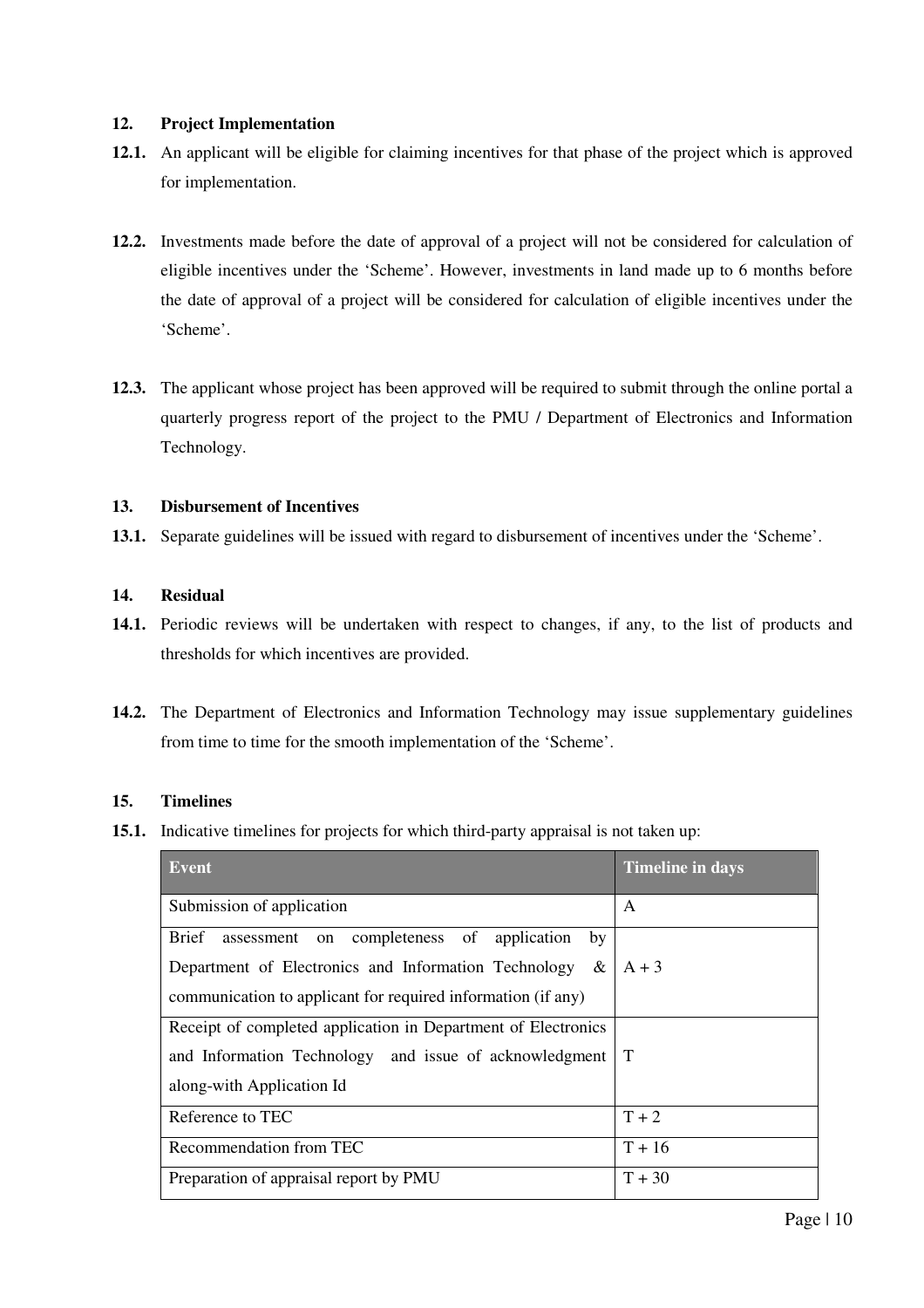## 12. Project Implementation

**12.1.** An applicant will be eligible for claiming incentives for that phase of the project which is approved for implementation.

**12.2.** Investments made before the date of approval of a project will not be considered for calculation of eligible incentives under the 'Scheme'. However, investments in land made up to 6 months before the date of approval of a project will be considered for calculation of eligible incentives under the 'Scheme'.

**12.3.** The applicant whose project has been approved will be required to submit through the online portal a quarterly progress report of the project to the PMU / Department of Electronics and Information Technology.

## 13. Disbursement of Incentives

**13.1.** Separate guidelines will be issued with regard to disbursement of incentives under the 'Scheme'.

## 14. Residual

**14.1.** Periodic reviews will be undertaken with respect to changes, if any, to the list of products and thresholds for which incentives are provided.

**14.2.** The Department of Electronics and Information Technology may issue supplementary guidelines from time to time for the smooth implementation of the 'Scheme'.

## 15. Timelines

**15.1.** Indicative timelines for projects for which third-party appraisal is not taken up:

| Event | Timeline in days |
|---|---|
| Submission of application | A |
| Brief assessment on completeness of application by Department of Electronics and Information Technology & communication to applicant for required information (if any) | A + 3 |
| Receipt of completed application in Department of Electronics and Information Technology and issue of acknowledgment along-with Application Id | T |
| Reference to TEC | T + 2 |
| Recommendation from TEC | T + 16 |
| Preparation of appraisal report by PMU | T + 30 |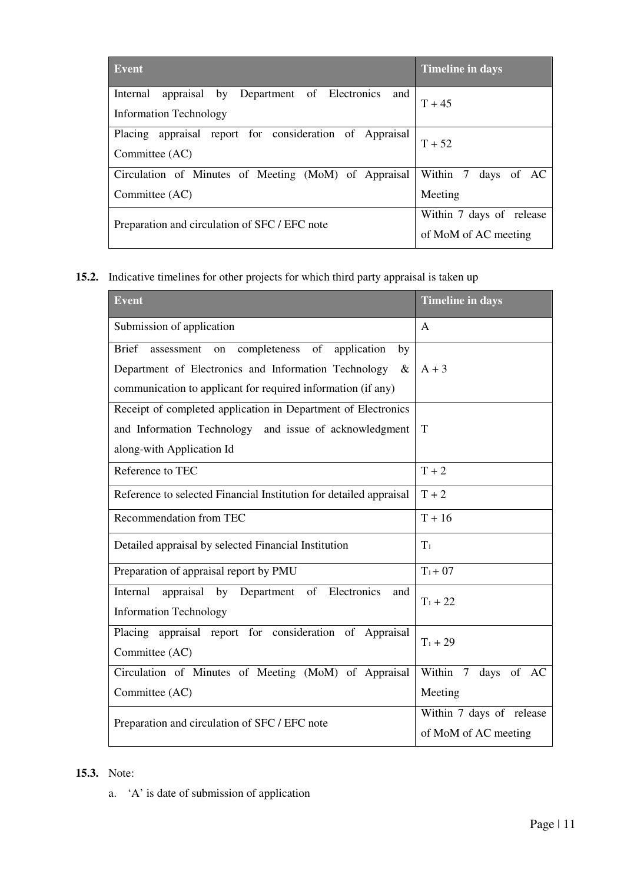| Event | Timeline in days |
| --- | --- |
| Internal appraisal by Department of Electronics and Information Technology | T + 45 |
| Placing appraisal report for consideration of Appraisal Committee (AC) | T + 52 |
| Circulation of Minutes of Meeting (MoM) of Appraisal Committee (AC) | Within 7 days of AC Meeting |
| Preparation and circulation of SFC / EFC note | Within 7 days of release of MoM of AC meeting |

**15.2.** Indicative timelines for other projects for which third party appraisal is taken up

| Event | Timeline in days |
| --- | --- |
| Submission of application | A |
| Brief assessment on completeness of application by Department of Electronics and Information Technology & communication to applicant for required information (if any) | A + 3 |
| Receipt of completed application in Department of Electronics and Information Technology and issue of acknowledgment along-with Application Id | T |
| Reference to TEC | T + 2 |
| Reference to selected Financial Institution for detailed appraisal | T + 2 |
| Recommendation from TEC | T + 16 |
| Detailed appraisal by selected Financial Institution | $T_1$ |
| Preparation of appraisal report by PMU | $T_1$ + 07 |
| Internal appraisal by Department of Electronics and Information Technology | $T_1$ + 22 |
| Placing appraisal report for consideration of Appraisal Committee (AC) | $T_1$ + 29 |
| Circulation of Minutes of Meeting (MoM) of Appraisal Committee (AC) | Within 7 days of AC Meeting |
| Preparation and circulation of SFC / EFC note | Within 7 days of release of MoM of AC meeting |

**15.3.** Note:

a. 'A' is date of submission of application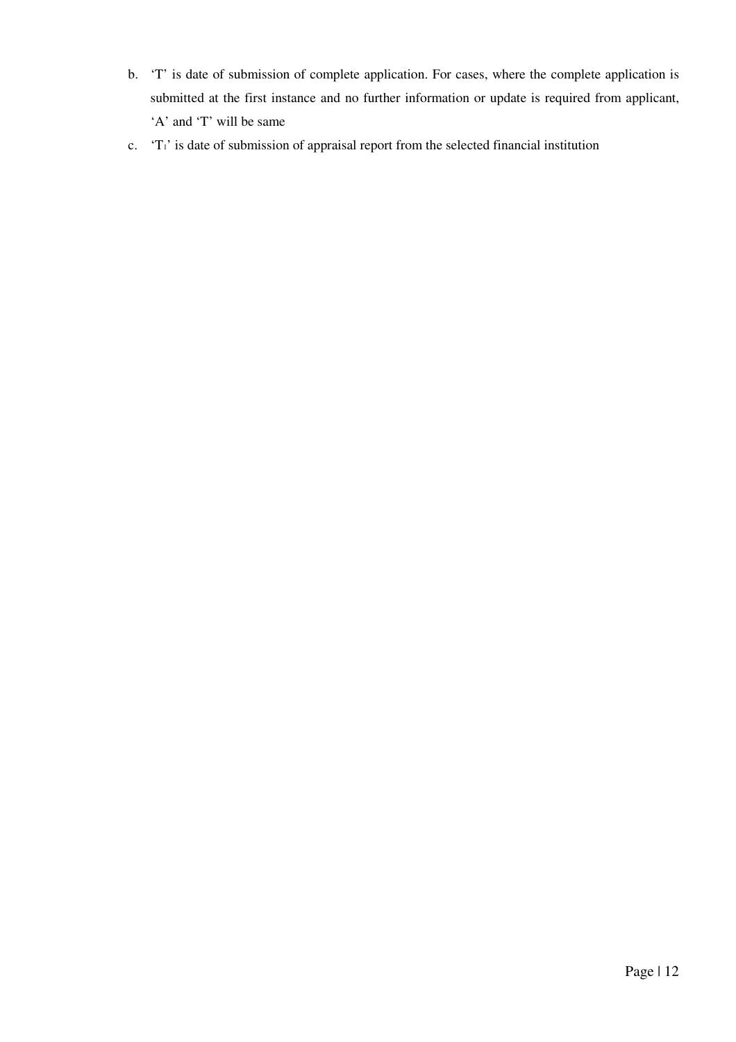b. 'T' is date of submission of complete application. For cases, where the complete application is submitted at the first instance and no further information or update is required from applicant, 'A' and 'T' will be same

c. '$T_1$' is date of submission of appraisal report from the selected financial institution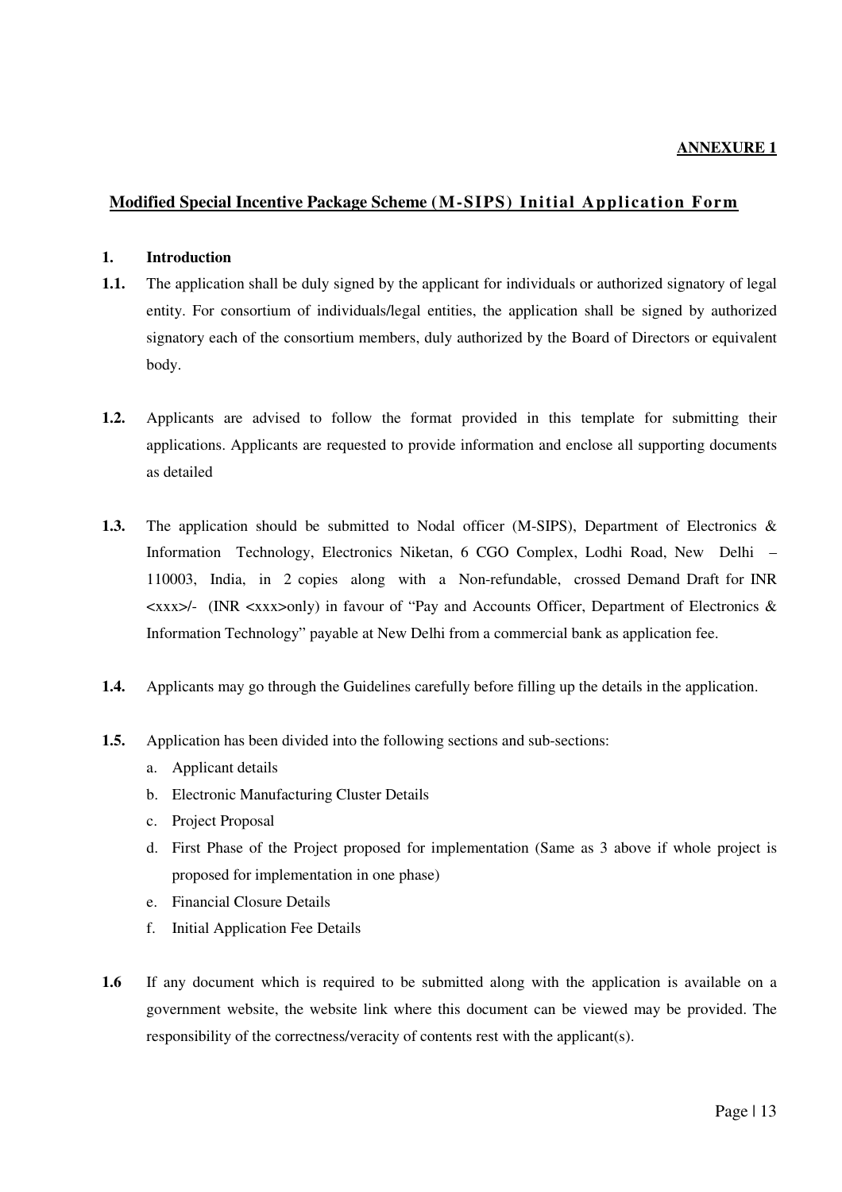**ANNEXURE 1**

## Modified Special Incentive Package Scheme (M-SIPS) Initial Application Form

**1. Introduction**

**1.1.** The application shall be duly signed by the applicant for individuals or authorized signatory of legal entity. For consortium of individuals/legal entities, the application shall be signed by authorized signatory each of the consortium members, duly authorized by the Board of Directors or equivalent body.

**1.2.** Applicants are advised to follow the format provided in this template for submitting their applications. Applicants are requested to provide information and enclose all supporting documents as detailed

**1.3.** The application should be submitted to Nodal officer (M-SIPS), Department of Electronics & Information Technology, Electronics Niketan, 6 CGO Complex, Lodhi Road, New Delhi – 110003, India, in 2 copies along with a Non-refundable, crossed Demand Draft for INR <xxx>/- (INR <xxx>only) in favour of "Pay and Accounts Officer, Department of Electronics & Information Technology" payable at New Delhi from a commercial bank as application fee.

**1.4.** Applicants may go through the Guidelines carefully before filling up the details in the application.

**1.5.** Application has been divided into the following sections and sub-sections:

a. Applicant details
b. Electronic Manufacturing Cluster Details
c. Project Proposal
d. First Phase of the Project proposed for implementation (Same as 3 above if whole project is proposed for implementation in one phase)
e. Financial Closure Details
f. Initial Application Fee Details

**1.6** If any document which is required to be submitted along with the application is available on a government website, the website link where this document can be viewed may be provided. The responsibility of the correctness/veracity of contents rest with the applicant(s).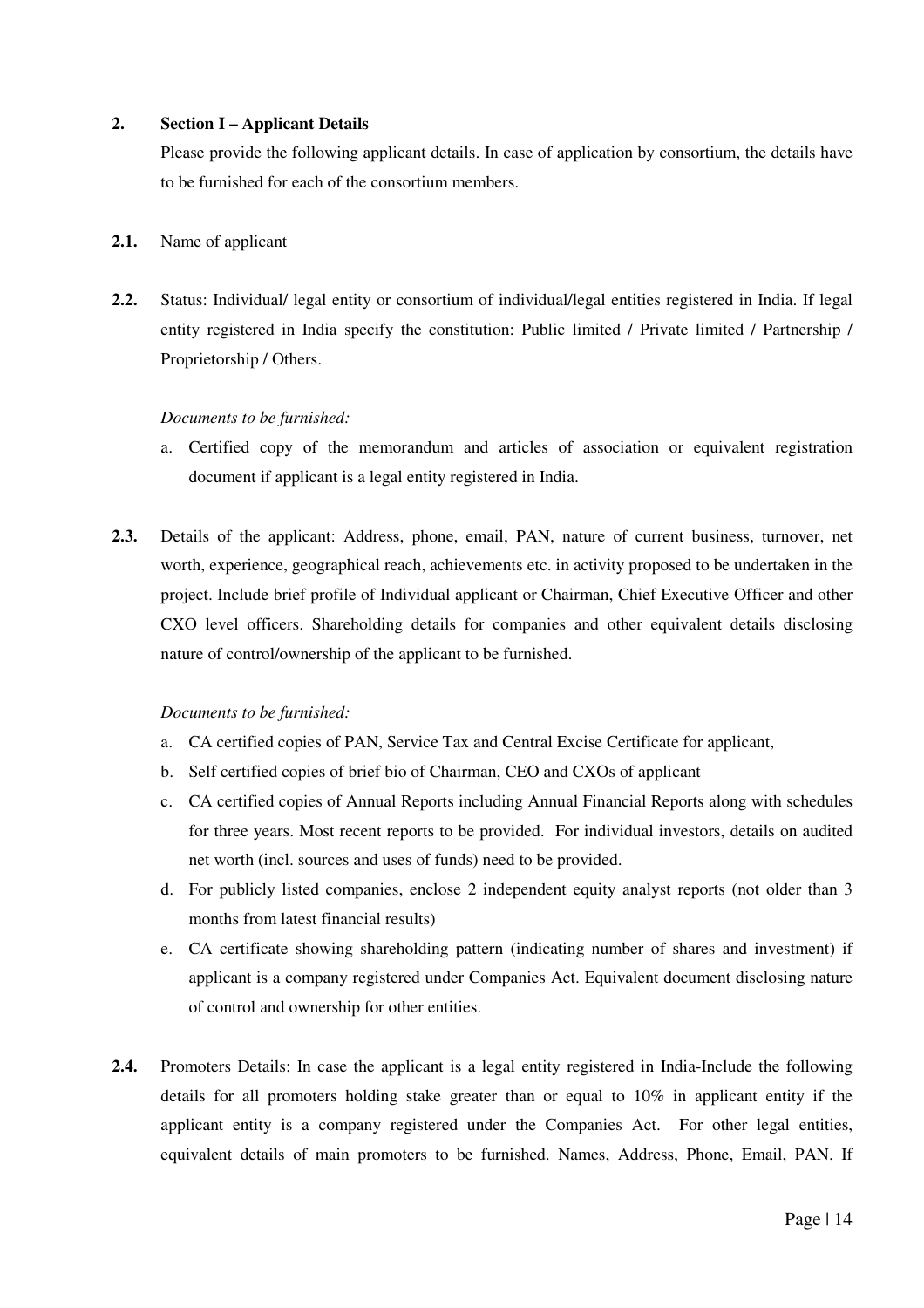## 2. Section I – Applicant Details

Please provide the following applicant details. In case of application by consortium, the details have to be furnished for each of the consortium members.

**2.1.** Name of applicant

**2.2.** Status: Individual/ legal entity or consortium of individual/legal entities registered in India. If legal entity registered in India specify the constitution: Public limited / Private limited / Partnership / Proprietorship / Others.

*Documents to be furnished:*

a. Certified copy of the memorandum and articles of association or equivalent registration document if applicant is a legal entity registered in India.

**2.3.** Details of the applicant: Address, phone, email, PAN, nature of current business, turnover, net worth, experience, geographical reach, achievements etc. in activity proposed to be undertaken in the project. Include brief profile of Individual applicant or Chairman, Chief Executive Officer and other CXO level officers. Shareholding details for companies and other equivalent details disclosing nature of control/ownership of the applicant to be furnished.

*Documents to be furnished:*

a. CA certified copies of PAN, Service Tax and Central Excise Certificate for applicant,
b. Self certified copies of brief bio of Chairman, CEO and CXOs of applicant
c. CA certified copies of Annual Reports including Annual Financial Reports along with schedules for three years. Most recent reports to be provided. For individual investors, details on audited net worth (incl. sources and uses of funds) need to be provided.
d. For publicly listed companies, enclose 2 independent equity analyst reports (not older than 3 months from latest financial results)
e. CA certificate showing shareholding pattern (indicating number of shares and investment) if applicant is a company registered under Companies Act. Equivalent document disclosing nature of control and ownership for other entities.

**2.4.** Promoters Details: In case the applicant is a legal entity registered in India-Include the following details for all promoters holding stake greater than or equal to 10% in applicant entity if the applicant entity is a company registered under the Companies Act. For other legal entities, equivalent details of main promoters to be furnished. Names, Address, Phone, Email, PAN. If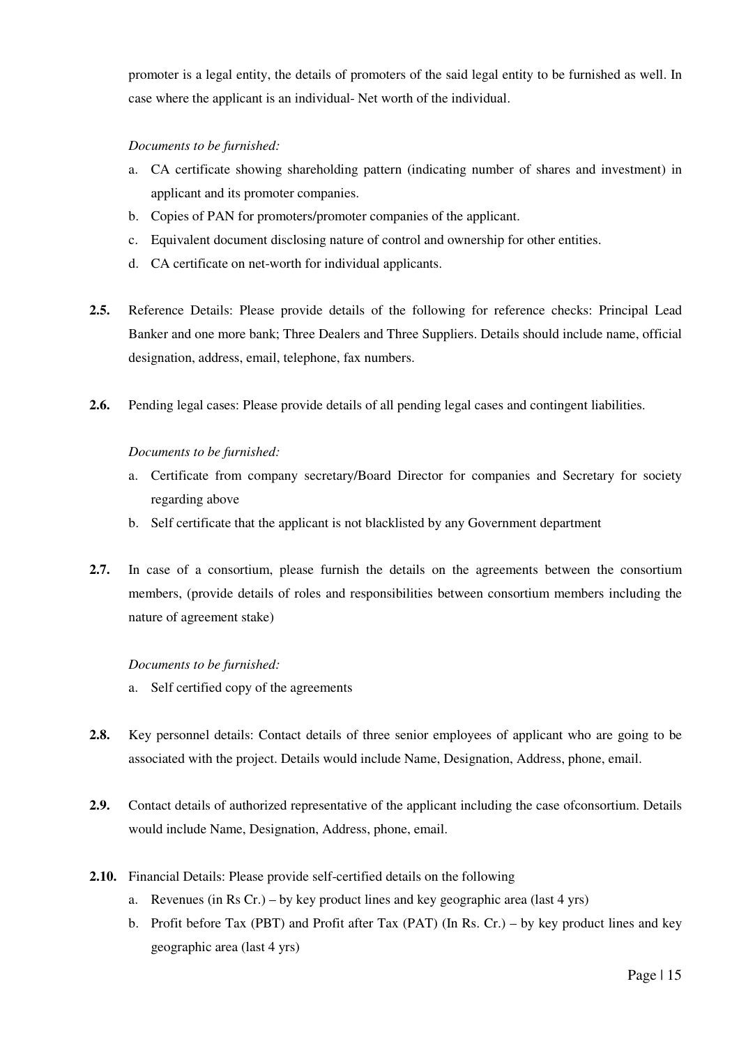promoter is a legal entity, the details of promoters of the said legal entity to be furnished as well. In case where the applicant is an individual- Net worth of the individual.

*Documents to be furnished:*

a. CA certificate showing shareholding pattern (indicating number of shares and investment) in applicant and its promoter companies.
b. Copies of PAN for promoters/promoter companies of the applicant.
c. Equivalent document disclosing nature of control and ownership for other entities.
d. CA certificate on net-worth for individual applicants.

**2.5.** Reference Details: Please provide details of the following for reference checks: Principal Lead Banker and one more bank; Three Dealers and Three Suppliers. Details should include name, official designation, address, email, telephone, fax numbers.

**2.6.** Pending legal cases: Please provide details of all pending legal cases and contingent liabilities.

*Documents to be furnished:*

a. Certificate from company secretary/Board Director for companies and Secretary for society regarding above
b. Self certificate that the applicant is not blacklisted by any Government department

**2.7.** In case of a consortium, please furnish the details on the agreements between the consortium members, (provide details of roles and responsibilities between consortium members including the nature of agreement stake)

*Documents to be furnished:*

a. Self certified copy of the agreements

**2.8.** Key personnel details: Contact details of three senior employees of applicant who are going to be associated with the project. Details would include Name, Designation, Address, phone, email.

**2.9.** Contact details of authorized representative of the applicant including the case ofconsortium. Details would include Name, Designation, Address, phone, email.

**2.10.** Financial Details: Please provide self-certified details on the following

a. Revenues (in Rs Cr.) – by key product lines and key geographic area (last 4 yrs)
b. Profit before Tax (PBT) and Profit after Tax (PAT) (In Rs. Cr.) – by key product lines and key geographic area (last 4 yrs)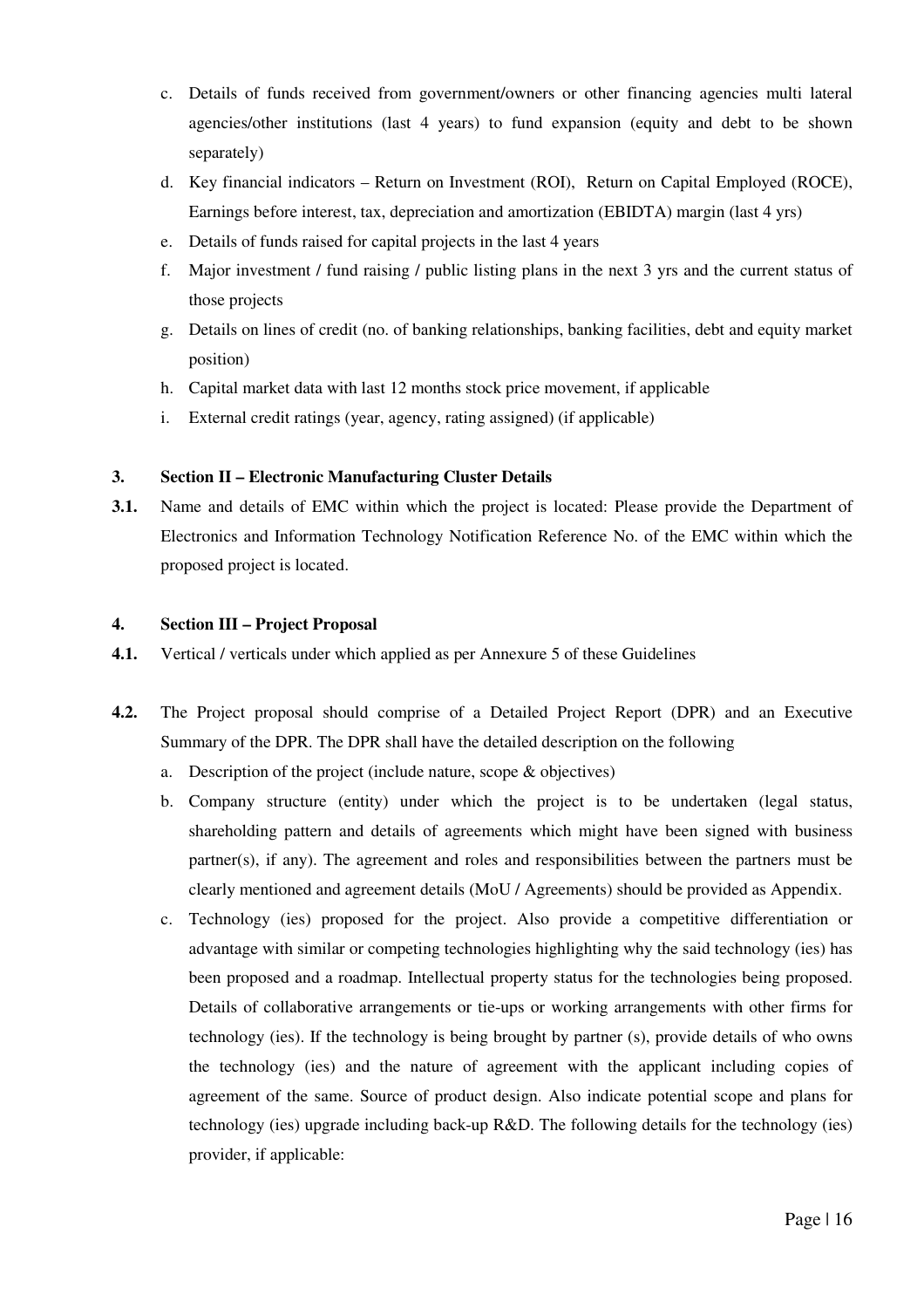c. Details of funds received from government/owners or other financing agencies multi lateral agencies/other institutions (last 4 years) to fund expansion (equity and debt to be shown separately)
d. Key financial indicators – Return on Investment (ROI), Return on Capital Employed (ROCE), Earnings before interest, tax, depreciation and amortization (EBIDTA) margin (last 4 yrs)
e. Details of funds raised for capital projects in the last 4 years
f. Major investment / fund raising / public listing plans in the next 3 yrs and the current status of those projects
g. Details on lines of credit (no. of banking relationships, banking facilities, debt and equity market position)
h. Capital market data with last 12 months stock price movement, if applicable
i. External credit ratings (year, agency, rating assigned) (if applicable)

**3. Section II – Electronic Manufacturing Cluster Details**

**3.1.** Name and details of EMC within which the project is located: Please provide the Department of Electronics and Information Technology Notification Reference No. of the EMC within which the proposed project is located.

**4. Section III – Project Proposal**

**4.1.** Vertical / verticals under which applied as per Annexure 5 of these Guidelines

**4.2.** The Project proposal should comprise of a Detailed Project Report (DPR) and an Executive Summary of the DPR. The DPR shall have the detailed description on the following

a. Description of the project (include nature, scope & objectives)
b. Company structure (entity) under which the project is to be undertaken (legal status, shareholding pattern and details of agreements which might have been signed with business partner(s), if any). The agreement and roles and responsibilities between the partners must be clearly mentioned and agreement details (MoU / Agreements) should be provided as Appendix.
c. Technology (ies) proposed for the project. Also provide a competitive differentiation or advantage with similar or competing technologies highlighting why the said technology (ies) has been proposed and a roadmap. Intellectual property status for the technologies being proposed. Details of collaborative arrangements or tie-ups or working arrangements with other firms for technology (ies). If the technology is being brought by partner (s), provide details of who owns the technology (ies) and the nature of agreement with the applicant including copies of agreement of the same. Source of product design. Also indicate potential scope and plans for technology (ies) upgrade including back-up R&D. The following details for the technology (ies) provider, if applicable: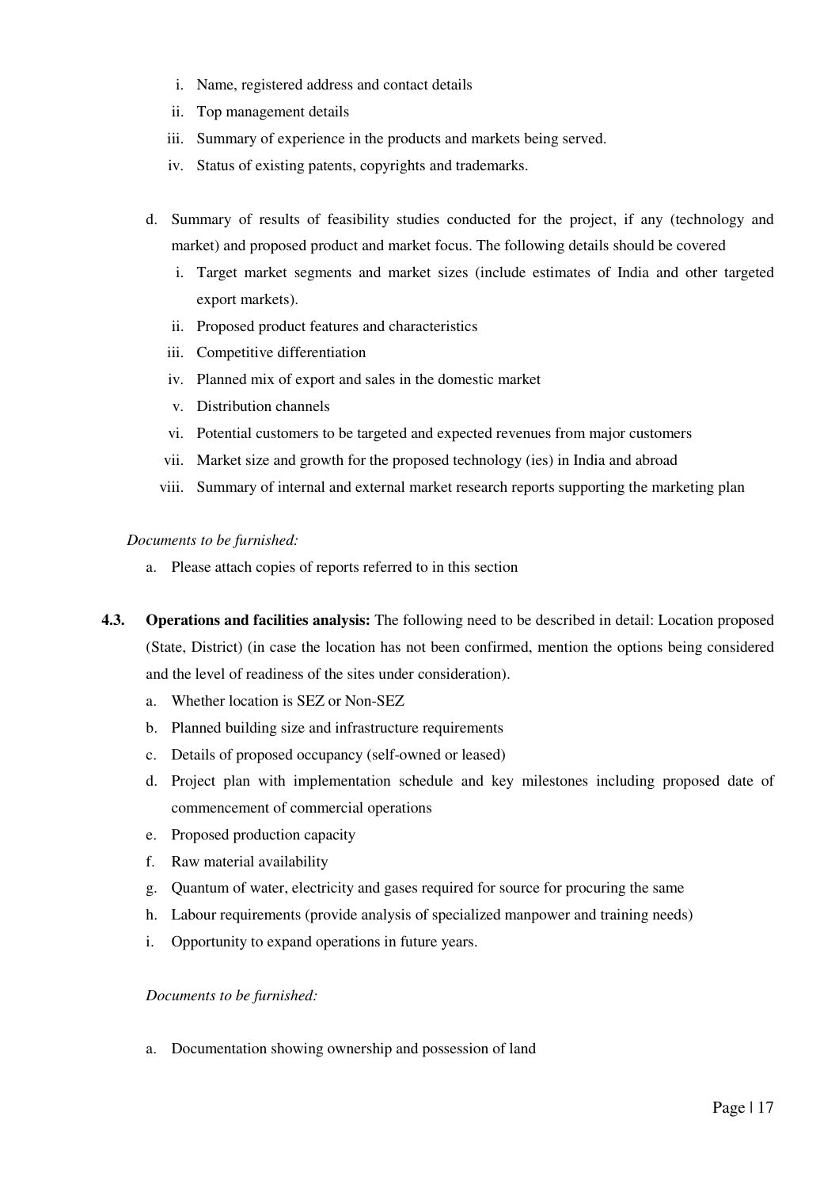i. Name, registered address and contact details
ii. Top management details
iii. Summary of experience in the products and markets being served.
iv. Status of existing patents, copyrights and trademarks.

d. Summary of results of feasibility studies conducted for the project, if any (technology and market) and proposed product and market focus. The following details should be covered
   i. Target market segments and market sizes (include estimates of India and other targeted export markets).
   ii. Proposed product features and characteristics
   iii. Competitive differentiation
   iv. Planned mix of export and sales in the domestic market
   v. Distribution channels
   vi. Potential customers to be targeted and expected revenues from major customers
   vii. Market size and growth for the proposed technology (ies) in India and abroad
   viii. Summary of internal and external market research reports supporting the marketing plan

*Documents to be furnished:*

a. Please attach copies of reports referred to in this section

**4.3. Operations and facilities analysis:** The following need to be described in detail: Location proposed (State, District) (in case the location has not been confirmed, mention the options being considered and the level of readiness of the sites under consideration).

a. Whether location is SEZ or Non-SEZ
b. Planned building size and infrastructure requirements
c. Details of proposed occupancy (self-owned or leased)
d. Project plan with implementation schedule and key milestones including proposed date of commencement of commercial operations
e. Proposed production capacity
f. Raw material availability
g. Quantum of water, electricity and gases required for source for procuring the same
h. Labour requirements (provide analysis of specialized manpower and training needs)
i. Opportunity to expand operations in future years.

*Documents to be furnished:*

a. Documentation showing ownership and possession of land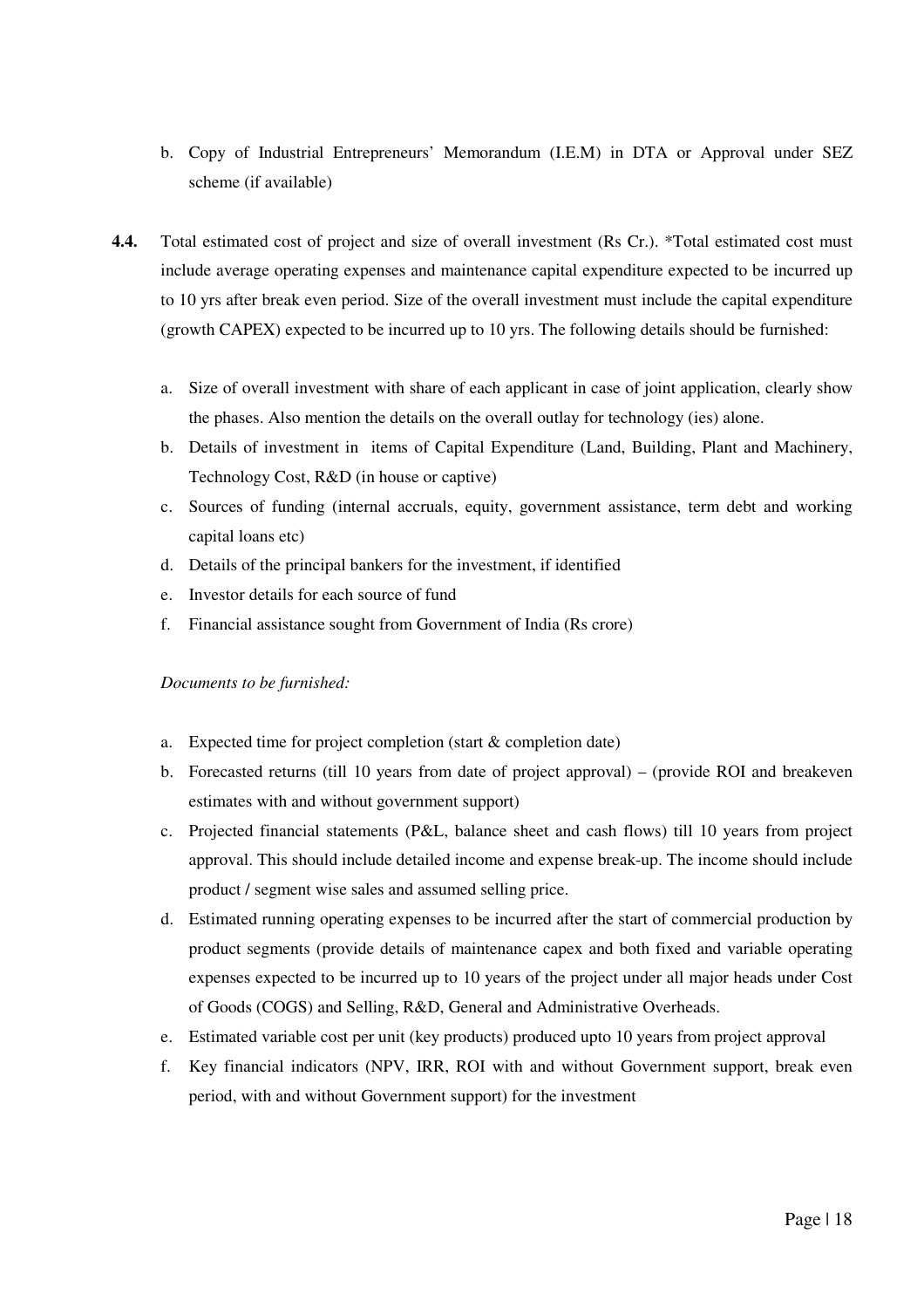b. Copy of Industrial Entrepreneurs' Memorandum (I.E.M) in DTA or Approval under SEZ scheme (if available)

**4.4.** Total estimated cost of project and size of overall investment (Rs Cr.). *Total estimated cost must include average operating expenses and maintenance capital expenditure expected to be incurred up to 10 yrs after break even period. Size of the overall investment must include the capital expenditure (growth CAPEX) expected to be incurred up to 10 yrs. The following details should be furnished:

a. Size of overall investment with share of each applicant in case of joint application, clearly show the phases. Also mention the details on the overall outlay for technology (ies) alone.
b. Details of investment in items of Capital Expenditure (Land, Building, Plant and Machinery, Technology Cost, R&D (in house or captive)
c. Sources of funding (internal accruals, equity, government assistance, term debt and working capital loans etc)
d. Details of the principal bankers for the investment, if identified
e. Investor details for each source of fund
f. Financial assistance sought from Government of India (Rs crore)

*Documents to be furnished:*

a. Expected time for project completion (start & completion date)
b. Forecasted returns (till 10 years from date of project approval) – (provide ROI and breakeven estimates with and without government support)
c. Projected financial statements (P&L, balance sheet and cash flows) till 10 years from project approval. This should include detailed income and expense break-up. The income should include product / segment wise sales and assumed selling price.
d. Estimated running operating expenses to be incurred after the start of commercial production by product segments (provide details of maintenance capex and both fixed and variable operating expenses expected to be incurred up to 10 years of the project under all major heads under Cost of Goods (COGS) and Selling, R&D, General and Administrative Overheads.
e. Estimated variable cost per unit (key products) produced upto 10 years from project approval
f. Key financial indicators (NPV, IRR, ROI with and without Government support, break even period, with and without Government support) for the investment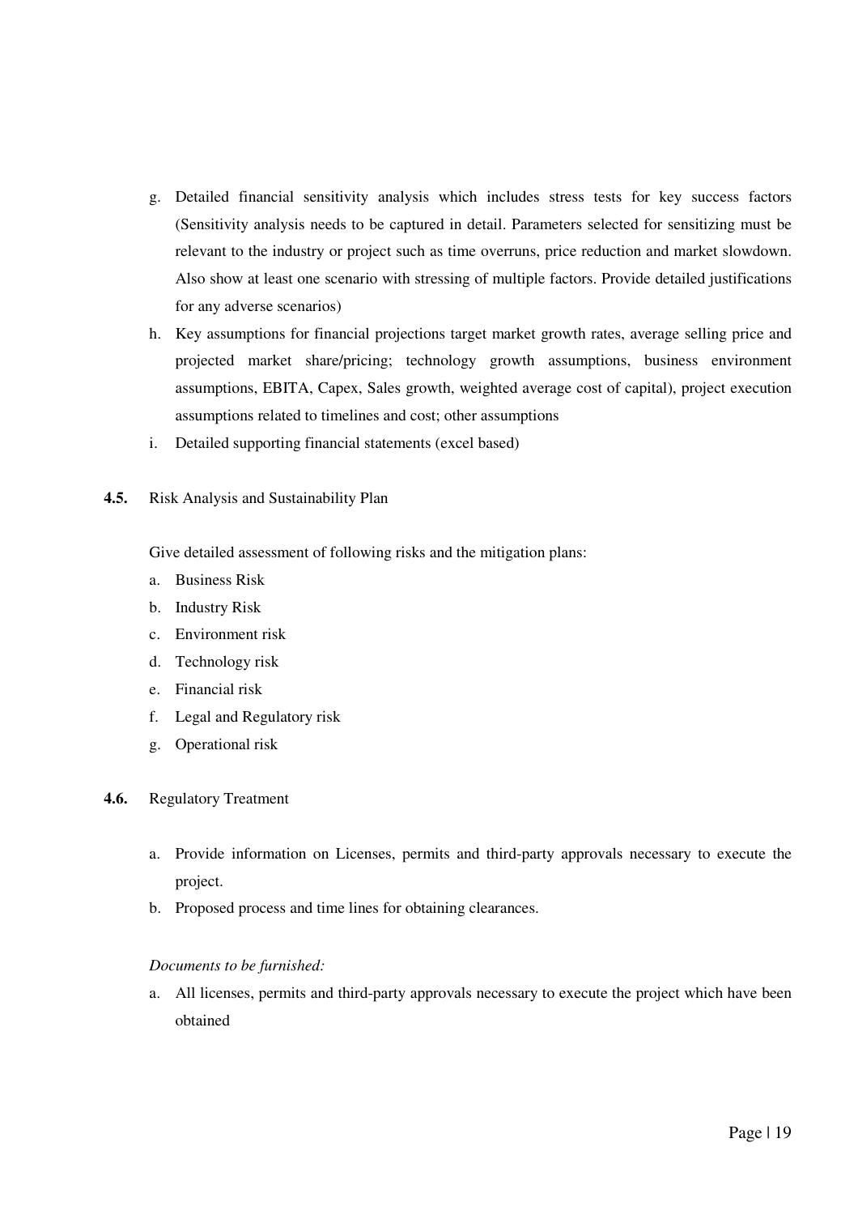g. Detailed financial sensitivity analysis which includes stress tests for key success factors (Sensitivity analysis needs to be captured in detail. Parameters selected for sensitizing must be relevant to the industry or project such as time overruns, price reduction and market slowdown. Also show at least one scenario with stressing of multiple factors. Provide detailed justifications for any adverse scenarios)
h. Key assumptions for financial projections target market growth rates, average selling price and projected market share/pricing; technology growth assumptions, business environment assumptions, EBITA, Capex, Sales growth, weighted average cost of capital), project execution assumptions related to timelines and cost; other assumptions
i. Detailed supporting financial statements (excel based)

### 4.5. Risk Analysis and Sustainability Plan

Give detailed assessment of following risks and the mitigation plans:

a. Business Risk
b. Industry Risk
c. Environment risk
d. Technology risk
e. Financial risk
f. Legal and Regulatory risk
g. Operational risk

### 4.6. Regulatory Treatment

a. Provide information on Licenses, permits and third-party approvals necessary to execute the project.
b. Proposed process and time lines for obtaining clearances.

*Documents to be furnished:*

a. All licenses, permits and third-party approvals necessary to execute the project which have been obtained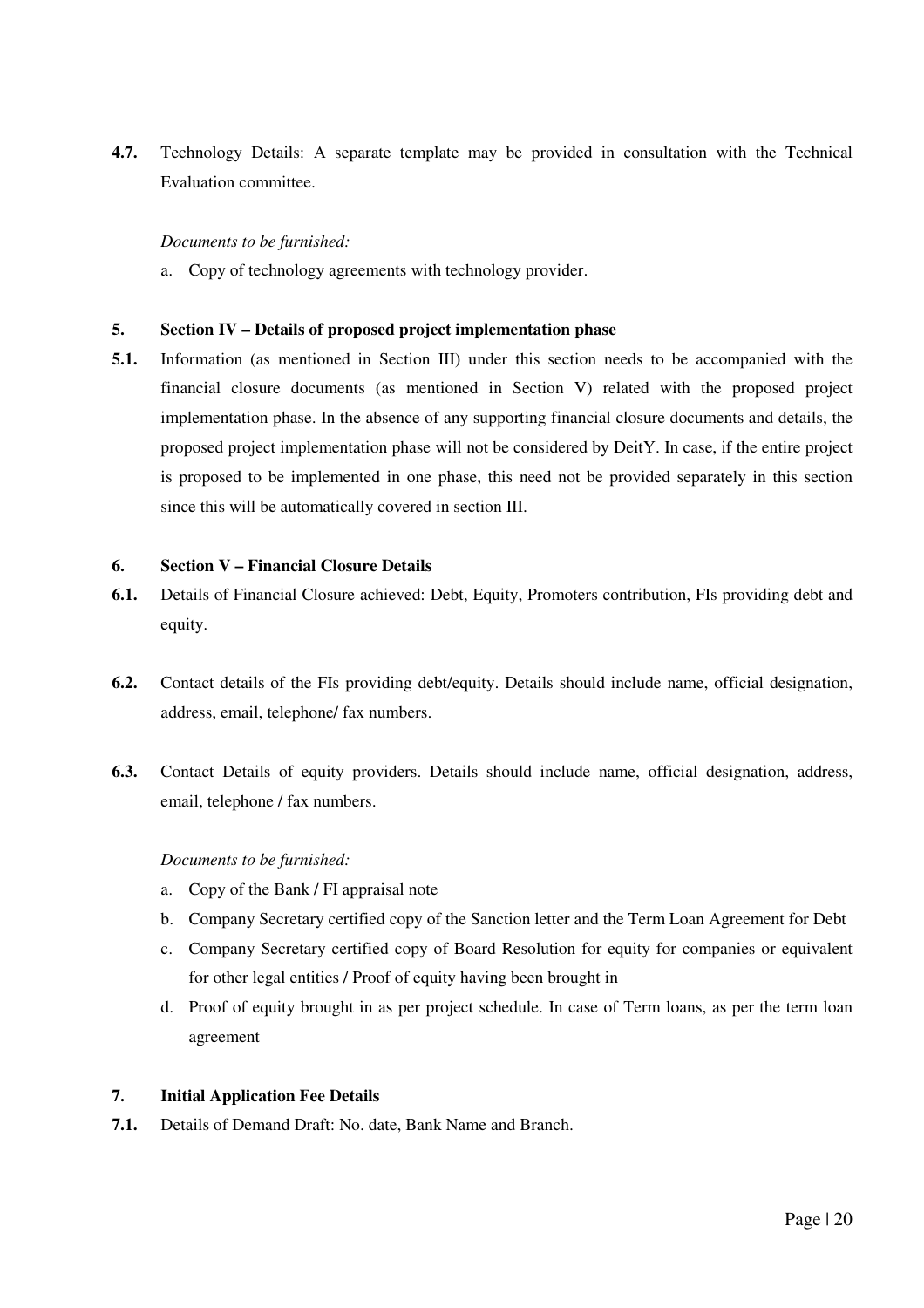**4.7.** Technology Details: A separate template may be provided in consultation with the Technical Evaluation committee.

*Documents to be furnished:*

a. Copy of technology agreements with technology provider.

**5. Section IV – Details of proposed project implementation phase**

**5.1.** Information (as mentioned in Section III) under this section needs to be accompanied with the financial closure documents (as mentioned in Section V) related with the proposed project implementation phase. In the absence of any supporting financial closure documents and details, the proposed project implementation phase will not be considered by DeitY. In case, if the entire project is proposed to be implemented in one phase, this need not be provided separately in this section since this will be automatically covered in section III.

**6. Section V – Financial Closure Details**

**6.1.** Details of Financial Closure achieved: Debt, Equity, Promoters contribution, FIs providing debt and equity.

**6.2.** Contact details of the FIs providing debt/equity. Details should include name, official designation, address, email, telephone/ fax numbers.

**6.3.** Contact Details of equity providers. Details should include name, official designation, address, email, telephone / fax numbers.

*Documents to be furnished:*

a. Copy of the Bank / FI appraisal note
b. Company Secretary certified copy of the Sanction letter and the Term Loan Agreement for Debt
c. Company Secretary certified copy of Board Resolution for equity for companies or equivalent for other legal entities / Proof of equity having been brought in
d. Proof of equity brought in as per project schedule. In case of Term loans, as per the term loan agreement

**7. Initial Application Fee Details**

**7.1.** Details of Demand Draft: No. date, Bank Name and Branch.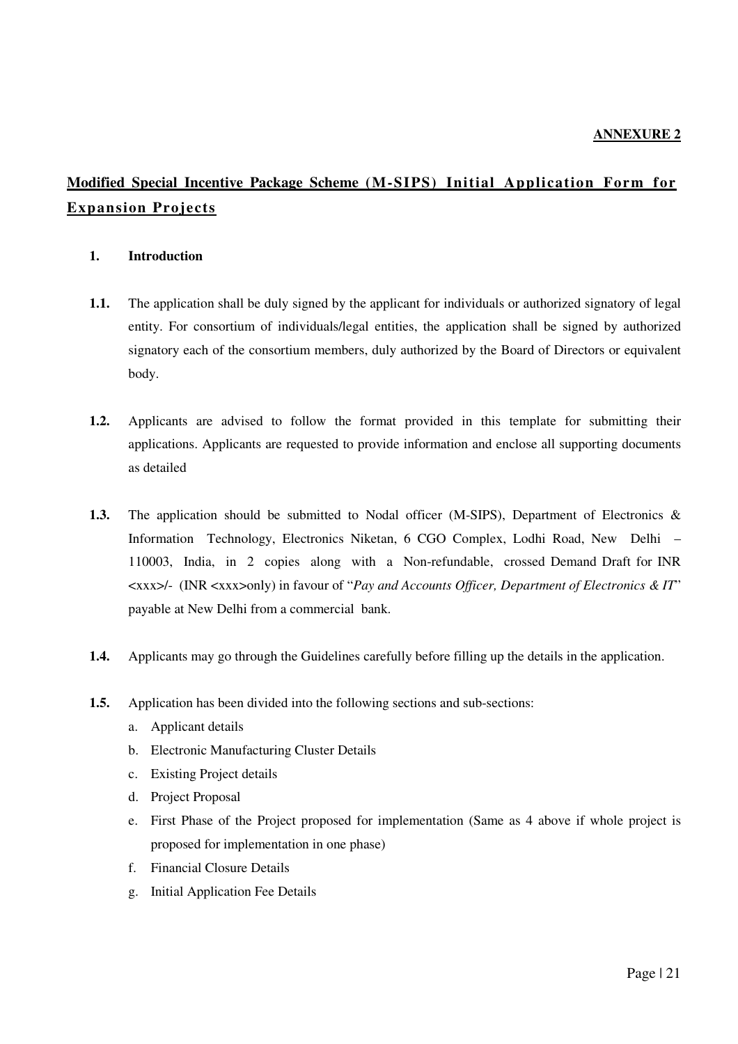**ANNEXURE 2**

# Modified Special Incentive Package Scheme (M-SIPS) Initial Application Form for Expansion Projects

**1. Introduction**

**1.1.** The application shall be duly signed by the applicant for individuals or authorized signatory of legal entity. For consortium of individuals/legal entities, the application shall be signed by authorized signatory each of the consortium members, duly authorized by the Board of Directors or equivalent body.

**1.2.** Applicants are advised to follow the format provided in this template for submitting their applications. Applicants are requested to provide information and enclose all supporting documents as detailed

**1.3.** The application should be submitted to Nodal officer (M-SIPS), Department of Electronics & Information Technology, Electronics Niketan, 6 CGO Complex, Lodhi Road, New Delhi – 110003, India, in 2 copies along with a Non-refundable, crossed Demand Draft for INR <xxx>/- (INR <xxx>only) in favour of "*Pay and Accounts Officer, Department of Electronics & IT*" payable at New Delhi from a commercial bank.

**1.4.** Applicants may go through the Guidelines carefully before filling up the details in the application.

**1.5.** Application has been divided into the following sections and sub-sections:

a. Applicant details
b. Electronic Manufacturing Cluster Details
c. Existing Project details
d. Project Proposal
e. First Phase of the Project proposed for implementation (Same as 4 above if whole project is proposed for implementation in one phase)
f. Financial Closure Details
g. Initial Application Fee Details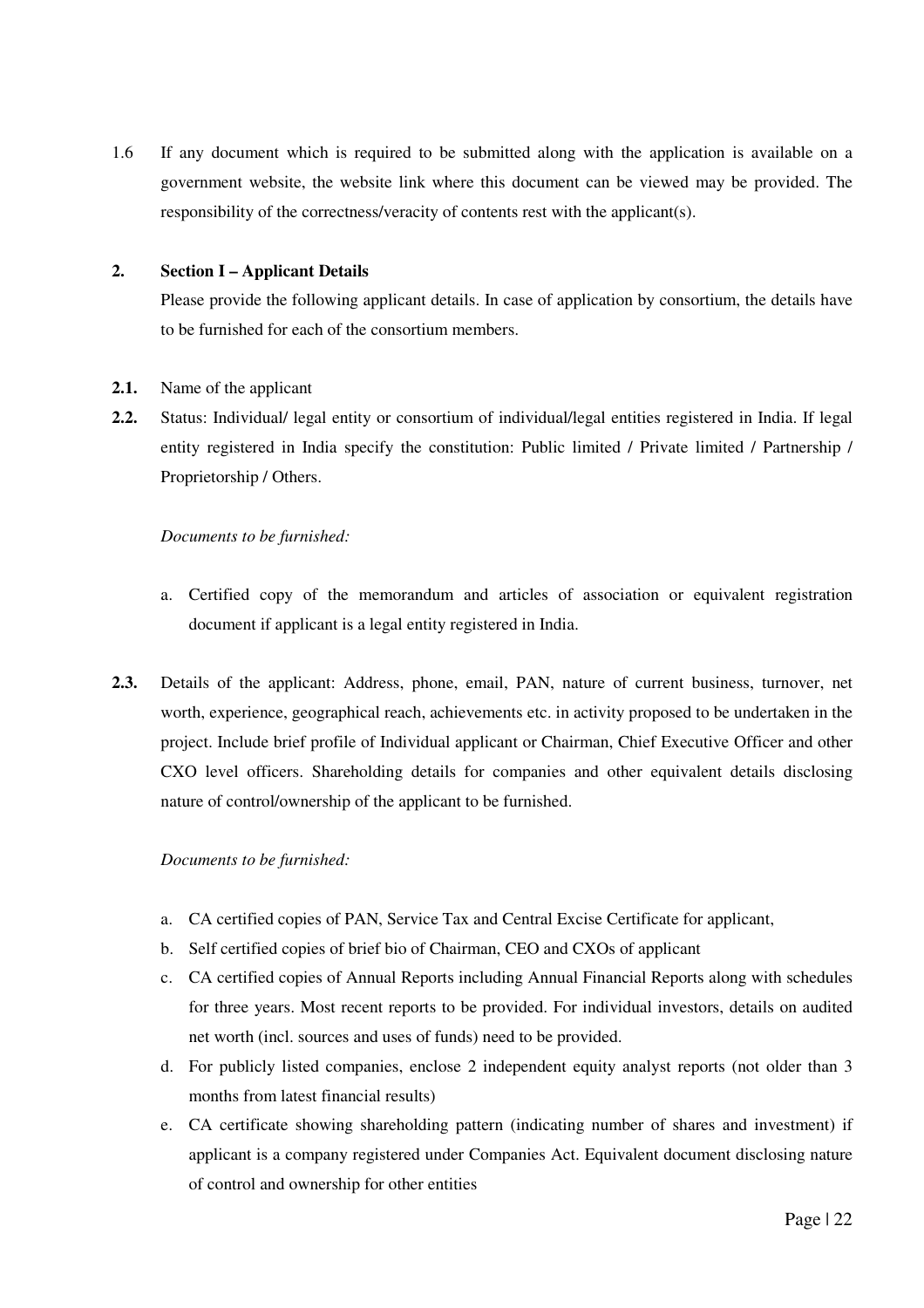1.6 If any document which is required to be submitted along with the application is available on a government website, the website link where this document can be viewed may be provided. The responsibility of the correctness/veracity of contents rest with the applicant(s).

## 2. Section I – Applicant Details

Please provide the following applicant details. In case of application by consortium, the details have to be furnished for each of the consortium members.

**2.1.** Name of the applicant

**2.2.** Status: Individual/ legal entity or consortium of individual/legal entities registered in India. If legal entity registered in India specify the constitution: Public limited / Private limited / Partnership / Proprietorship / Others.

*Documents to be furnished:*

a. Certified copy of the memorandum and articles of association or equivalent registration document if applicant is a legal entity registered in India.

**2.3.** Details of the applicant: Address, phone, email, PAN, nature of current business, turnover, net worth, experience, geographical reach, achievements etc. in activity proposed to be undertaken in the project. Include brief profile of Individual applicant or Chairman, Chief Executive Officer and other CXO level officers. Shareholding details for companies and other equivalent details disclosing nature of control/ownership of the applicant to be furnished.

*Documents to be furnished:*

a. CA certified copies of PAN, Service Tax and Central Excise Certificate for applicant,
b. Self certified copies of brief bio of Chairman, CEO and CXOs of applicant
c. CA certified copies of Annual Reports including Annual Financial Reports along with schedules for three years. Most recent reports to be provided. For individual investors, details on audited net worth (incl. sources and uses of funds) need to be provided.
d. For publicly listed companies, enclose 2 independent equity analyst reports (not older than 3 months from latest financial results)
e. CA certificate showing shareholding pattern (indicating number of shares and investment) if applicant is a company registered under Companies Act. Equivalent document disclosing nature of control and ownership for other entities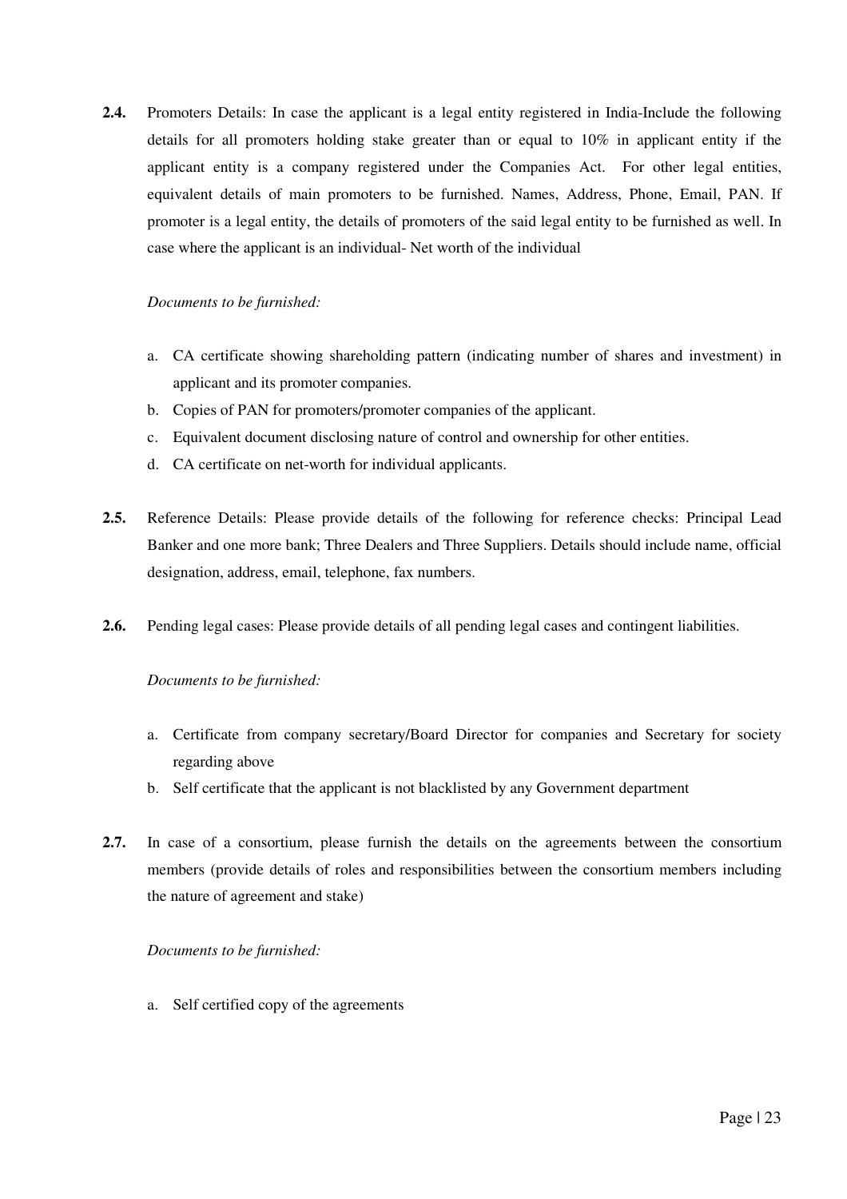**2.4.** Promoters Details: In case the applicant is a legal entity registered in India-Include the following details for all promoters holding stake greater than or equal to 10% in applicant entity if the applicant entity is a company registered under the Companies Act. For other legal entities, equivalent details of main promoters to be furnished. Names, Address, Phone, Email, PAN. If promoter is a legal entity, the details of promoters of the said legal entity to be furnished as well. In case where the applicant is an individual- Net worth of the individual

*Documents to be furnished:*

a. CA certificate showing shareholding pattern (indicating number of shares and investment) in applicant and its promoter companies.
b. Copies of PAN for promoters/promoter companies of the applicant.
c. Equivalent document disclosing nature of control and ownership for other entities.
d. CA certificate on net-worth for individual applicants.

**2.5.** Reference Details: Please provide details of the following for reference checks: Principal Lead Banker and one more bank; Three Dealers and Three Suppliers. Details should include name, official designation, address, email, telephone, fax numbers.

**2.6.** Pending legal cases: Please provide details of all pending legal cases and contingent liabilities.

*Documents to be furnished:*

a. Certificate from company secretary/Board Director for companies and Secretary for society regarding above
b. Self certificate that the applicant is not blacklisted by any Government department

**2.7.** In case of a consortium, please furnish the details on the agreements between the consortium members (provide details of roles and responsibilities between the consortium members including the nature of agreement and stake)

*Documents to be furnished:*

a. Self certified copy of the agreements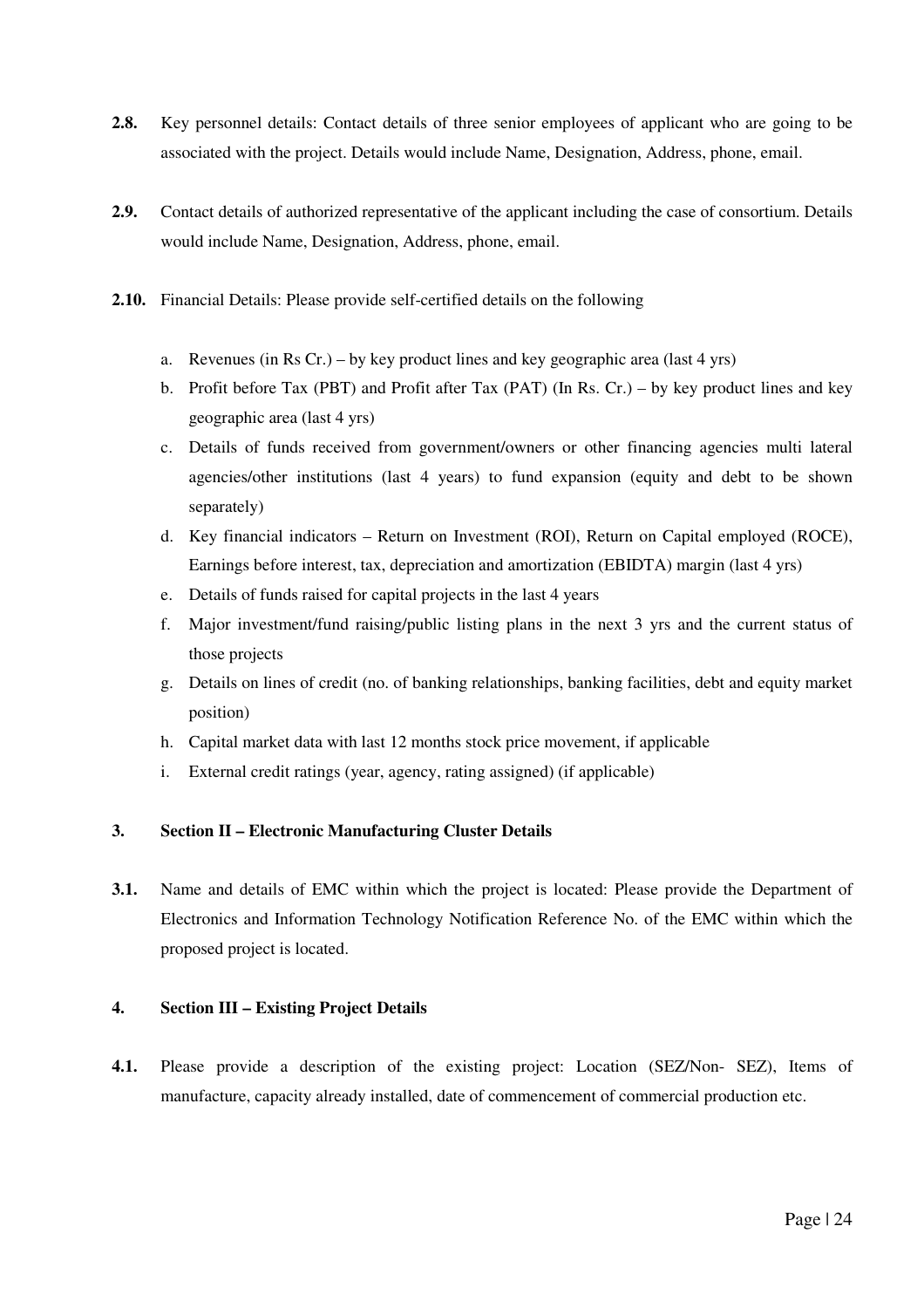**2.8.** Key personnel details: Contact details of three senior employees of applicant who are going to be associated with the project. Details would include Name, Designation, Address, phone, email.

**2.9.** Contact details of authorized representative of the applicant including the case of consortium. Details would include Name, Designation, Address, phone, email.

**2.10.** Financial Details: Please provide self-certified details on the following

a. Revenues (in Rs Cr.) – by key product lines and key geographic area (last 4 yrs)
b. Profit before Tax (PBT) and Profit after Tax (PAT) (In Rs. Cr.) – by key product lines and key geographic area (last 4 yrs)
c. Details of funds received from government/owners or other financing agencies multi lateral agencies/other institutions (last 4 years) to fund expansion (equity and debt to be shown separately)
d. Key financial indicators – Return on Investment (ROI), Return on Capital employed (ROCE), Earnings before interest, tax, depreciation and amortization (EBIDTA) margin (last 4 yrs)
e. Details of funds raised for capital projects in the last 4 years
f. Major investment/fund raising/public listing plans in the next 3 yrs and the current status of those projects
g. Details on lines of credit (no. of banking relationships, banking facilities, debt and equity market position)
h. Capital market data with last 12 months stock price movement, if applicable
i. External credit ratings (year, agency, rating assigned) (if applicable)

## 3. Section II – Electronic Manufacturing Cluster Details

**3.1.** Name and details of EMC within which the project is located: Please provide the Department of Electronics and Information Technology Notification Reference No. of the EMC within which the proposed project is located.

## 4. Section III – Existing Project Details

**4.1.** Please provide a description of the existing project: Location (SEZ/Non- SEZ), Items of manufacture, capacity already installed, date of commencement of commercial production etc.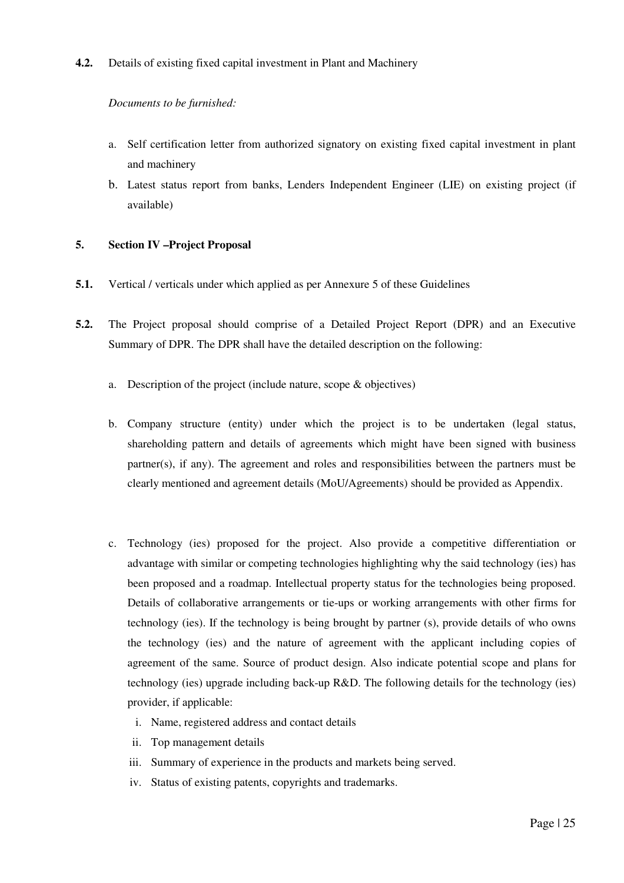**4.2.** Details of existing fixed capital investment in Plant and Machinery

*Documents to be furnished:*

a. Self certification letter from authorized signatory on existing fixed capital investment in plant and machinery
b. Latest status report from banks, Lenders Independent Engineer (LIE) on existing project (if available)

## 5. Section IV –Project Proposal

**5.1.** Vertical / verticals under which applied as per Annexure 5 of these Guidelines

**5.2.** The Project proposal should comprise of a Detailed Project Report (DPR) and an Executive Summary of DPR. The DPR shall have the detailed description on the following:

a. Description of the project (include nature, scope & objectives)

b. Company structure (entity) under which the project is to be undertaken (legal status, shareholding pattern and details of agreements which might have been signed with business partner(s), if any). The agreement and roles and responsibilities between the partners must be clearly mentioned and agreement details (MoU/Agreements) should be provided as Appendix.

c. Technology (ies) proposed for the project. Also provide a competitive differentiation or advantage with similar or competing technologies highlighting why the said technology (ies) has been proposed and a roadmap. Intellectual property status for the technologies being proposed. Details of collaborative arrangements or tie-ups or working arrangements with other firms for technology (ies). If the technology is being brought by partner (s), provide details of who owns the technology (ies) and the nature of agreement with the applicant including copies of agreement of the same. Source of product design. Also indicate potential scope and plans for technology (ies) upgrade including back-up R&D. The following details for the technology (ies) provider, if applicable:
   i. Name, registered address and contact details
   ii. Top management details
   iii. Summary of experience in the products and markets being served.
   iv. Status of existing patents, copyrights and trademarks.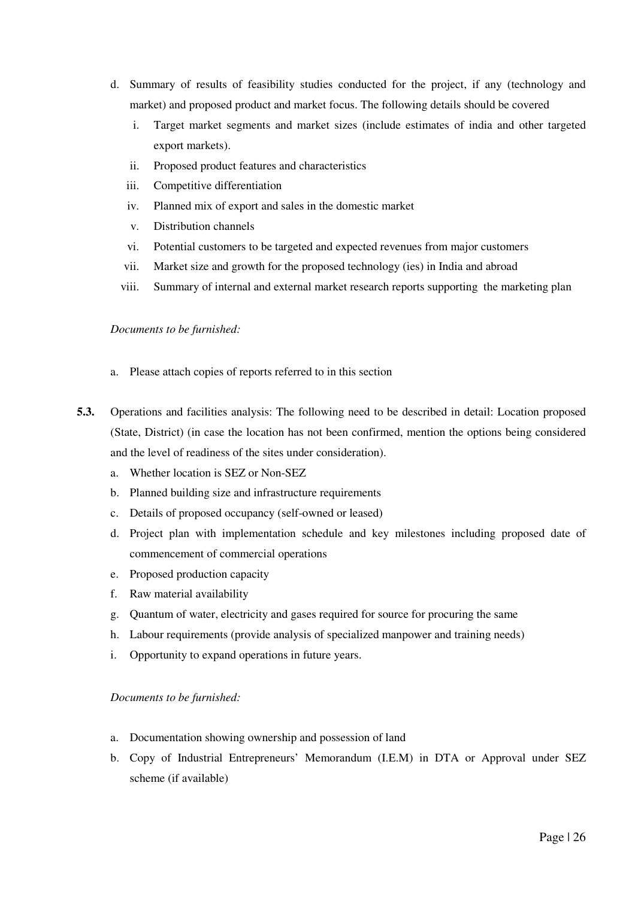d. Summary of results of feasibility studies conducted for the project, if any (technology and market) and proposed product and market focus. The following details should be covered

   i. Target market segments and market sizes (include estimates of india and other targeted export markets).
   ii. Proposed product features and characteristics
   iii. Competitive differentiation
   iv. Planned mix of export and sales in the domestic market
   v. Distribution channels
   vi. Potential customers to be targeted and expected revenues from major customers
   vii. Market size and growth for the proposed technology (ies) in India and abroad
   viii. Summary of internal and external market research reports supporting the marketing plan

*Documents to be furnished:*

a. Please attach copies of reports referred to in this section

**5.3.** Operations and facilities analysis: The following need to be described in detail: Location proposed (State, District) (in case the location has not been confirmed, mention the options being considered and the level of readiness of the sites under consideration).

a. Whether location is SEZ or Non-SEZ
b. Planned building size and infrastructure requirements
c. Details of proposed occupancy (self-owned or leased)
d. Project plan with implementation schedule and key milestones including proposed date of commencement of commercial operations
e. Proposed production capacity
f. Raw material availability
g. Quantum of water, electricity and gases required for source for procuring the same
h. Labour requirements (provide analysis of specialized manpower and training needs)
i. Opportunity to expand operations in future years.

*Documents to be furnished:*

a. Documentation showing ownership and possession of land
b. Copy of Industrial Entrepreneurs' Memorandum (I.E.M) in DTA or Approval under SEZ scheme (if available)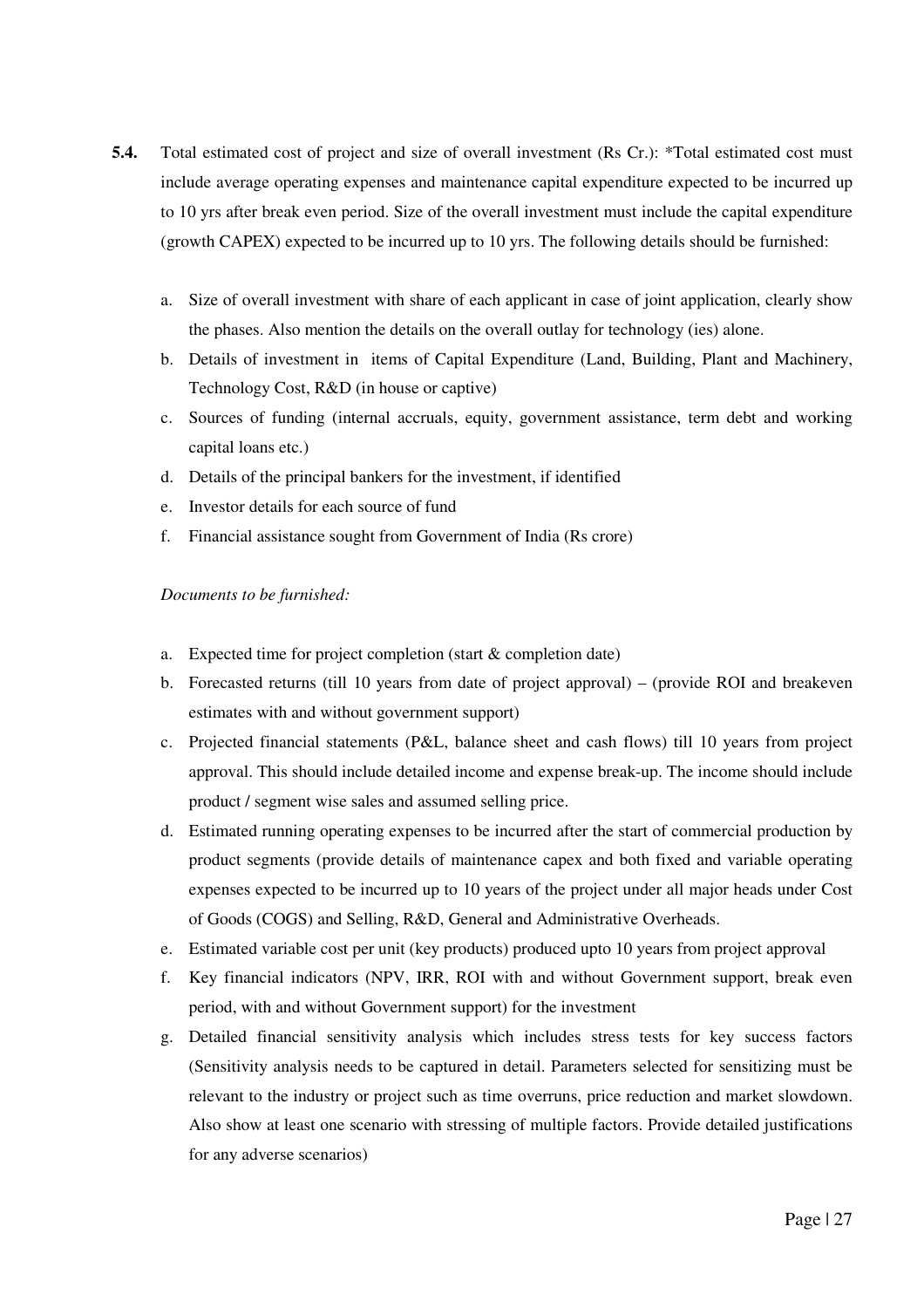**5.4.** Total estimated cost of project and size of overall investment (Rs Cr.): *Total estimated cost must include average operating expenses and maintenance capital expenditure expected to be incurred up to 10 yrs after break even period. Size of the overall investment must include the capital expenditure (growth CAPEX) expected to be incurred up to 10 yrs. The following details should be furnished:

a. Size of overall investment with share of each applicant in case of joint application, clearly show the phases. Also mention the details on the overall outlay for technology (ies) alone.
b. Details of investment in items of Capital Expenditure (Land, Building, Plant and Machinery, Technology Cost, R&D (in house or captive)
c. Sources of funding (internal accruals, equity, government assistance, term debt and working capital loans etc.)
d. Details of the principal bankers for the investment, if identified
e. Investor details for each source of fund
f. Financial assistance sought from Government of India (Rs crore)

*Documents to be furnished:*

a. Expected time for project completion (start & completion date)
b. Forecasted returns (till 10 years from date of project approval) – (provide ROI and breakeven estimates with and without government support)
c. Projected financial statements (P&L, balance sheet and cash flows) till 10 years from project approval. This should include detailed income and expense break-up. The income should include product / segment wise sales and assumed selling price.
d. Estimated running operating expenses to be incurred after the start of commercial production by product segments (provide details of maintenance capex and both fixed and variable operating expenses expected to be incurred up to 10 years of the project under all major heads under Cost of Goods (COGS) and Selling, R&D, General and Administrative Overheads.
e. Estimated variable cost per unit (key products) produced upto 10 years from project approval
f. Key financial indicators (NPV, IRR, ROI with and without Government support, break even period, with and without Government support) for the investment
g. Detailed financial sensitivity analysis which includes stress tests for key success factors (Sensitivity analysis needs to be captured in detail. Parameters selected for sensitizing must be relevant to the industry or project such as time overruns, price reduction and market slowdown. Also show at least one scenario with stressing of multiple factors. Provide detailed justifications for any adverse scenarios)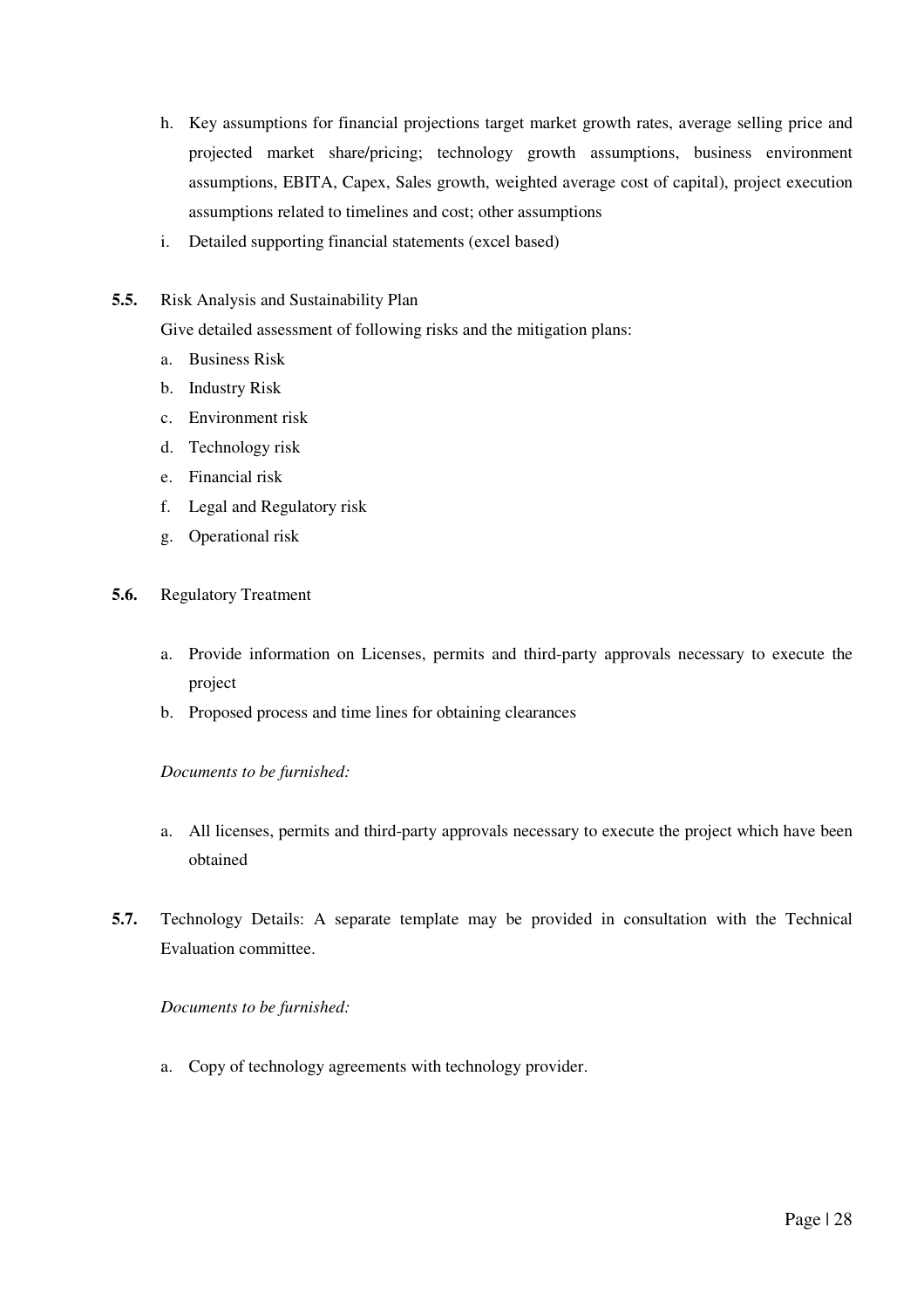h. Key assumptions for financial projections target market growth rates, average selling price and projected market share/pricing; technology growth assumptions, business environment assumptions, EBITA, Capex, Sales growth, weighted average cost of capital), project execution assumptions related to timelines and cost; other assumptions
i. Detailed supporting financial statements (excel based)

**5.5.** Risk Analysis and Sustainability Plan

Give detailed assessment of following risks and the mitigation plans:

a. Business Risk
b. Industry Risk
c. Environment risk
d. Technology risk
e. Financial risk
f. Legal and Regulatory risk
g. Operational risk

**5.6.** Regulatory Treatment

a. Provide information on Licenses, permits and third-party approvals necessary to execute the project
b. Proposed process and time lines for obtaining clearances

*Documents to be furnished:*

a. All licenses, permits and third-party approvals necessary to execute the project which have been obtained

**5.7.** Technology Details: A separate template may be provided in consultation with the Technical Evaluation committee.

*Documents to be furnished:*

a. Copy of technology agreements with technology provider.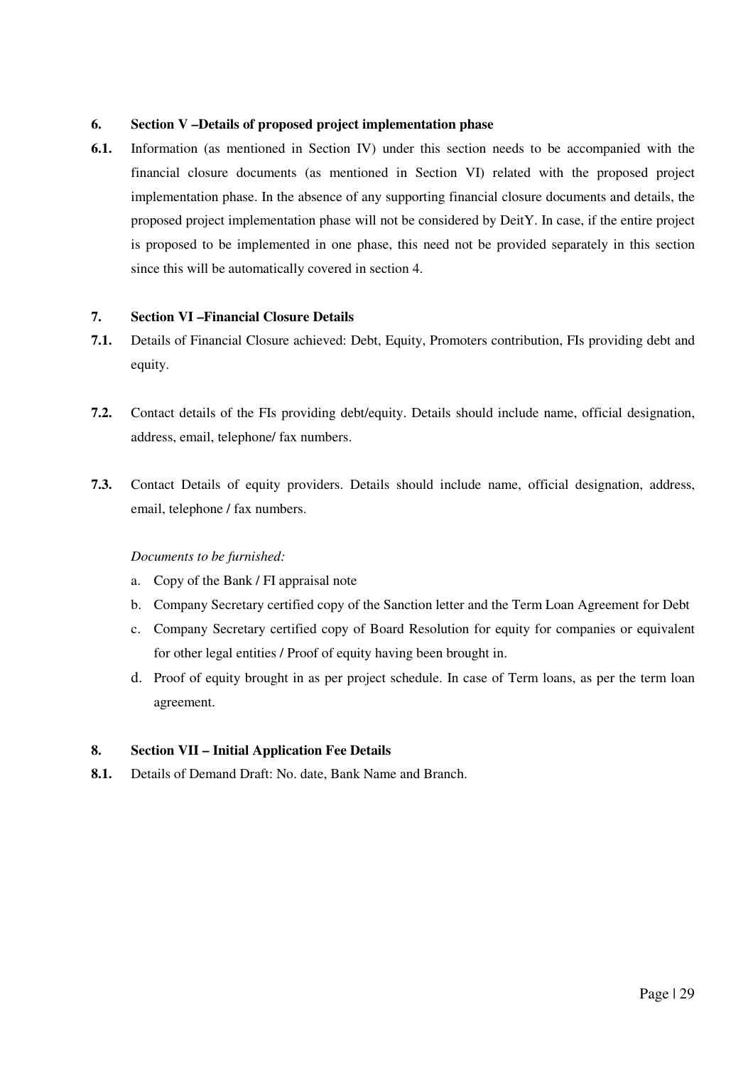**6. Section V –Details of proposed project implementation phase**

**6.1.** Information (as mentioned in Section IV) under this section needs to be accompanied with the financial closure documents (as mentioned in Section VI) related with the proposed project implementation phase. In the absence of any supporting financial closure documents and details, the proposed project implementation phase will not be considered by DeitY. In case, if the entire project is proposed to be implemented in one phase, this need not be provided separately in this section since this will be automatically covered in section 4.

**7. Section VI –Financial Closure Details**

**7.1.** Details of Financial Closure achieved: Debt, Equity, Promoters contribution, FIs providing debt and equity.

**7.2.** Contact details of the FIs providing debt/equity. Details should include name, official designation, address, email, telephone/ fax numbers.

**7.3.** Contact Details of equity providers. Details should include name, official designation, address, email, telephone / fax numbers.

*Documents to be furnished:*

a. Copy of the Bank / FI appraisal note
b. Company Secretary certified copy of the Sanction letter and the Term Loan Agreement for Debt
c. Company Secretary certified copy of Board Resolution for equity for companies or equivalent for other legal entities / Proof of equity having been brought in.
d. Proof of equity brought in as per project schedule. In case of Term loans, as per the term loan agreement.

**8. Section VII – Initial Application Fee Details**

**8.1.** Details of Demand Draft: No. date, Bank Name and Branch.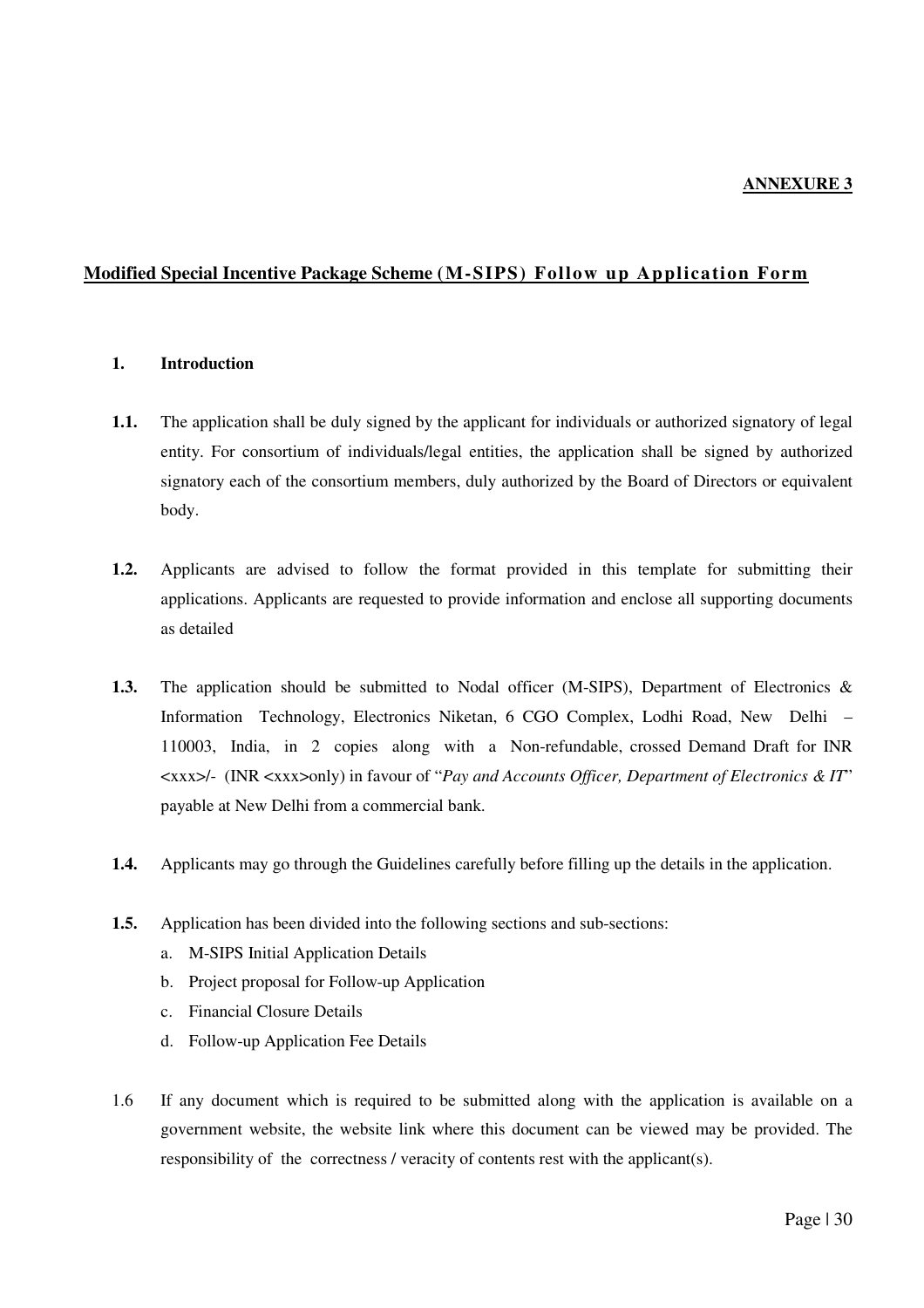**ANNEXURE 3**

## Modified Special Incentive Package Scheme (M-SIPS) Follow up Application Form

### 1. Introduction

**1.1.** The application shall be duly signed by the applicant for individuals or authorized signatory of legal entity. For consortium of individuals/legal entities, the application shall be signed by authorized signatory each of the consortium members, duly authorized by the Board of Directors or equivalent body.

**1.2.** Applicants are advised to follow the format provided in this template for submitting their applications. Applicants are requested to provide information and enclose all supporting documents as detailed

**1.3.** The application should be submitted to Nodal officer (M-SIPS), Department of Electronics & Information Technology, Electronics Niketan, 6 CGO Complex, Lodhi Road, New Delhi – 110003, India, in 2 copies along with a Non-refundable, crossed Demand Draft for INR <xxx>/- (INR <xxx>only) in favour of "*Pay and Accounts Officer, Department of Electronics & IT*" payable at New Delhi from a commercial bank.

**1.4.** Applicants may go through the Guidelines carefully before filling up the details in the application.

**1.5.** Application has been divided into the following sections and sub-sections:

a. M-SIPS Initial Application Details
b. Project proposal for Follow-up Application
c. Financial Closure Details
d. Follow-up Application Fee Details

1.6 If any document which is required to be submitted along with the application is available on a government website, the website link where this document can be viewed may be provided. The responsibility of the correctness / veracity of contents rest with the applicant(s).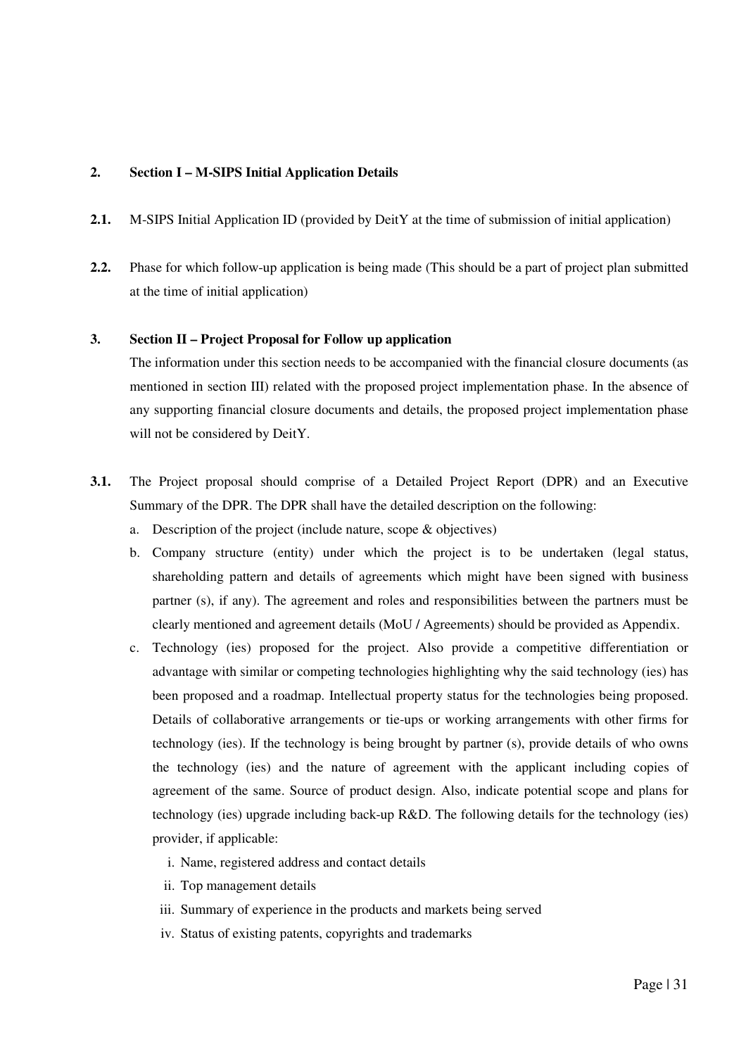## 2. Section I – M-SIPS Initial Application Details

**2.1.** M-SIPS Initial Application ID (provided by DeitY at the time of submission of initial application)

**2.2.** Phase for which follow-up application is being made (This should be a part of project plan submitted at the time of initial application)

## 3. Section II – Project Proposal for Follow up application

The information under this section needs to be accompanied with the financial closure documents (as mentioned in section III) related with the proposed project implementation phase. In the absence of any supporting financial closure documents and details, the proposed project implementation phase will not be considered by DeitY.

**3.1.** The Project proposal should comprise of a Detailed Project Report (DPR) and an Executive Summary of the DPR. The DPR shall have the detailed description on the following:

a. Description of the project (include nature, scope & objectives)

b. Company structure (entity) under which the project is to be undertaken (legal status, shareholding pattern and details of agreements which might have been signed with business partner (s), if any). The agreement and roles and responsibilities between the partners must be clearly mentioned and agreement details (MoU / Agreements) should be provided as Appendix.

c. Technology (ies) proposed for the project. Also provide a competitive differentiation or advantage with similar or competing technologies highlighting why the said technology (ies) has been proposed and a roadmap. Intellectual property status for the technologies being proposed. Details of collaborative arrangements or tie-ups or working arrangements with other firms for technology (ies). If the technology is being brought by partner (s), provide details of who owns the technology (ies) and the nature of agreement with the applicant including copies of agreement of the same. Source of product design. Also, indicate potential scope and plans for technology (ies) upgrade including back-up R&D. The following details for the technology (ies) provider, if applicable:

   i. Name, registered address and contact details
   ii. Top management details
   iii. Summary of experience in the products and markets being served
   iv. Status of existing patents, copyrights and trademarks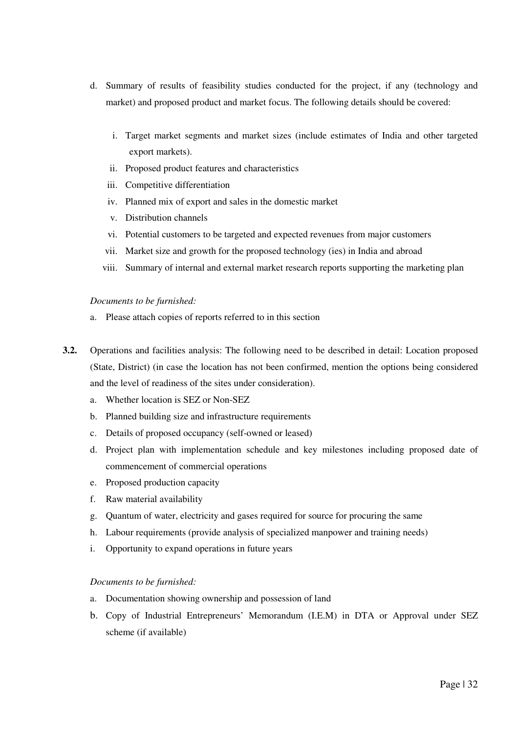d. Summary of results of feasibility studies conducted for the project, if any (technology and market) and proposed product and market focus. The following details should be covered:

    i. Target market segments and market sizes (include estimates of India and other targeted export markets).
    ii. Proposed product features and characteristics
    iii. Competitive differentiation
    iv. Planned mix of export and sales in the domestic market
    v. Distribution channels
    vi. Potential customers to be targeted and expected revenues from major customers
    vii. Market size and growth for the proposed technology (ies) in India and abroad
    viii. Summary of internal and external market research reports supporting the marketing plan

*Documents to be furnished:*

a. Please attach copies of reports referred to in this section

**3.2.** Operations and facilities analysis: The following need to be described in detail: Location proposed (State, District) (in case the location has not been confirmed, mention the options being considered and the level of readiness of the sites under consideration).

a. Whether location is SEZ or Non-SEZ
b. Planned building size and infrastructure requirements
c. Details of proposed occupancy (self-owned or leased)
d. Project plan with implementation schedule and key milestones including proposed date of commencement of commercial operations
e. Proposed production capacity
f. Raw material availability
g. Quantum of water, electricity and gases required for source for procuring the same
h. Labour requirements (provide analysis of specialized manpower and training needs)
i. Opportunity to expand operations in future years

*Documents to be furnished:*

a. Documentation showing ownership and possession of land
b. Copy of Industrial Entrepreneurs' Memorandum (I.E.M) in DTA or Approval under SEZ scheme (if available)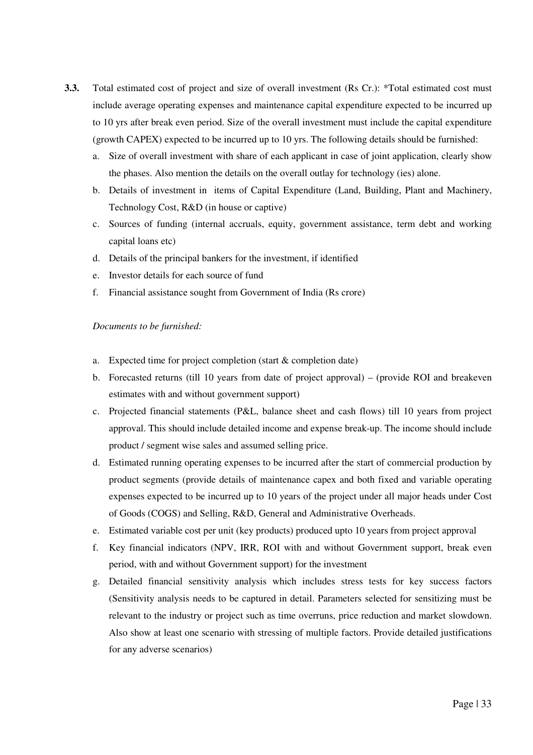**3.3.** Total estimated cost of project and size of overall investment (Rs Cr.): *Total estimated cost must include average operating expenses and maintenance capital expenditure expected to be incurred up to 10 yrs after break even period. Size of the overall investment must include the capital expenditure (growth CAPEX) expected to be incurred up to 10 yrs. The following details should be furnished:

a. Size of overall investment with share of each applicant in case of joint application, clearly show the phases. Also mention the details on the overall outlay for technology (ies) alone.
b. Details of investment in items of Capital Expenditure (Land, Building, Plant and Machinery, Technology Cost, R&D (in house or captive)
c. Sources of funding (internal accruals, equity, government assistance, term debt and working capital loans etc)
d. Details of the principal bankers for the investment, if identified
e. Investor details for each source of fund
f. Financial assistance sought from Government of India (Rs crore)

*Documents to be furnished:*

a. Expected time for project completion (start & completion date)
b. Forecasted returns (till 10 years from date of project approval) – (provide ROI and breakeven estimates with and without government support)
c. Projected financial statements (P&L, balance sheet and cash flows) till 10 years from project approval. This should include detailed income and expense break-up. The income should include product / segment wise sales and assumed selling price.
d. Estimated running operating expenses to be incurred after the start of commercial production by product segments (provide details of maintenance capex and both fixed and variable operating expenses expected to be incurred up to 10 years of the project under all major heads under Cost of Goods (COGS) and Selling, R&D, General and Administrative Overheads.
e. Estimated variable cost per unit (key products) produced upto 10 years from project approval
f. Key financial indicators (NPV, IRR, ROI with and without Government support, break even period, with and without Government support) for the investment
g. Detailed financial sensitivity analysis which includes stress tests for key success factors (Sensitivity analysis needs to be captured in detail. Parameters selected for sensitizing must be relevant to the industry or project such as time overruns, price reduction and market slowdown. Also show at least one scenario with stressing of multiple factors. Provide detailed justifications for any adverse scenarios)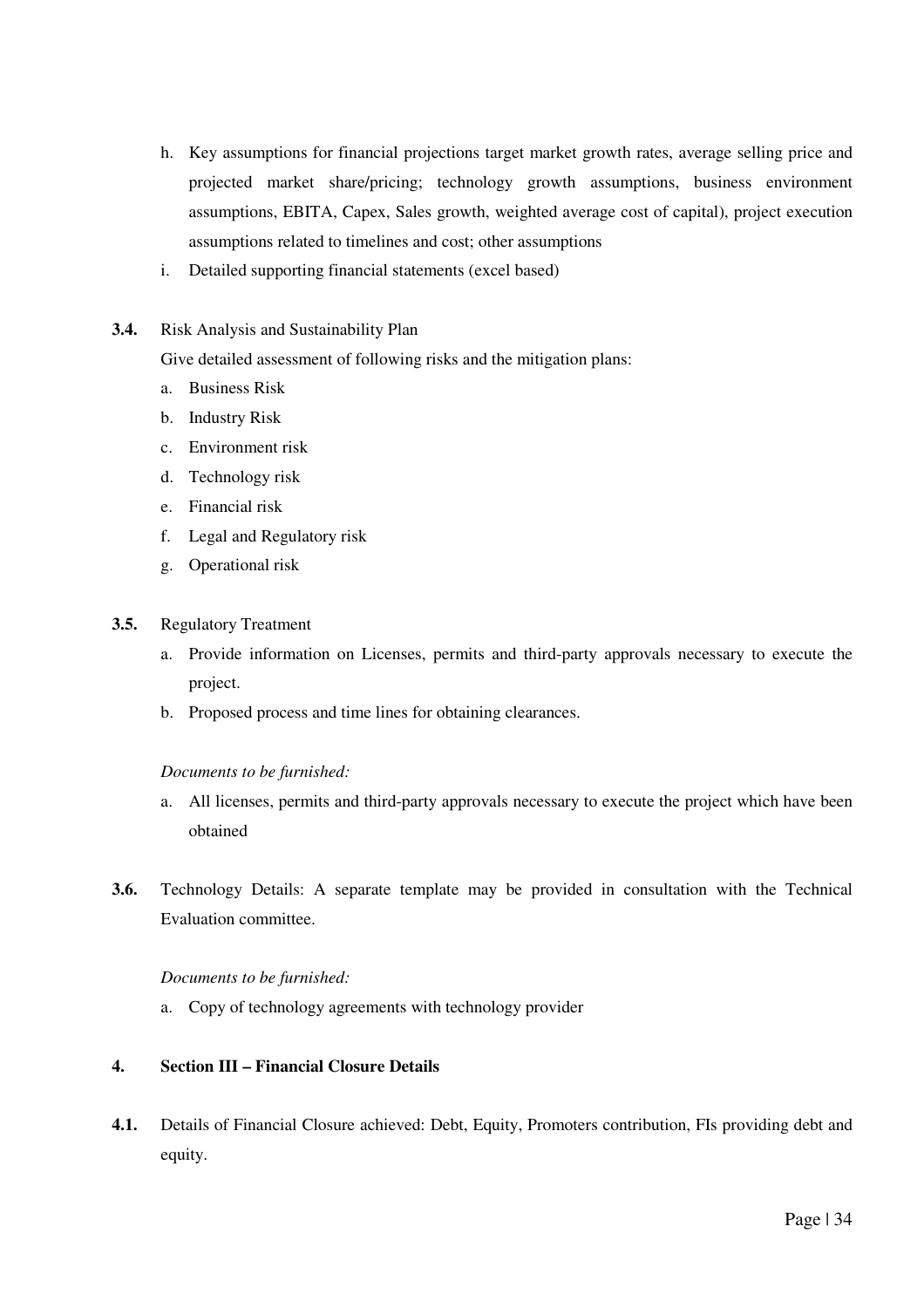h. Key assumptions for financial projections target market growth rates, average selling price and projected market share/pricing; technology growth assumptions, business environment assumptions, EBITA, Capex, Sales growth, weighted average cost of capital), project execution assumptions related to timelines and cost; other assumptions
i. Detailed supporting financial statements (excel based)

**3.4.** Risk Analysis and Sustainability Plan

Give detailed assessment of following risks and the mitigation plans:

a. Business Risk
b. Industry Risk
c. Environment risk
d. Technology risk
e. Financial risk
f. Legal and Regulatory risk
g. Operational risk

**3.5.** Regulatory Treatment

a. Provide information on Licenses, permits and third-party approvals necessary to execute the project.
b. Proposed process and time lines for obtaining clearances.

*Documents to be furnished:*

a. All licenses, permits and third-party approvals necessary to execute the project which have been obtained

**3.6.** Technology Details: A separate template may be provided in consultation with the Technical Evaluation committee.

*Documents to be furnished:*

a. Copy of technology agreements with technology provider

**4. Section III – Financial Closure Details**

**4.1.** Details of Financial Closure achieved: Debt, Equity, Promoters contribution, FIs providing debt and equity.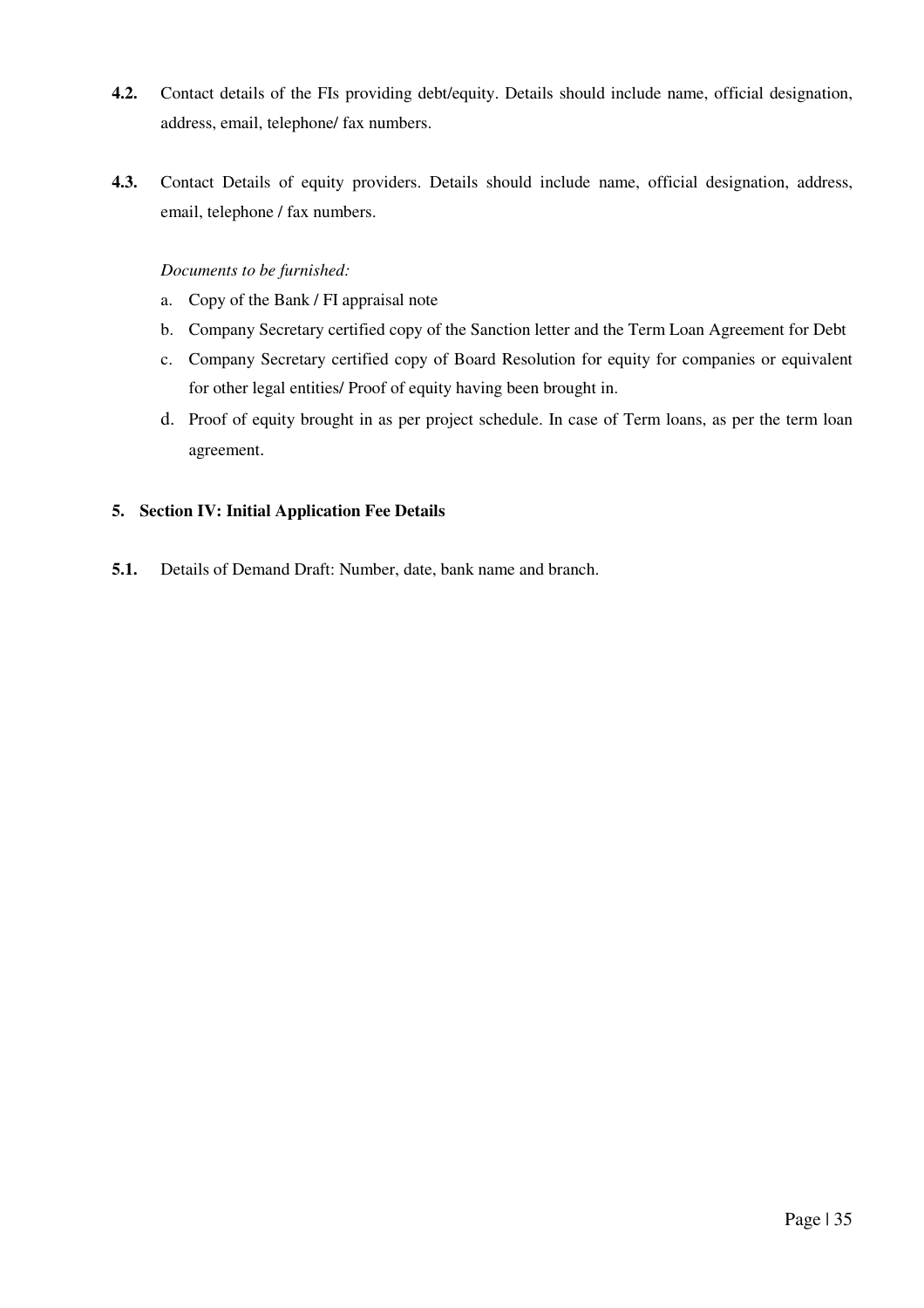**4.2.** Contact details of the FIs providing debt/equity. Details should include name, official designation, address, email, telephone/ fax numbers.

**4.3.** Contact Details of equity providers. Details should include name, official designation, address, email, telephone / fax numbers.

*Documents to be furnished:*

a. Copy of the Bank / FI appraisal note
b. Company Secretary certified copy of the Sanction letter and the Term Loan Agreement for Debt
c. Company Secretary certified copy of Board Resolution for equity for companies or equivalent for other legal entities/ Proof of equity having been brought in.
d. Proof of equity brought in as per project schedule. In case of Term loans, as per the term loan agreement.

## 5. Section IV: Initial Application Fee Details

**5.1.** Details of Demand Draft: Number, date, bank name and branch.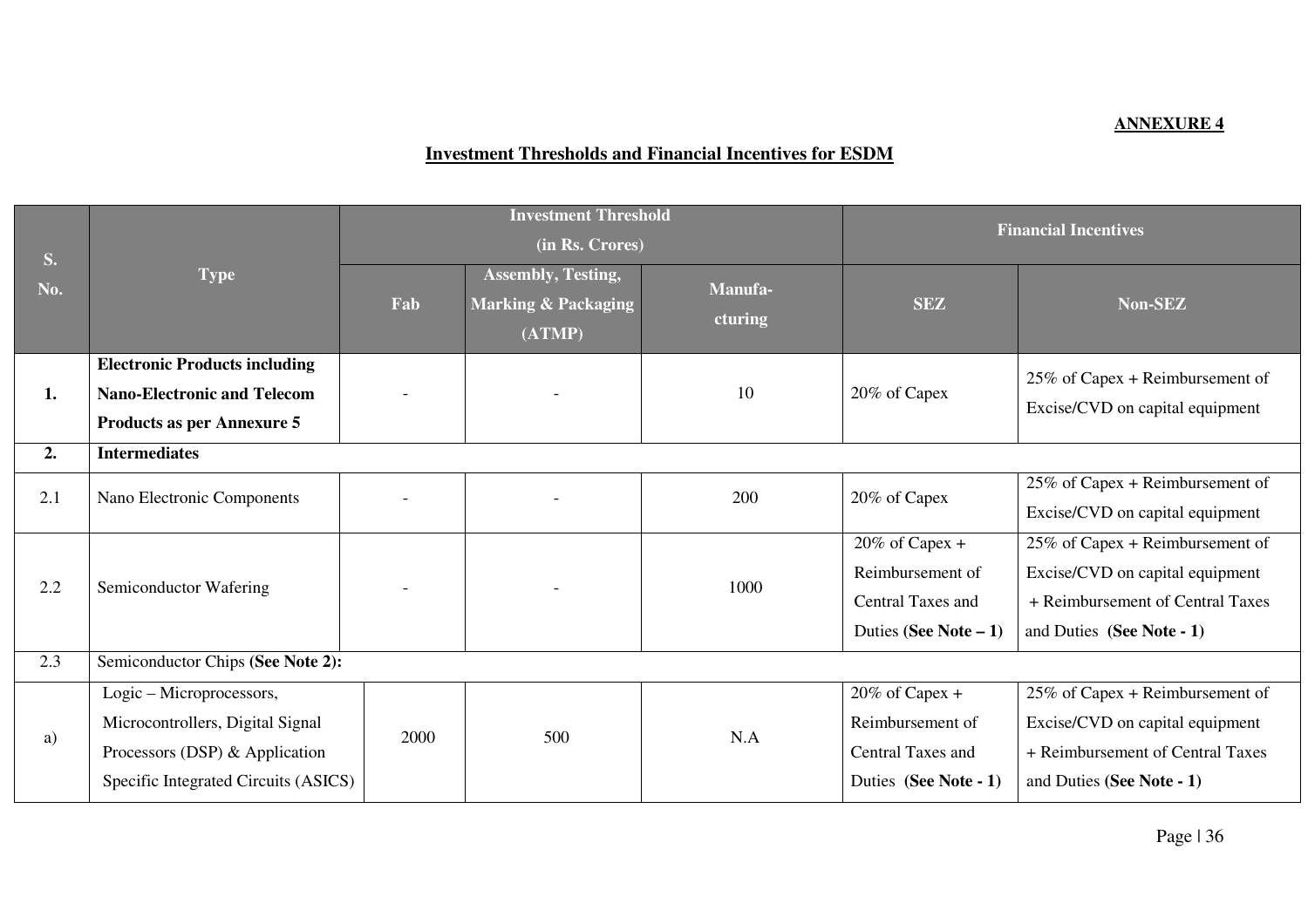**ANNEXURE 4**

## Investment Thresholds and Financial Incentives for ESDM

| S. No. | Type | Investment Threshold (in Rs. Crores) | | | Financial Incentives | |
|---|---|---|---|---|---|---|
| | | Fab | Assembly, Testing, Marking & Packaging (ATMP) | Manufa-cturing | SEZ | Non-SEZ |
| 1. | **Electronic Products including Nano-Electronic and Telecom Products as per Annexure 5** | - | - | 10 | 20% of Capex | 25% of Capex + Reimbursement of Excise/CVD on capital equipment |
| 2. | **Intermediates** | | | | | |
| 2.1 | Nano Electronic Components | - | - | 200 | 20% of Capex | 25% of Capex + Reimbursement of Excise/CVD on capital equipment |
| 2.2 | Semiconductor Wafering | - | - | 1000 | 20% of Capex + Reimbursement of Central Taxes and Duties **(See Note – 1)** | 25% of Capex + Reimbursement of Excise/CVD on capital equipment + Reimbursement of Central Taxes and Duties **(See Note - 1)** |
| 2.3 | Semiconductor Chips **(See Note 2):** | | | | | |
| a) | Logic – Microprocessors, Microcontrollers, Digital Signal Processors (DSP) & Application Specific Integrated Circuits (ASICS) | 2000 | 500 | N.A | 20% of Capex + Reimbursement of Central Taxes and Duties **(See Note - 1)** | 25% of Capex + Reimbursement of Excise/CVD on capital equipment + Reimbursement of Central Taxes and Duties **(See Note - 1)** |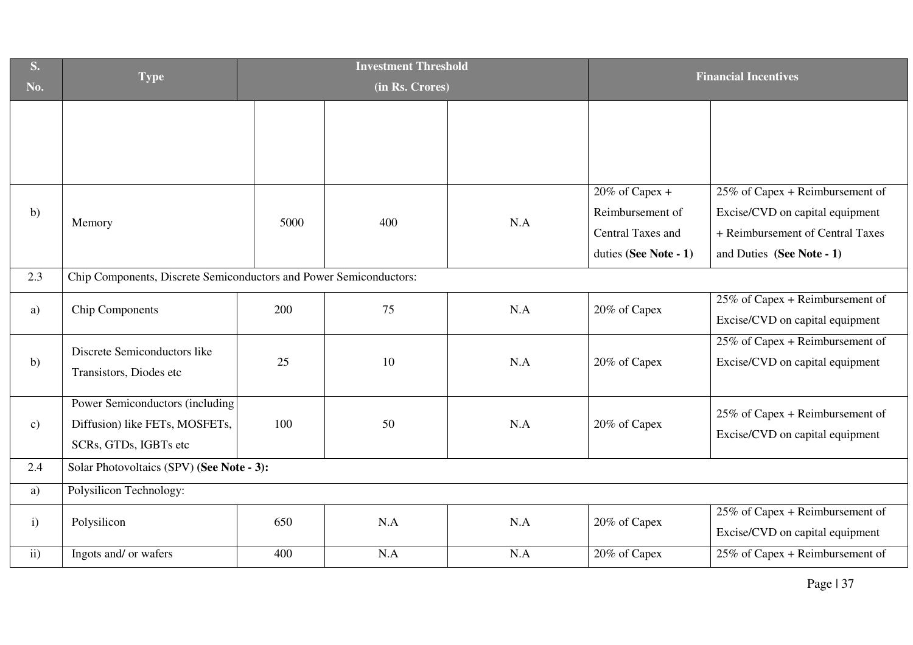| S. No. | Type | Investment Threshold (in Rs. Crores) | | | Financial Incentives | |
|---|---|---|---|---|---|---|
| | | | | | | |
| b) | Memory | 5000 | 400 | N.A | 20% of Capex + Reimbursement of Central Taxes and duties **(See Note - 1)** | 25% of Capex + Reimbursement of Excise/CVD on capital equipment + Reimbursement of Central Taxes and Duties **(See Note - 1)** |
| 2.3 | Chip Components, Discrete Semiconductors and Power Semiconductors: | | | | | |
| a) | Chip Components | 200 | 75 | N.A | 20% of Capex | 25% of Capex + Reimbursement of Excise/CVD on capital equipment |
| b) | Discrete Semiconductors like Transistors, Diodes etc | 25 | 10 | N.A | 20% of Capex | 25% of Capex + Reimbursement of Excise/CVD on capital equipment |
| c) | Power Semiconductors (including Diffusion) like FETs, MOSFETs, SCRs, GTDs, IGBTs etc | 100 | 50 | N.A | 20% of Capex | 25% of Capex + Reimbursement of Excise/CVD on capital equipment |
| 2.4 | Solar Photovoltaics (SPV) **(See Note - 3):** | | | | | |
| a) | Polysilicon Technology: | | | | | |
| i) | Polysilicon | 650 | N.A | N.A | 20% of Capex | 25% of Capex + Reimbursement of Excise/CVD on capital equipment |
| ii) | Ingots and/ or wafers | 400 | N.A | N.A | 20% of Capex | 25% of Capex + Reimbursement of |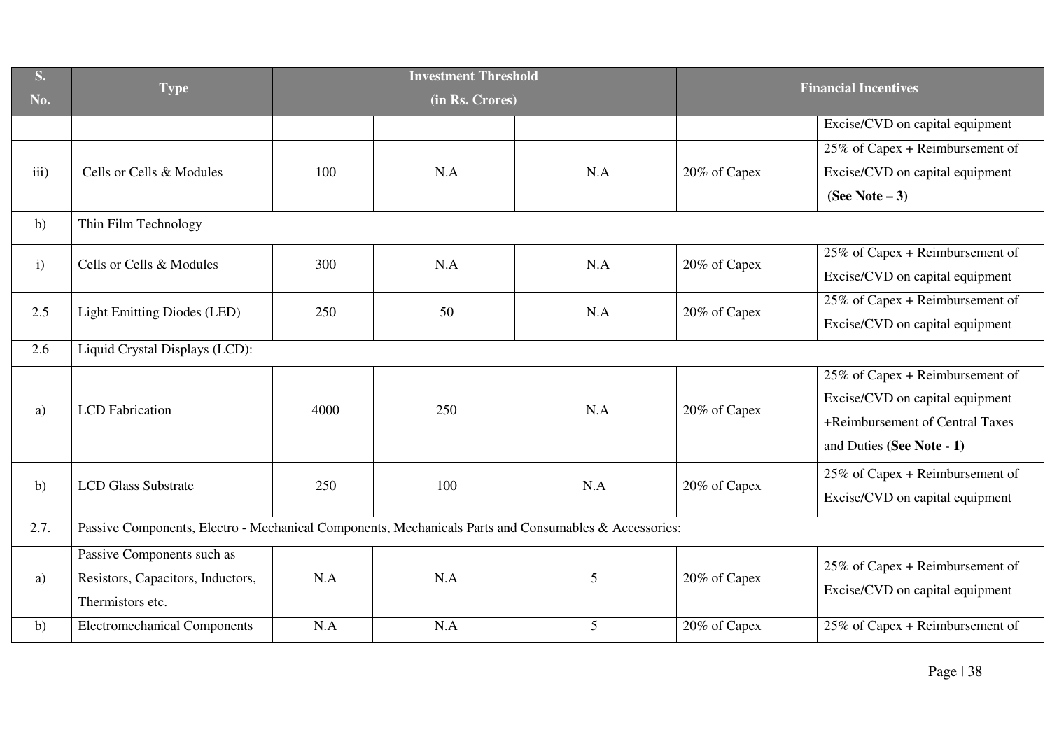| S. No. | Type | Investment Threshold (in Rs. Crores) | | | Financial Incentives | |
|---|---|---|---|---|---|---|
| | | | | | | Excise/CVD on capital equipment |
| iii) | Cells or Cells & Modules | 100 | N.A | N.A | 20% of Capex | 25% of Capex + Reimbursement of Excise/CVD on capital equipment **(See Note – 3)** |
| b) | Thin Film Technology | | | | | |
| i) | Cells or Cells & Modules | 300 | N.A | N.A | 20% of Capex | 25% of Capex + Reimbursement of Excise/CVD on capital equipment |
| 2.5 | Light Emitting Diodes (LED) | 250 | 50 | N.A | 20% of Capex | 25% of Capex + Reimbursement of Excise/CVD on capital equipment |
| 2.6 | Liquid Crystal Displays (LCD): | | | | | |
| a) | LCD Fabrication | 4000 | 250 | N.A | 20% of Capex | 25% of Capex + Reimbursement of Excise/CVD on capital equipment +Reimbursement of Central Taxes and Duties **(See Note - 1)** |
| b) | LCD Glass Substrate | 250 | 100 | N.A | 20% of Capex | 25% of Capex + Reimbursement of Excise/CVD on capital equipment |
| 2.7. | Passive Components, Electro - Mechanical Components, Mechanicals Parts and Consumables & Accessories: | | | | | |
| a) | Passive Components such as Resistors, Capacitors, Inductors, Thermistors etc. | N.A | N.A | 5 | 20% of Capex | 25% of Capex + Reimbursement of Excise/CVD on capital equipment |
| b) | Electromechanical Components | N.A | N.A | 5 | 20% of Capex | 25% of Capex + Reimbursement of |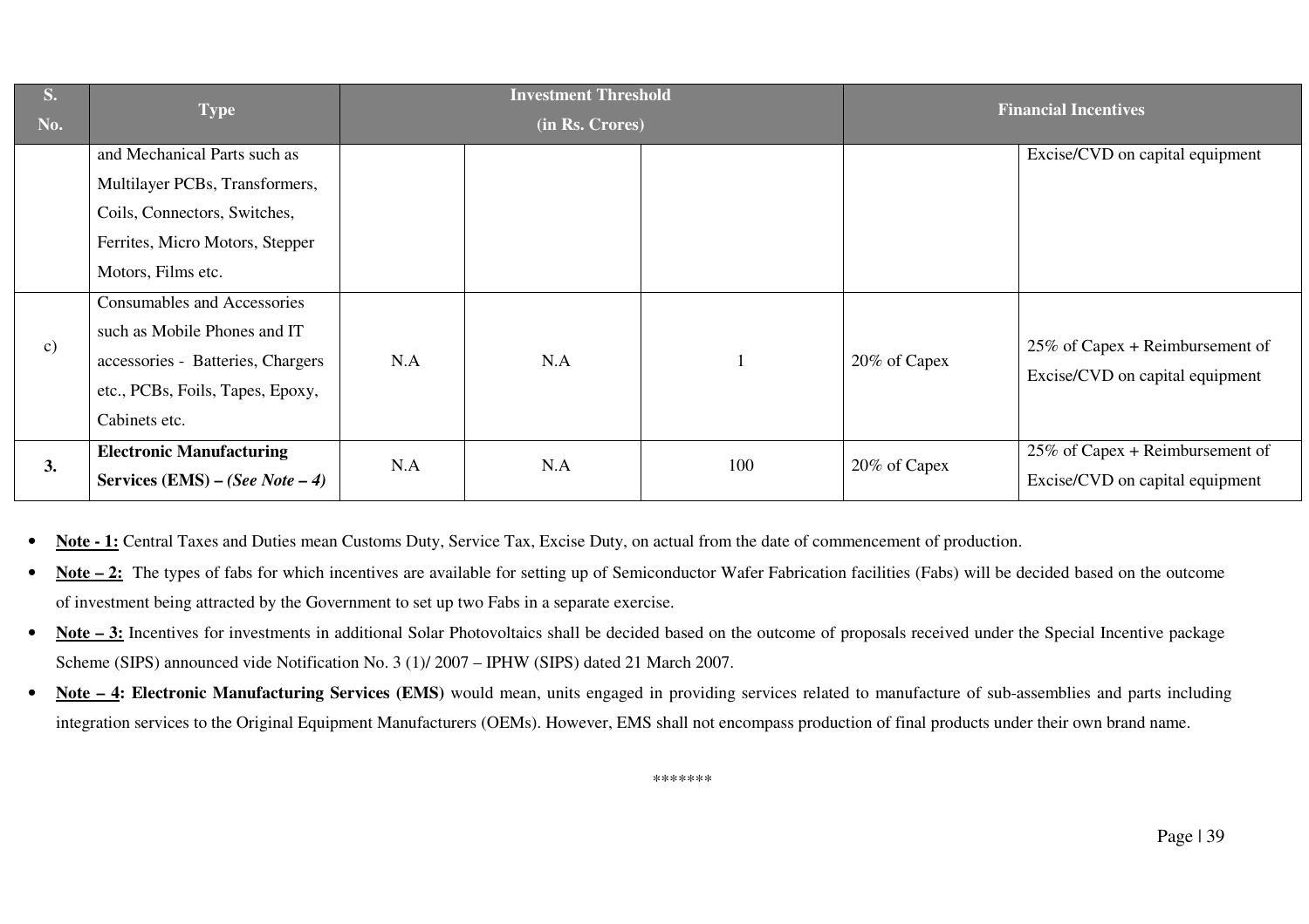| S. No. | Type | Investment Threshold (in Rs. Crores) | | | Financial Incentives | |
|---|---|---|---|---|---|---|
| | and Mechanical Parts such as Multilayer PCBs, Transformers, Coils, Connectors, Switches, Ferrites, Micro Motors, Stepper Motors, Films etc. | | | | | Excise/CVD on capital equipment |
| c) | Consumables and Accessories such as Mobile Phones and IT accessories - Batteries, Chargers etc., PCBs, Foils, Tapes, Epoxy, Cabinets etc. | N.A | N.A | 1 | 20% of Capex | 25% of Capex + Reimbursement of Excise/CVD on capital equipment |
| **3.** | **Electronic Manufacturing Services (EMS) –** ***(See Note – 4)*** | N.A | N.A | 100 | 20% of Capex | 25% of Capex + Reimbursement of Excise/CVD on capital equipment |

- **Note - 1:** Central Taxes and Duties mean Customs Duty, Service Tax, Excise Duty, on actual from the date of commencement of production.
- **Note – 2:** The types of fabs for which incentives are available for setting up of Semiconductor Wafer Fabrication facilities (Fabs) will be decided based on the outcome of investment being attracted by the Government to set up two Fabs in a separate exercise.
- **Note – 3:** Incentives for investments in additional Solar Photovoltaics shall be decided based on the outcome of proposals received under the Special Incentive package Scheme (SIPS) announced vide Notification No. 3 (1)/ 2007 – IPHW (SIPS) dated 21 March 2007.
- **Note – 4: Electronic Manufacturing Services (EMS)** would mean, units engaged in providing services related to manufacture of sub-assemblies and parts including integration services to the Original Equipment Manufacturers (OEMs). However, EMS shall not encompass production of final products under their own brand name.

*******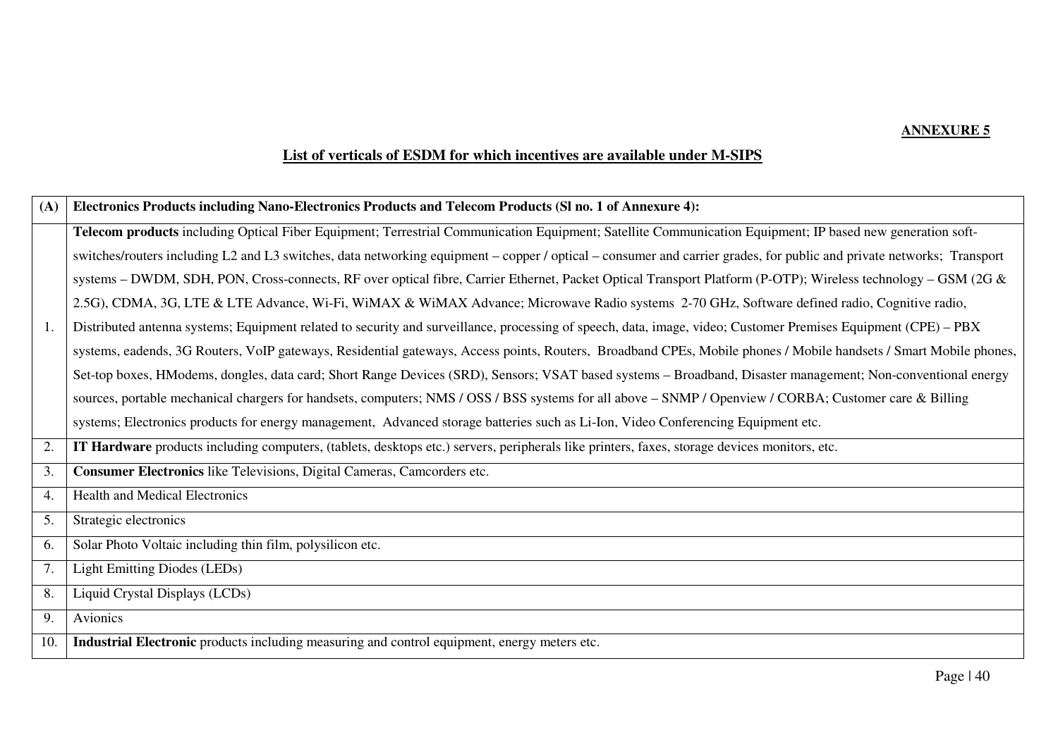**ANNEXURE 5**

## List of verticals of ESDM for which incentives are available under M-SIPS

| (A) | **Electronics Products including Nano-Electronics Products and Telecom Products (Sl no. 1 of Annexure 4):** |
|---|---|
| 1. | **Telecom products** including Optical Fiber Equipment; Terrestrial Communication Equipment; Satellite Communication Equipment; IP based new generation soft-switches/routers including L2 and L3 switches, data networking equipment – copper / optical – consumer and carrier grades, for public and private networks; Transport systems – DWDM, SDH, PON, Cross-connects, RF over optical fibre, Carrier Ethernet, Packet Optical Transport Platform (P-OTP); Wireless technology – GSM (2G & 2.5G), CDMA, 3G, LTE & LTE Advance, Wi-Fi, WiMAX & WiMAX Advance; Microwave Radio systems 2-70 GHz, Software defined radio, Cognitive radio, Distributed antenna systems; Equipment related to security and surveillance, processing of speech, data, image, video; Customer Premises Equipment (CPE) – PBX systems, eadends, 3G Routers, VoIP gateways, Residential gateways, Access points, Routers, Broadband CPEs, Mobile phones / Mobile handsets / Smart Mobile phones, Set-top boxes, HModems, dongles, data card; Short Range Devices (SRD), Sensors; VSAT based systems – Broadband, Disaster management; Non-conventional energy sources, portable mechanical chargers for handsets, computers; NMS / OSS / BSS systems for all above – SNMP / Openview / CORBA; Customer care & Billing systems; Electronics products for energy management, Advanced storage batteries such as Li-Ion, Video Conferencing Equipment etc. |
| 2. | **IT Hardware** products including computers, (tablets, desktops etc.) servers, peripherals like printers, faxes, storage devices monitors, etc. |
| 3. | **Consumer Electronics** like Televisions, Digital Cameras, Camcorders etc. |
| 4. | Health and Medical Electronics |
| 5. | Strategic electronics |
| 6. | Solar Photo Voltaic including thin film, polysilicon etc. |
| 7. | Light Emitting Diodes (LEDs) |
| 8. | Liquid Crystal Displays (LCDs) |
| 9. | Avionics |
| 10. | **Industrial Electronic** products including measuring and control equipment, energy meters etc. |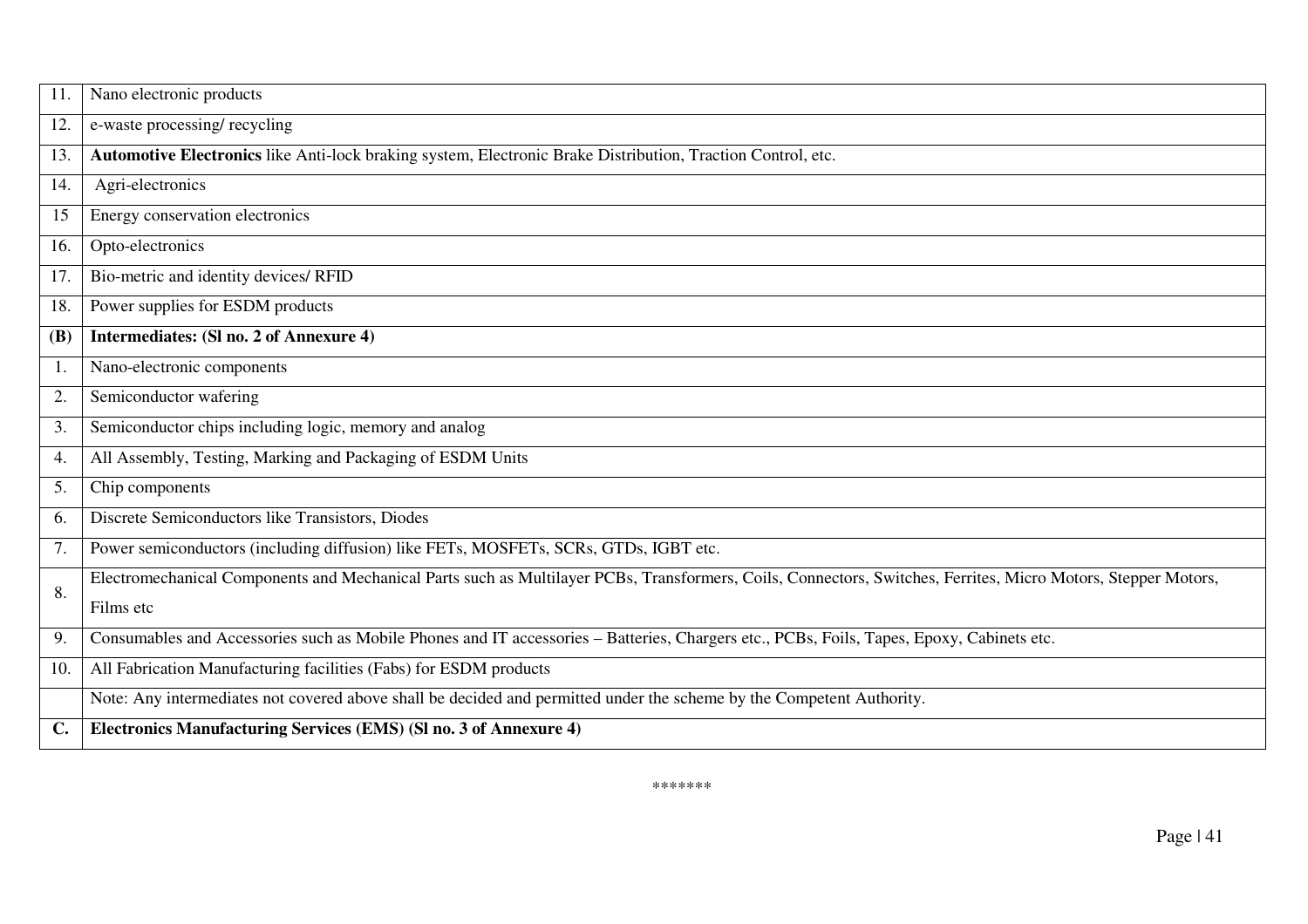| | |
|---|---|
| 11. | Nano electronic products |
| 12. | e-waste processing/ recycling |
| 13. | **Automotive Electronics** like Anti-lock braking system, Electronic Brake Distribution, Traction Control, etc. |
| 14. | Agri-electronics |
| 15 | Energy conservation electronics |
| 16. | Opto-electronics |
| 17. | Bio-metric and identity devices/ RFID |
| 18. | Power supplies for ESDM products |
| **(B)** | **Intermediates: (Sl no. 2 of Annexure 4)** |
| 1. | Nano-electronic components |
| 2. | Semiconductor wafering |
| 3. | Semiconductor chips including logic, memory and analog |
| 4. | All Assembly, Testing, Marking and Packaging of ESDM Units |
| 5. | Chip components |
| 6. | Discrete Semiconductors like Transistors, Diodes |
| 7. | Power semiconductors (including diffusion) like FETs, MOSFETs, SCRs, GTDs, IGBT etc. |
| 8. | Electromechanical Components and Mechanical Parts such as Multilayer PCBs, Transformers, Coils, Connectors, Switches, Ferrites, Micro Motors, Stepper Motors, Films etc |
| 9. | Consumables and Accessories such as Mobile Phones and IT accessories – Batteries, Chargers etc., PCBs, Foils, Tapes, Epoxy, Cabinets etc. |
| 10. | All Fabrication Manufacturing facilities (Fabs) for ESDM products |
| | Note: Any intermediates not covered above shall be decided and permitted under the scheme by the Competent Authority. |
| **C.** | **Electronics Manufacturing Services (EMS) (Sl no. 3 of Annexure 4)** |

*******